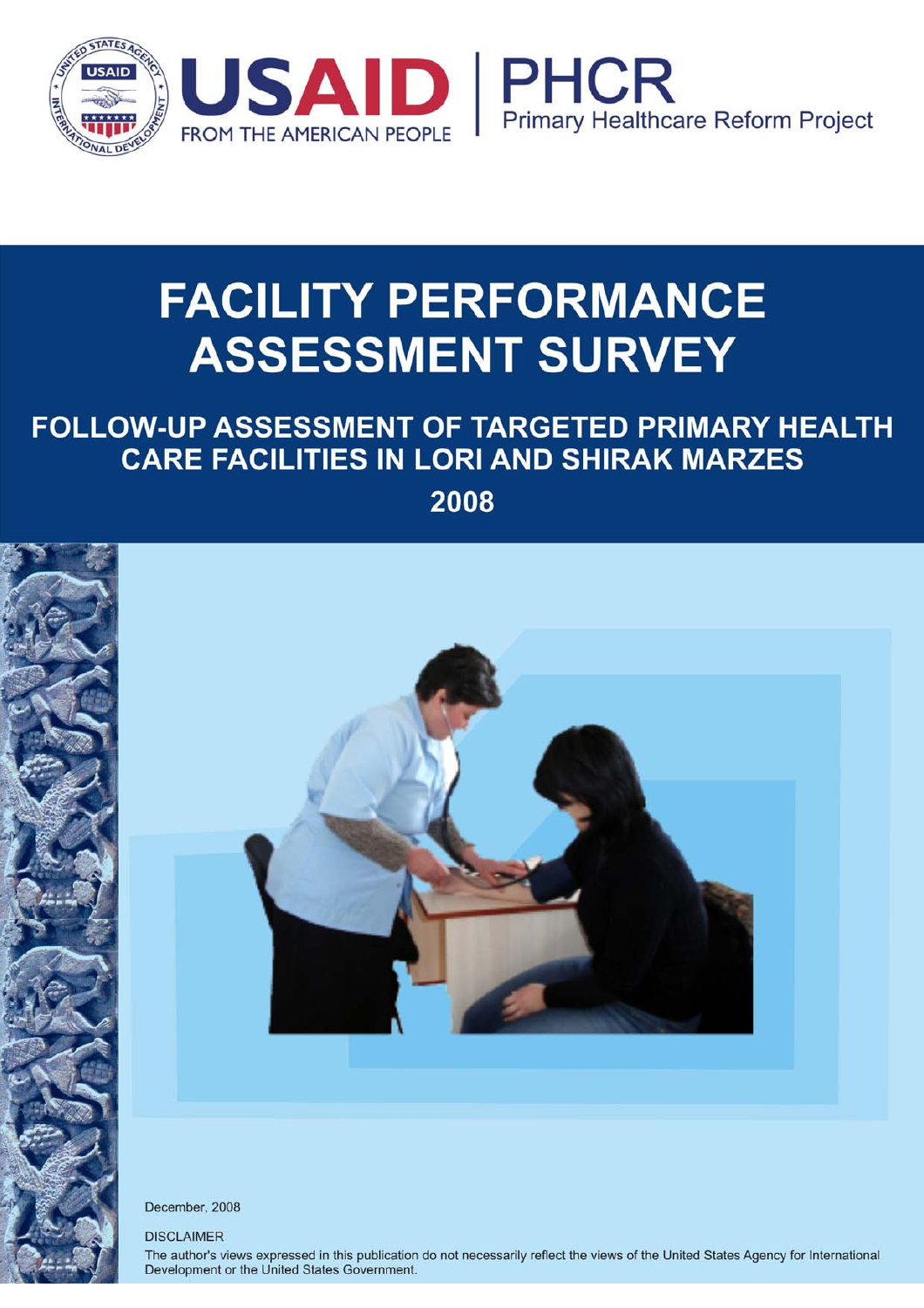USAID FROM THE AMERICAN PEOPLE | PHCR Primary Healthcare Reform Project

# FACILITY PERFORMANCE ASSESSMENT SURVEY

## FOLLOW-UP ASSESSMENT OF TARGETED PRIMARY HEALTH CARE FACILITIES IN LORI AND SHIRAK MARZES

## 2008

December, 2008

DISCLAIMER

The author's views expressed in this publication do not necessarily reflect the views of the United States Agency for International Development or the United States Government.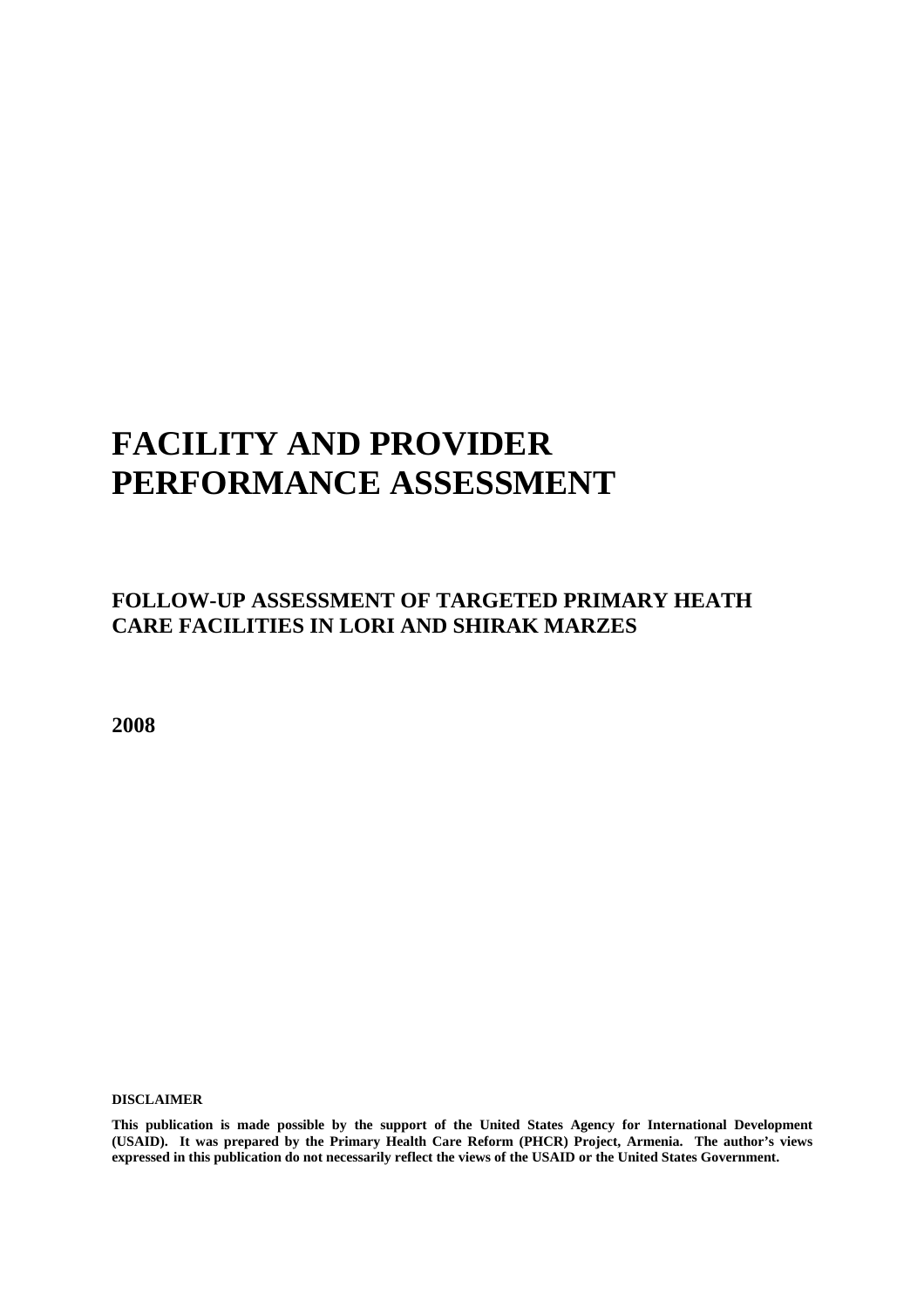# FACILITY AND PROVIDER PERFORMANCE ASSESSMENT

## FOLLOW-UP ASSESSMENT OF TARGETED PRIMARY HEATH CARE FACILITIES IN LORI AND SHIRAK MARZES

**2008**

**DISCLAIMER**

**This publication is made possible by the support of the United States Agency for International Development (USAID). It was prepared by the Primary Health Care Reform (PHCR) Project, Armenia. The author's views expressed in this publication do not necessarily reflect the views of the USAID or the United States Government.**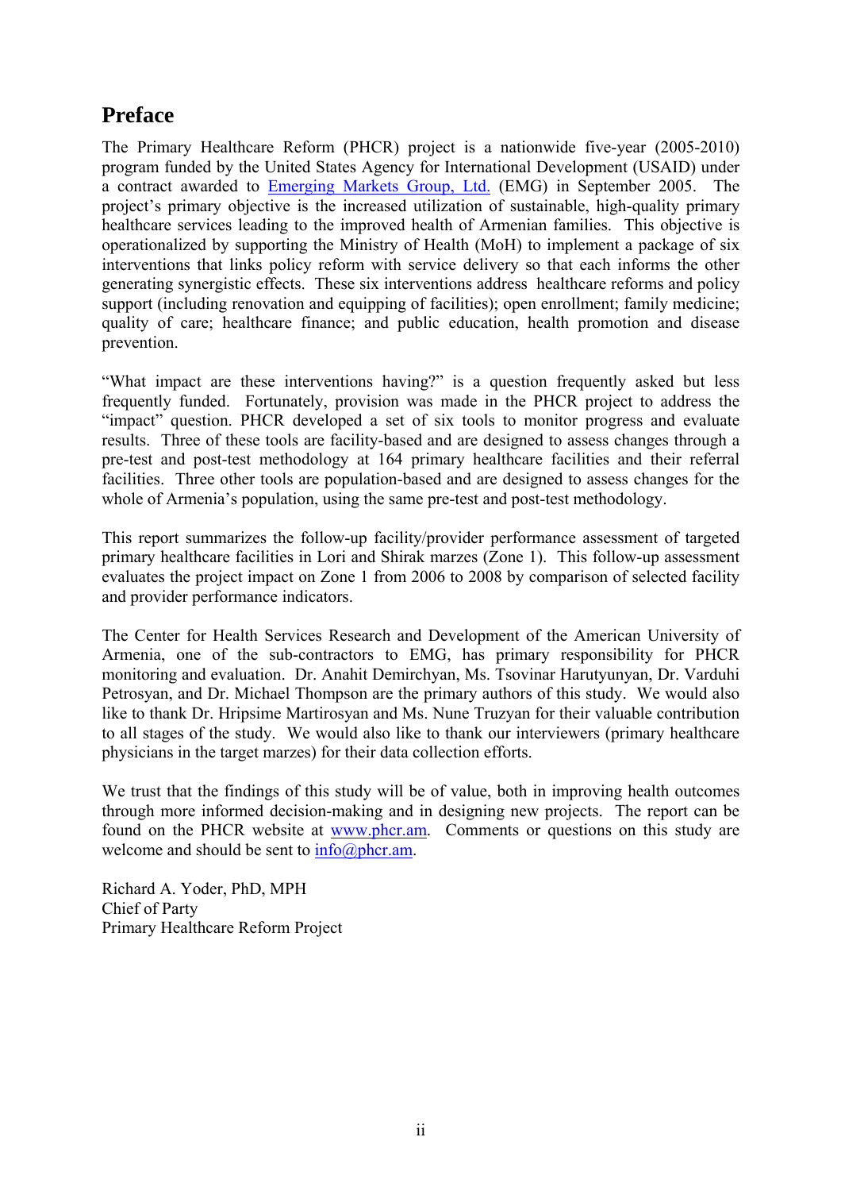## Preface

The Primary Healthcare Reform (PHCR) project is a nationwide five-year (2005-2010) program funded by the United States Agency for International Development (USAID) under a contract awarded to Emerging Markets Group, Ltd. (EMG) in September 2005. The project's primary objective is the increased utilization of sustainable, high-quality primary healthcare services leading to the improved health of Armenian families. This objective is operationalized by supporting the Ministry of Health (MoH) to implement a package of six interventions that links policy reform with service delivery so that each informs the other generating synergistic effects. These six interventions address healthcare reforms and policy support (including renovation and equipping of facilities); open enrollment; family medicine; quality of care; healthcare finance; and public education, health promotion and disease prevention.

"What impact are these interventions having?" is a question frequently asked but less frequently funded. Fortunately, provision was made in the PHCR project to address the "impact" question. PHCR developed a set of six tools to monitor progress and evaluate results. Three of these tools are facility-based and are designed to assess changes through a pre-test and post-test methodology at 164 primary healthcare facilities and their referral facilities. Three other tools are population-based and are designed to assess changes for the whole of Armenia's population, using the same pre-test and post-test methodology.

This report summarizes the follow-up facility/provider performance assessment of targeted primary healthcare facilities in Lori and Shirak marzes (Zone 1). This follow-up assessment evaluates the project impact on Zone 1 from 2006 to 2008 by comparison of selected facility and provider performance indicators.

The Center for Health Services Research and Development of the American University of Armenia, one of the sub-contractors to EMG, has primary responsibility for PHCR monitoring and evaluation. Dr. Anahit Demirchyan, Ms. Tsovinar Harutyunyan, Dr. Varduhi Petrosyan, and Dr. Michael Thompson are the primary authors of this study. We would also like to thank Dr. Hripsime Martirosyan and Ms. Nune Truzyan for their valuable contribution to all stages of the study. We would also like to thank our interviewers (primary healthcare physicians in the target marzes) for their data collection efforts.

We trust that the findings of this study will be of value, both in improving health outcomes through more informed decision-making and in designing new projects. The report can be found on the PHCR website at www.phcr.am. Comments or questions on this study are welcome and should be sent to info@phcr.am.

Richard A. Yoder, PhD, MPH  
Chief of Party  
Primary Healthcare Reform Project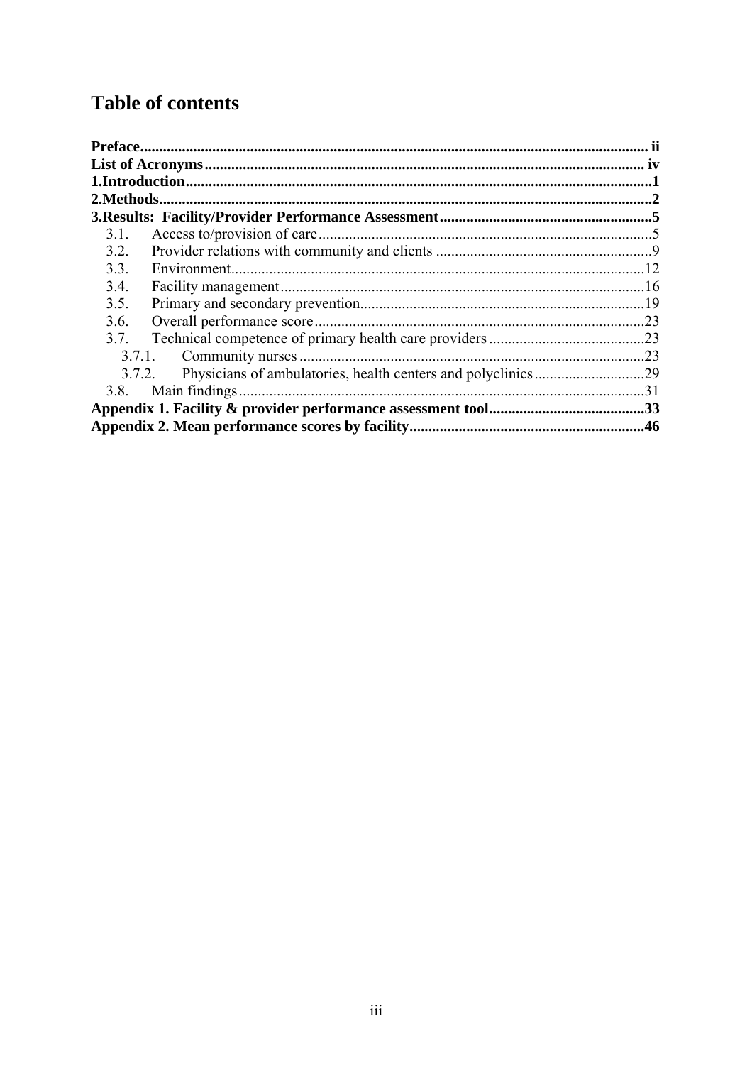# Table of contents

**Preface** ..... ii
**List of Acronyms** ..... iv
**1.Introduction** ..... 1
**2.Methods** ..... 2
**3.Results: Facility/Provider Performance Assessment** ..... 5

- 3.1. Access to/provision of care ..... 5
- 3.2. Provider relations with community and clients ..... 9
- 3.3. Environment ..... 12
- 3.4. Facility management ..... 16
- 3.5. Primary and secondary prevention ..... 19
- 3.6. Overall performance score ..... 23
- 3.7. Technical competence of primary health care providers ..... 23
  - 3.7.1. Community nurses ..... 23
  - 3.7.2. Physicians of ambulatories, health centers and polyclinics ..... 29
- 3.8. Main findings ..... 31

**Appendix 1. Facility & provider performance assessment tool** ..... 33
**Appendix 2. Mean performance scores by facility** ..... 46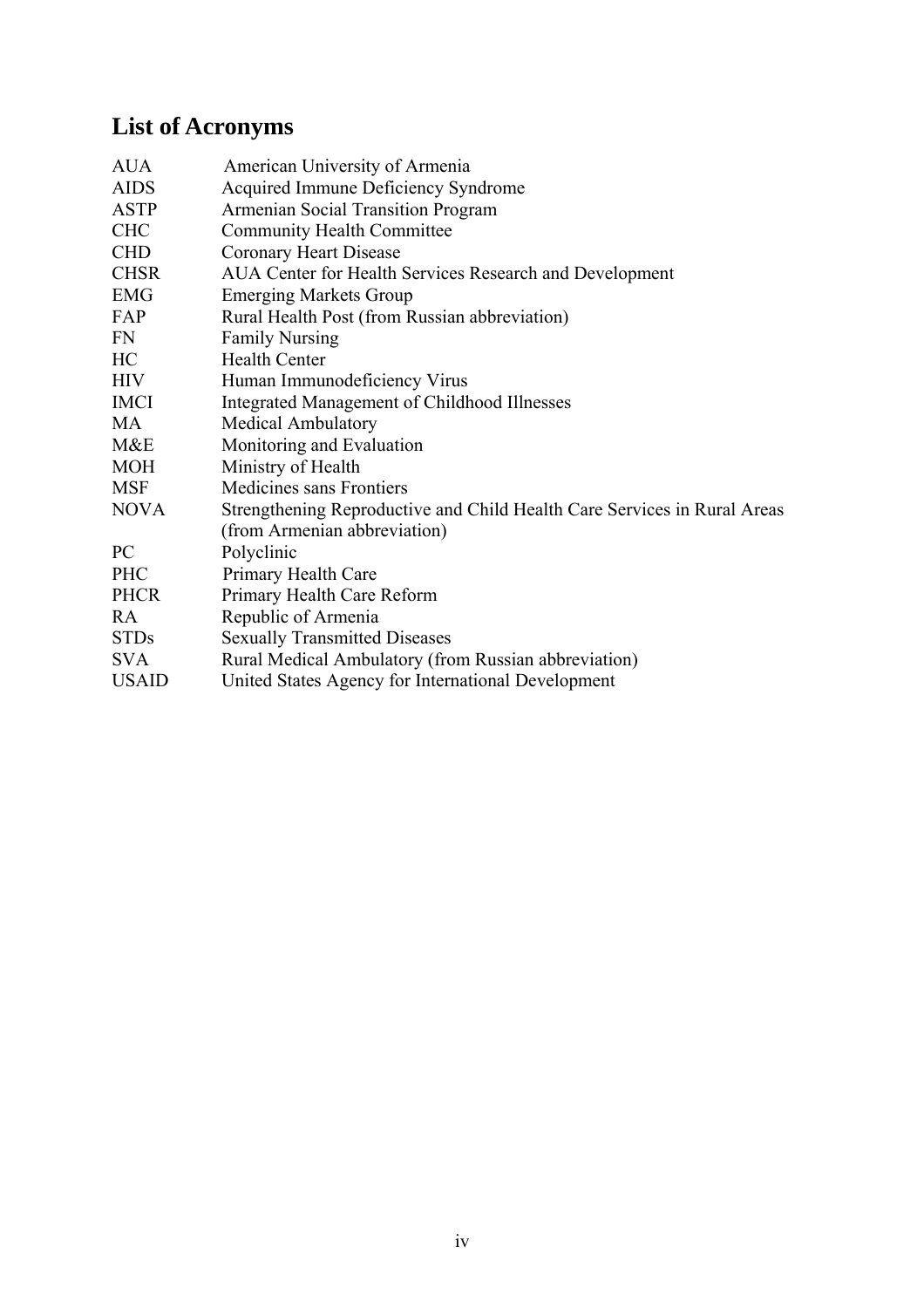## List of Acronyms

| | |
|---|---|
| AUA | American University of Armenia |
| AIDS | Acquired Immune Deficiency Syndrome |
| ASTP | Armenian Social Transition Program |
| CHC | Community Health Committee |
| CHD | Coronary Heart Disease |
| CHSR | AUA Center for Health Services Research and Development |
| EMG | Emerging Markets Group |
| FAP | Rural Health Post (from Russian abbreviation) |
| FN | Family Nursing |
| HC | Health Center |
| HIV | Human Immunodeficiency Virus |
| IMCI | Integrated Management of Childhood Illnesses |
| MA | Medical Ambulatory |
| M&E | Monitoring and Evaluation |
| MOH | Ministry of Health |
| MSF | Medicines sans Frontiers |
| NOVA | Strengthening Reproductive and Child Health Care Services in Rural Areas (from Armenian abbreviation) |
| PC | Polyclinic |
| PHC | Primary Health Care |
| PHCR | Primary Health Care Reform |
| RA | Republic of Armenia |
| STDs | Sexually Transmitted Diseases |
| SVA | Rural Medical Ambulatory (from Russian abbreviation) |
| USAID | United States Agency for International Development |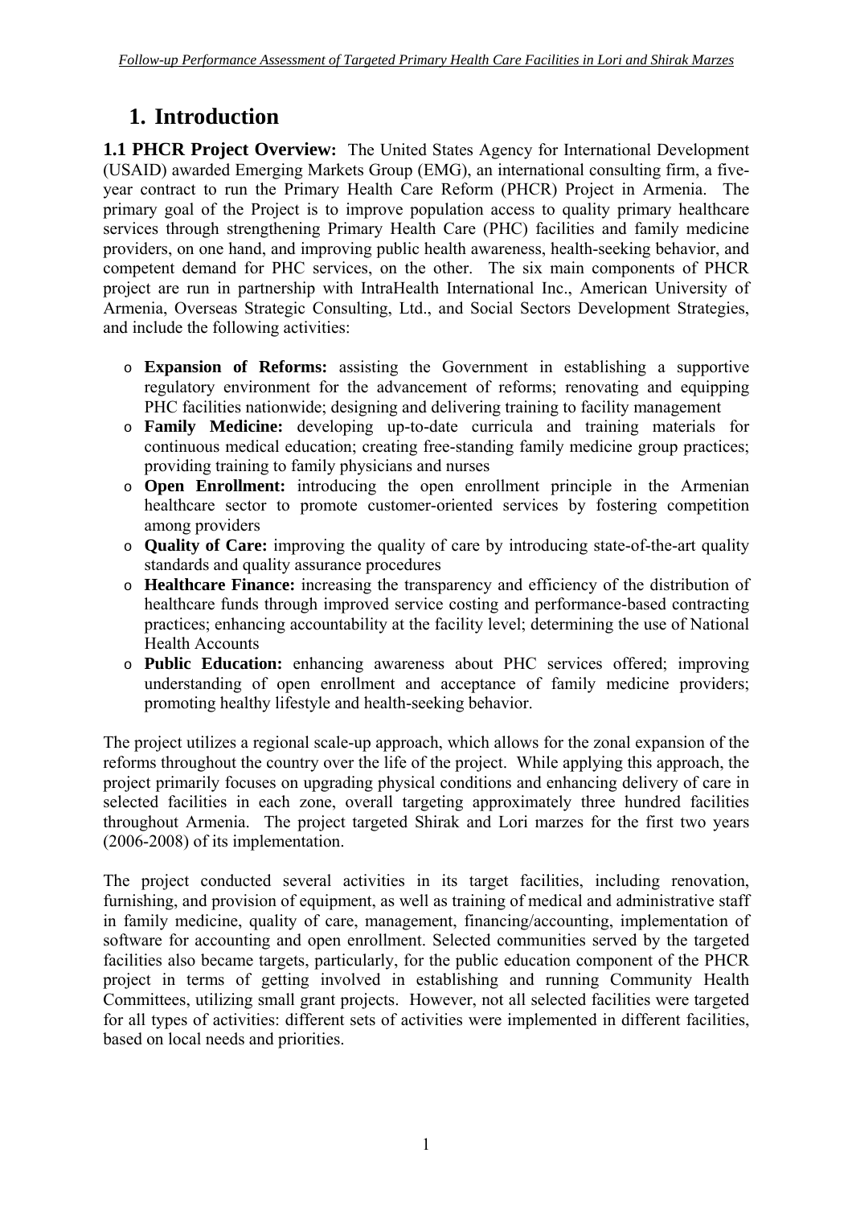# 1. Introduction

**1.1 PHCR Project Overview:** The United States Agency for International Development (USAID) awarded Emerging Markets Group (EMG), an international consulting firm, a five-year contract to run the Primary Health Care Reform (PHCR) Project in Armenia. The primary goal of the Project is to improve population access to quality primary healthcare services through strengthening Primary Health Care (PHC) facilities and family medicine providers, on one hand, and improving public health awareness, health-seeking behavior, and competent demand for PHC services, on the other. The six main components of PHCR project are run in partnership with IntraHealth International Inc., American University of Armenia, Overseas Strategic Consulting, Ltd., and Social Sectors Development Strategies, and include the following activities:

- **Expansion of Reforms:** assisting the Government in establishing a supportive regulatory environment for the advancement of reforms; renovating and equipping PHC facilities nationwide; designing and delivering training to facility management
- **Family Medicine:** developing up-to-date curricula and training materials for continuous medical education; creating free-standing family medicine group practices; providing training to family physicians and nurses
- **Open Enrollment:** introducing the open enrollment principle in the Armenian healthcare sector to promote customer-oriented services by fostering competition among providers
- **Quality of Care:** improving the quality of care by introducing state-of-the-art quality standards and quality assurance procedures
- **Healthcare Finance:** increasing the transparency and efficiency of the distribution of healthcare funds through improved service costing and performance-based contracting practices; enhancing accountability at the facility level; determining the use of National Health Accounts
- **Public Education:** enhancing awareness about PHC services offered; improving understanding of open enrollment and acceptance of family medicine providers; promoting healthy lifestyle and health-seeking behavior.

The project utilizes a regional scale-up approach, which allows for the zonal expansion of the reforms throughout the country over the life of the project. While applying this approach, the project primarily focuses on upgrading physical conditions and enhancing delivery of care in selected facilities in each zone, overall targeting approximately three hundred facilities throughout Armenia. The project targeted Shirak and Lori marzes for the first two years (2006-2008) of its implementation.

The project conducted several activities in its target facilities, including renovation, furnishing, and provision of equipment, as well as training of medical and administrative staff in family medicine, quality of care, management, financing/accounting, implementation of software for accounting and open enrollment. Selected communities served by the targeted facilities also became targets, particularly, for the public education component of the PHCR project in terms of getting involved in establishing and running Community Health Committees, utilizing small grant projects. However, not all selected facilities were targeted for all types of activities: different sets of activities were implemented in different facilities, based on local needs and priorities.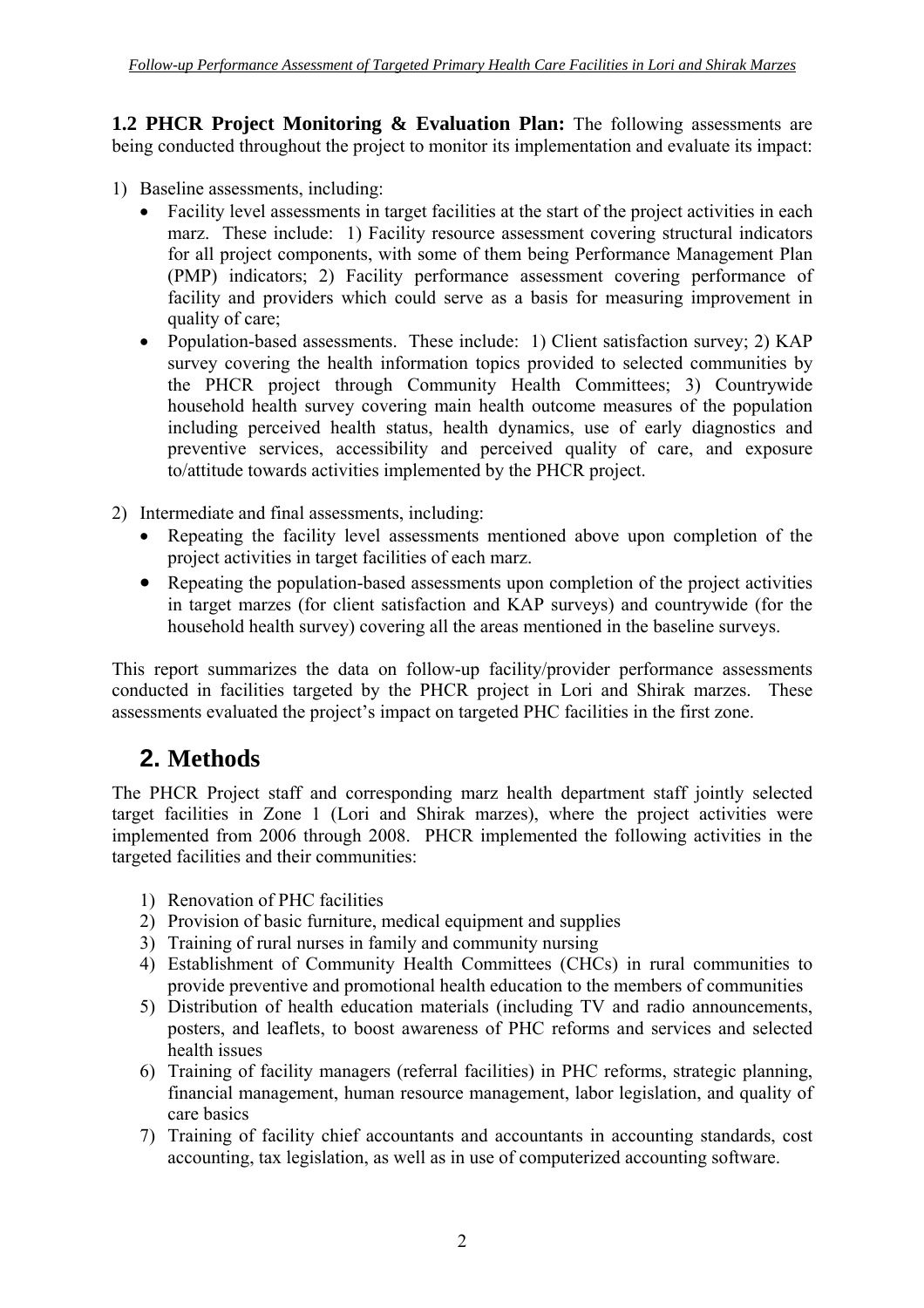**1.2 PHCR Project Monitoring & Evaluation Plan:** The following assessments are being conducted throughout the project to monitor its implementation and evaluate its impact:

1) Baseline assessments, including:
   - Facility level assessments in target facilities at the start of the project activities in each marz. These include: 1) Facility resource assessment covering structural indicators for all project components, with some of them being Performance Management Plan (PMP) indicators; 2) Facility performance assessment covering performance of facility and providers which could serve as a basis for measuring improvement in quality of care;
   - Population-based assessments. These include: 1) Client satisfaction survey; 2) KAP survey covering the health information topics provided to selected communities by the PHCR project through Community Health Committees; 3) Countrywide household health survey covering main health outcome measures of the population including perceived health status, health dynamics, use of early diagnostics and preventive services, accessibility and perceived quality of care, and exposure to/attitude towards activities implemented by the PHCR project.

2) Intermediate and final assessments, including:
   - Repeating the facility level assessments mentioned above upon completion of the project activities in target facilities of each marz.
   - Repeating the population-based assessments upon completion of the project activities in target marzes (for client satisfaction and KAP surveys) and countrywide (for the household health survey) covering all the areas mentioned in the baseline surveys.

This report summarizes the data on follow-up facility/provider performance assessments conducted in facilities targeted by the PHCR project in Lori and Shirak marzes. These assessments evaluated the project's impact on targeted PHC facilities in the first zone.

# 2. Methods

The PHCR Project staff and corresponding marz health department staff jointly selected target facilities in Zone 1 (Lori and Shirak marzes), where the project activities were implemented from 2006 through 2008. PHCR implemented the following activities in the targeted facilities and their communities:

1) Renovation of PHC facilities
2) Provision of basic furniture, medical equipment and supplies
3) Training of rural nurses in family and community nursing
4) Establishment of Community Health Committees (CHCs) in rural communities to provide preventive and promotional health education to the members of communities
5) Distribution of health education materials (including TV and radio announcements, posters, and leaflets, to boost awareness of PHC reforms and services and selected health issues
6) Training of facility managers (referral facilities) in PHC reforms, strategic planning, financial management, human resource management, labor legislation, and quality of care basics
7) Training of facility chief accountants and accountants in accounting standards, cost accounting, tax legislation, as well as in use of computerized accounting software.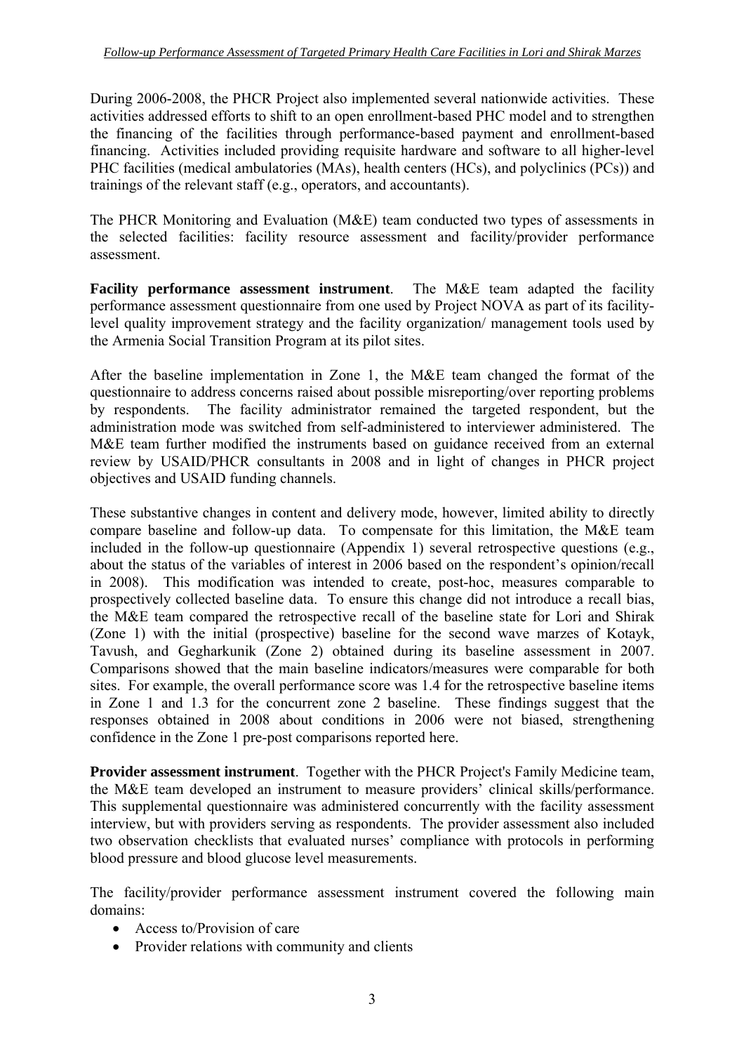During 2006-2008, the PHCR Project also implemented several nationwide activities. These activities addressed efforts to shift to an open enrollment-based PHC model and to strengthen the financing of the facilities through performance-based payment and enrollment-based financing. Activities included providing requisite hardware and software to all higher-level PHC facilities (medical ambulatories (MAs), health centers (HCs), and polyclinics (PCs)) and trainings of the relevant staff (e.g., operators, and accountants).

The PHCR Monitoring and Evaluation (M&E) team conducted two types of assessments in the selected facilities: facility resource assessment and facility/provider performance assessment.

**Facility performance assessment instrument**. The M&E team adapted the facility performance assessment questionnaire from one used by Project NOVA as part of its facility-level quality improvement strategy and the facility organization/ management tools used by the Armenia Social Transition Program at its pilot sites.

After the baseline implementation in Zone 1, the M&E team changed the format of the questionnaire to address concerns raised about possible misreporting/over reporting problems by respondents. The facility administrator remained the targeted respondent, but the administration mode was switched from self-administered to interviewer administered. The M&E team further modified the instruments based on guidance received from an external review by USAID/PHCR consultants in 2008 and in light of changes in PHCR project objectives and USAID funding channels.

These substantive changes in content and delivery mode, however, limited ability to directly compare baseline and follow-up data. To compensate for this limitation, the M&E team included in the follow-up questionnaire (Appendix 1) several retrospective questions (e.g., about the status of the variables of interest in 2006 based on the respondent's opinion/recall in 2008). This modification was intended to create, post-hoc, measures comparable to prospectively collected baseline data. To ensure this change did not introduce a recall bias, the M&E team compared the retrospective recall of the baseline state for Lori and Shirak (Zone 1) with the initial (prospective) baseline for the second wave marzes of Kotayk, Tavush, and Gegharkunik (Zone 2) obtained during its baseline assessment in 2007. Comparisons showed that the main baseline indicators/measures were comparable for both sites. For example, the overall performance score was 1.4 for the retrospective baseline items in Zone 1 and 1.3 for the concurrent zone 2 baseline. These findings suggest that the responses obtained in 2008 about conditions in 2006 were not biased, strengthening confidence in the Zone 1 pre-post comparisons reported here.

**Provider assessment instrument**. Together with the PHCR Project's Family Medicine team, the M&E team developed an instrument to measure providers' clinical skills/performance. This supplemental questionnaire was administered concurrently with the facility assessment interview, but with providers serving as respondents. The provider assessment also included two observation checklists that evaluated nurses' compliance with protocols in performing blood pressure and blood glucose level measurements.

The facility/provider performance assessment instrument covered the following main domains:

- Access to/Provision of care
- Provider relations with community and clients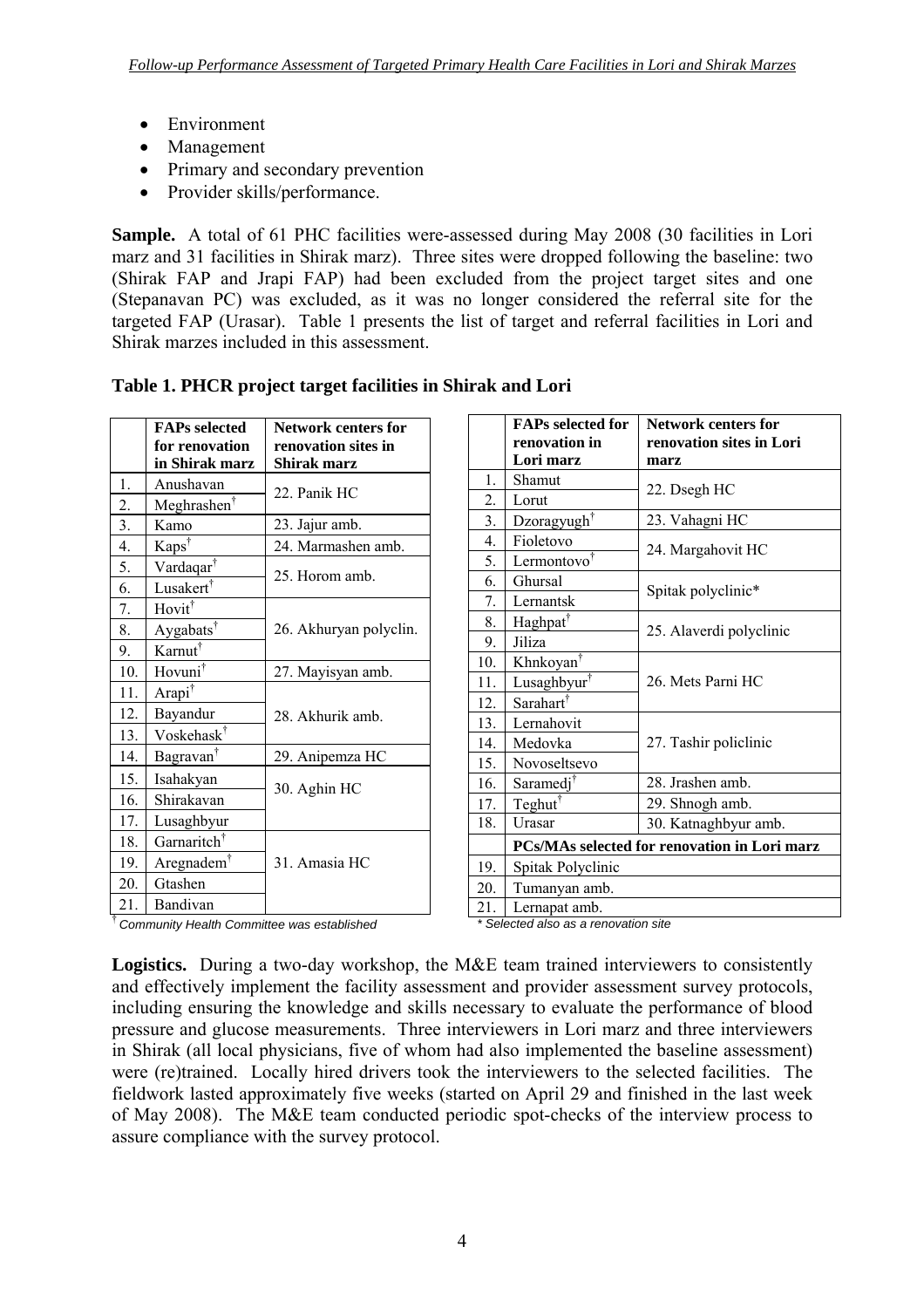- Environment
- Management
- Primary and secondary prevention
- Provider skills/performance.

**Sample.** A total of 61 PHC facilities were-assessed during May 2008 (30 facilities in Lori marz and 31 facilities in Shirak marz). Three sites were dropped following the baseline: two (Shirak FAP and Jrapi FAP) had been excluded from the project target sites and one (Stepanavan PC) was excluded, as it was no longer considered the referral site for the targeted FAP (Urasar). Table 1 presents the list of target and referral facilities in Lori and Shirak marzes included in this assessment.

**Table 1. PHCR project target facilities in Shirak and Lori**

| | FAPs selected for renovation in Shirak marz | Network centers for renovation sites in Shirak marz |
|---|---|---|
| 1. | Anushavan | 22. Panik HC |
| 2. | Meghrashen† | |
| 3. | Kamo | 23. Jajur amb. |
| 4. | Kaps† | 24. Marmashen amb. |
| 5. | Vardaqar† | 25. Horom amb. |
| 6. | Lusakert† | |
| 7. | Hovit† | 26. Akhuryan polyclin. |
| 8. | Aygabats† | |
| 9. | Karnut† | |
| 10. | Hovuni† | 27. Mayisyan amb. |
| 11. | Arapi† | 28. Akhurik amb. |
| 12. | Bayandur | |
| 13. | Voskehask† | |
| 14. | Bagravan† | 29. Anipemza HC |
| 15. | Isahakyan | 30. Aghin HC |
| 16. | Shirakavan | |
| 17. | Lusaghbyur | |
| 18. | Garnaritch† | 31. Amasia HC |
| 19. | Aregnadem† | |
| 20. | Gtashen | |
| 21. | Bandivan | |

† *Community Health Committee was established*

| | FAPs selected for renovation in Lori marz | Network centers for renovation sites in Lori marz |
|---|---|---|
| 1. | Shamut | 22. Dsegh HC |
| 2. | Lorut | |
| 3. | Dzoragyugh† | 23. Vahagni HC |
| 4. | Fioletovo | 24. Margahovit HC |
| 5. | Lermontovo† | |
| 6. | Ghursal | Spitak polyclinic* |
| 7. | Lernantsk | |
| 8. | Haghpat† | 25. Alaverdi polyclinic |
| 9. | Jiliza | |
| 10. | Khnkoyan† | 26. Mets Parni HC |
| 11. | Lusaghbyur† | |
| 12. | Sarahart† | |
| 13. | Lernahovit | 27. Tashir policlinic |
| 14. | Medovka | |
| 15. | Novoseltsevo | |
| 16. | Saramedj† | 28. Jrashen amb. |
| 17. | Teghut† | 29. Shnogh amb. |
| 18. | Urasar | 30. Katnaghbyur amb. |
| | **PCs/MAs selected for renovation in Lori marz** | |
| 19. | Spitak Polyclinic | |
| 20. | Tumanyan amb. | |
| 21. | Lernapat amb. | |

*\* Selected also as a renovation site*

**Logistics.** During a two-day workshop, the M&E team trained interviewers to consistently and effectively implement the facility assessment and provider assessment survey protocols, including ensuring the knowledge and skills necessary to evaluate the performance of blood pressure and glucose measurements. Three interviewers in Lori marz and three interviewers in Shirak (all local physicians, five of whom had also implemented the baseline assessment) were (re)trained. Locally hired drivers took the interviewers to the selected facilities. The fieldwork lasted approximately five weeks (started on April 29 and finished in the last week of May 2008). The M&E team conducted periodic spot-checks of the interview process to assure compliance with the survey protocol.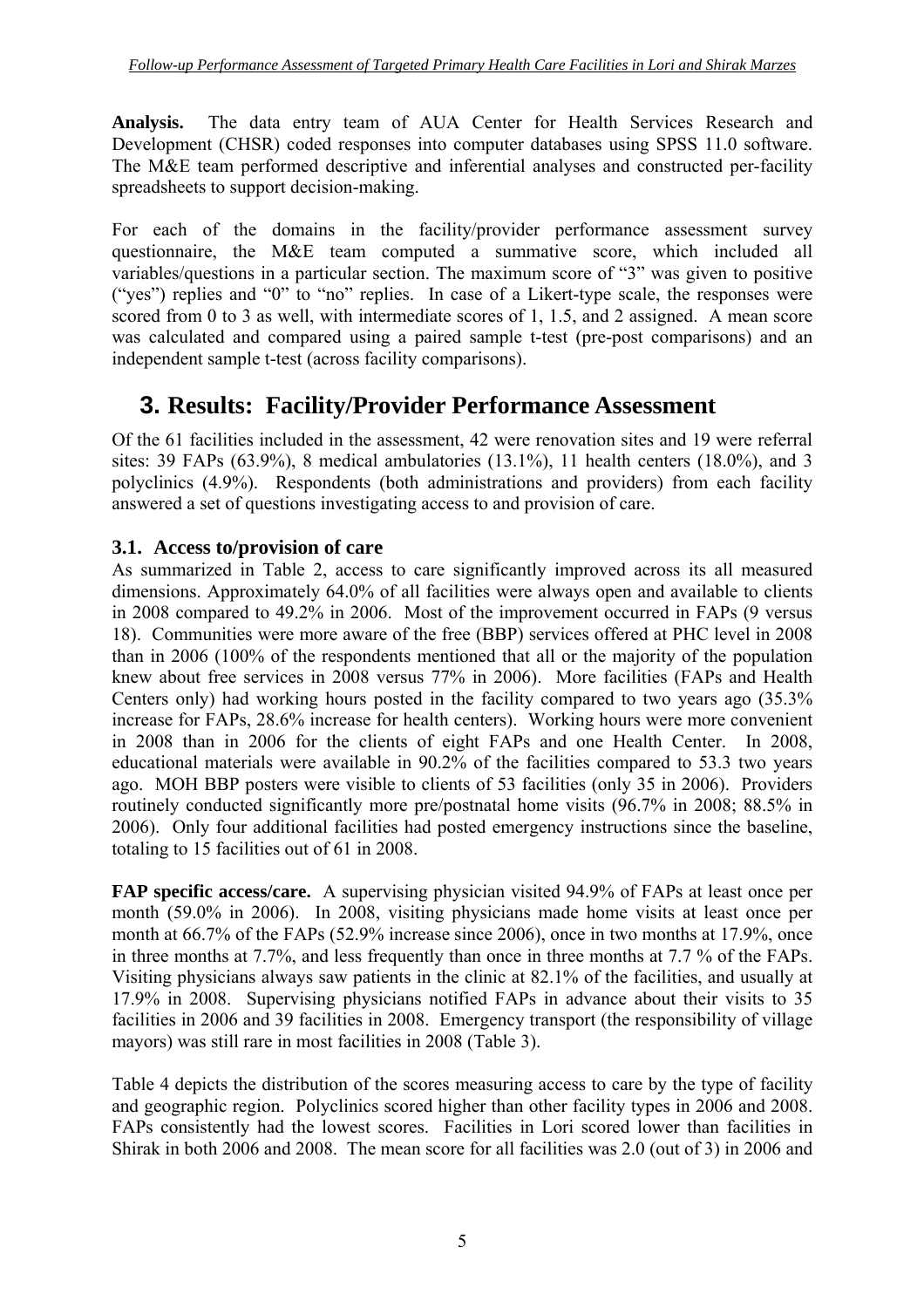**Analysis.** The data entry team of AUA Center for Health Services Research and Development (CHSR) coded responses into computer databases using SPSS 11.0 software. The M&E team performed descriptive and inferential analyses and constructed per-facility spreadsheets to support decision-making.

For each of the domains in the facility/provider performance assessment survey questionnaire, the M&E team computed a summative score, which included all variables/questions in a particular section. The maximum score of "3" was given to positive ("yes") replies and "0" to "no" replies. In case of a Likert-type scale, the responses were scored from 0 to 3 as well, with intermediate scores of 1, 1.5, and 2 assigned. A mean score was calculated and compared using a paired sample t-test (pre-post comparisons) and an independent sample t-test (across facility comparisons).

# 3. Results: Facility/Provider Performance Assessment

Of the 61 facilities included in the assessment, 42 were renovation sites and 19 were referral sites: 39 FAPs (63.9%), 8 medical ambulatories (13.1%), 11 health centers (18.0%), and 3 polyclinics (4.9%). Respondents (both administrations and providers) from each facility answered a set of questions investigating access to and provision of care.

## 3.1. Access to/provision of care

As summarized in Table 2, access to care significantly improved across its all measured dimensions. Approximately 64.0% of all facilities were always open and available to clients in 2008 compared to 49.2% in 2006. Most of the improvement occurred in FAPs (9 versus 18). Communities were more aware of the free (BBP) services offered at PHC level in 2008 than in 2006 (100% of the respondents mentioned that all or the majority of the population knew about free services in 2008 versus 77% in 2006). More facilities (FAPs and Health Centers only) had working hours posted in the facility compared to two years ago (35.3% increase for FAPs, 28.6% increase for health centers). Working hours were more convenient in 2008 than in 2006 for the clients of eight FAPs and one Health Center. In 2008, educational materials were available in 90.2% of the facilities compared to 53.3 two years ago. MOH BBP posters were visible to clients of 53 facilities (only 35 in 2006). Providers routinely conducted significantly more pre/postnatal home visits (96.7% in 2008; 88.5% in 2006). Only four additional facilities had posted emergency instructions since the baseline, totaling to 15 facilities out of 61 in 2008.

**FAP specific access/care.** A supervising physician visited 94.9% of FAPs at least once per month (59.0% in 2006). In 2008, visiting physicians made home visits at least once per month at 66.7% of the FAPs (52.9% increase since 2006), once in two months at 17.9%, once in three months at 7.7%, and less frequently than once in three months at 7.7 % of the FAPs. Visiting physicians always saw patients in the clinic at 82.1% of the facilities, and usually at 17.9% in 2008. Supervising physicians notified FAPs in advance about their visits to 35 facilities in 2006 and 39 facilities in 2008. Emergency transport (the responsibility of village mayors) was still rare in most facilities in 2008 (Table 3).

Table 4 depicts the distribution of the scores measuring access to care by the type of facility and geographic region. Polyclinics scored higher than other facility types in 2006 and 2008. FAPs consistently had the lowest scores. Facilities in Lori scored lower than facilities in Shirak in both 2006 and 2008. The mean score for all facilities was 2.0 (out of 3) in 2006 and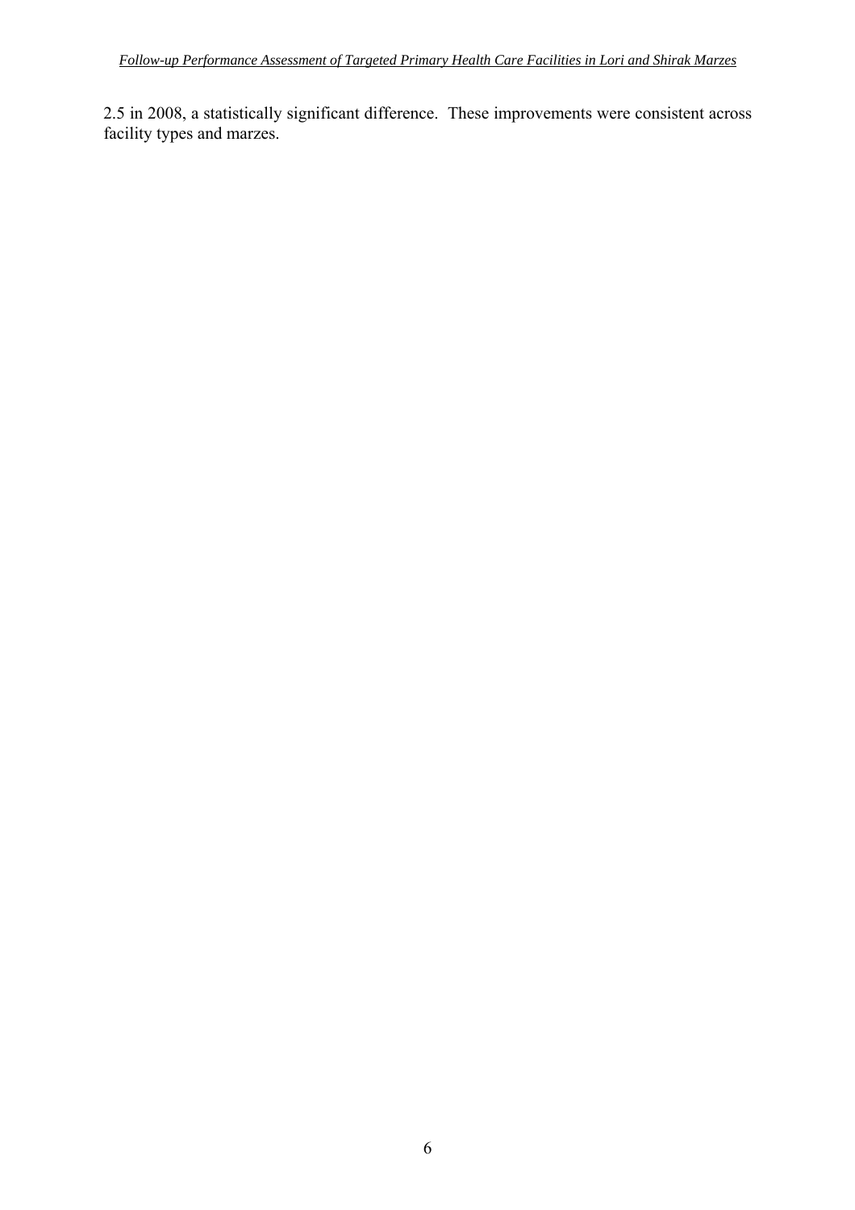2.5 in 2008, a statistically significant difference. These improvements were consistent across facility types and marzes.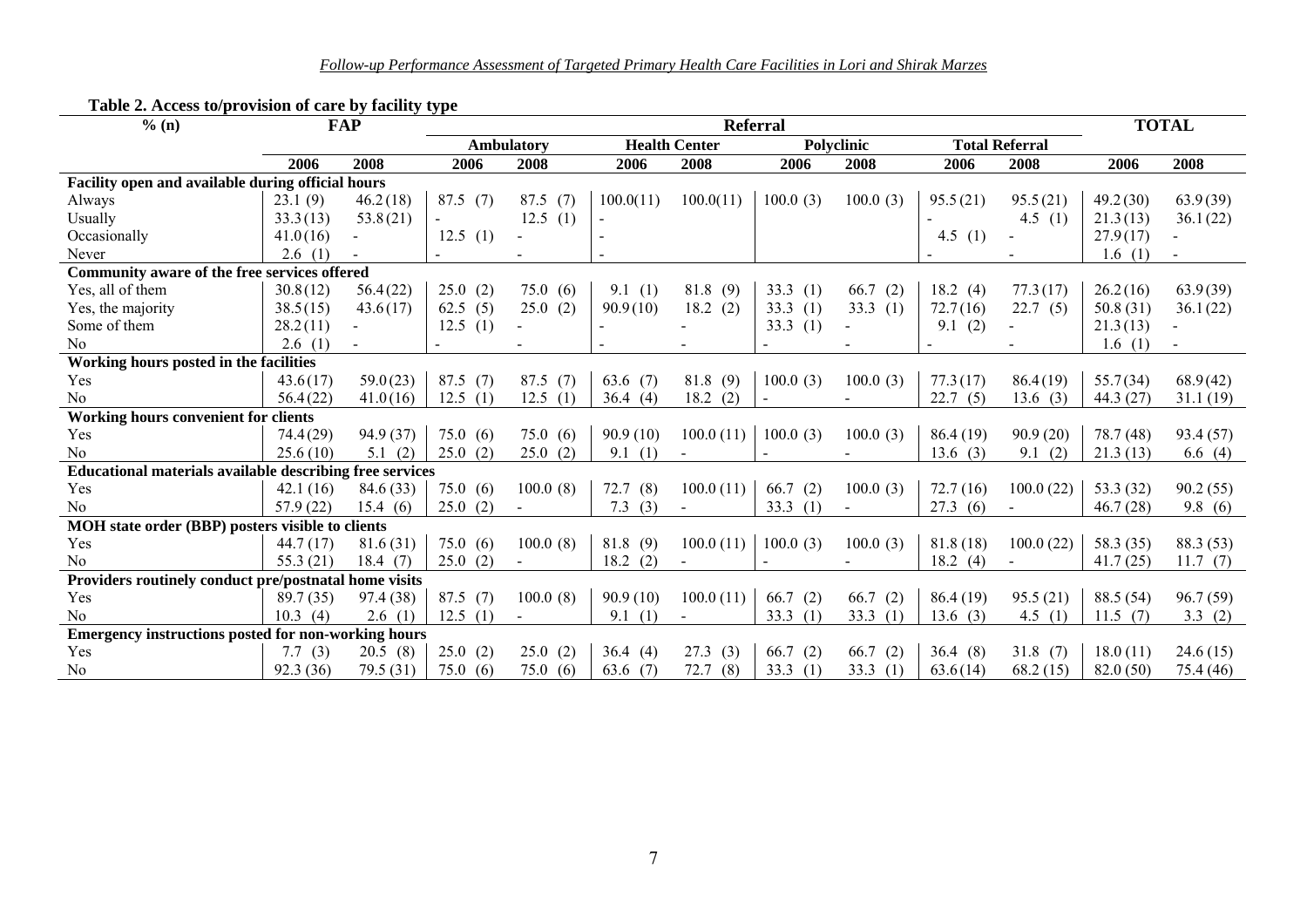**Table 2. Access to/provision of care by facility type**

| % (n) | FAP | | Referral | | | | | | | | TOTAL | |
|---|---|---|---|---|---|---|---|---|---|---|---|---|
| | | | Ambulatory | | Health Center | | Polyclinic | | Total Referral | | | |
| | 2006 | 2008 | 2006 | 2008 | 2006 | 2008 | 2006 | 2008 | 2006 | 2008 | 2006 | 2008 |
| **Facility open and available during official hours** | | | | | | | | | | | | |
| Always | 23.1 (9) | 46.2 (18) | 87.5 (7) | 87.5 (7) | 100.0(11) | 100.0(11) | 100.0 (3) | 100.0 (3) | 95.5 (21) | 95.5 (21) | 49.2 (30) | 63.9 (39) |
| Usually | 33.3 (13) | 53.8 (21) | - | 12.5 (1) | - | | | | - | 4.5 (1) | 21.3 (13) | 36.1 (22) |
| Occasionally | 41.0 (16) | - | 12.5 (1) | - | - | | | | 4.5 (1) | - | 27.9 (17) | - |
| Never | 2.6 (1) | - | - | - | - | | | | - | - | 1.6 (1) | - |
| **Community aware of the free services offered** | | | | | | | | | | | | |
| Yes, all of them | 30.8 (12) | 56.4 (22) | 25.0 (2) | 75.0 (6) | 9.1 (1) | 81.8 (9) | 33.3 (1) | 66.7 (2) | 18.2 (4) | 77.3 (17) | 26.2 (16) | 63.9 (39) |
| Yes, the majority | 38.5 (15) | 43.6 (17) | 62.5 (5) | 25.0 (2) | 90.9 (10) | 18.2 (2) | 33.3 (1) | 33.3 (1) | 72.7 (16) | 22.7 (5) | 50.8 (31) | 36.1 (22) |
| Some of them | 28.2 (11) | - | 12.5 (1) | - | - | - | 33.3 (1) | - | 9.1 (2) | - | 21.3 (13) | - |
| No | 2.6 (1) | - | - | - | - | - | - | - | - | - | 1.6 (1) | - |
| **Working hours posted in the facilities** | | | | | | | | | | | | |
| Yes | 43.6 (17) | 59.0 (23) | 87.5 (7) | 87.5 (7) | 63.6 (7) | 81.8 (9) | 100.0 (3) | 100.0 (3) | 77.3 (17) | 86.4 (19) | 55.7 (34) | 68.9 (42) |
| No | 56.4 (22) | 41.0 (16) | 12.5 (1) | 12.5 (1) | 36.4 (4) | 18.2 (2) | - | - | 22.7 (5) | 13.6 (3) | 44.3 (27) | 31.1 (19) |
| **Working hours convenient for clients** | | | | | | | | | | | | |
| Yes | 74.4 (29) | 94.9 (37) | 75.0 (6) | 75.0 (6) | 90.9 (10) | 100.0 (11) | 100.0 (3) | 100.0 (3) | 86.4 (19) | 90.9 (20) | 78.7 (48) | 93.4 (57) |
| No | 25.6 (10) | 5.1 (2) | 25.0 (2) | 25.0 (2) | 9.1 (1) | - | - | - | 13.6 (3) | 9.1 (2) | 21.3 (13) | 6.6 (4) |
| **Educational materials available describing free services** | | | | | | | | | | | | |
| Yes | 42.1 (16) | 84.6 (33) | 75.0 (6) | 100.0 (8) | 72.7 (8) | 100.0 (11) | 66.7 (2) | 100.0 (3) | 72.7 (16) | 100.0 (22) | 53.3 (32) | 90.2 (55) |
| No | 57.9 (22) | 15.4 (6) | 25.0 (2) | - | 7.3 (3) | - | 33.3 (1) | - | 27.3 (6) | - | 46.7 (28) | 9.8 (6) |
| **MOH state order (BBP) posters visible to clients** | | | | | | | | | | | | |
| Yes | 44.7 (17) | 81.6 (31) | 75.0 (6) | 100.0 (8) | 81.8 (9) | 100.0 (11) | 100.0 (3) | 100.0 (3) | 81.8 (18) | 100.0 (22) | 58.3 (35) | 88.3 (53) |
| No | 55.3 (21) | 18.4 (7) | 25.0 (2) | - | 18.2 (2) | - | - | - | 18.2 (4) | - | 41.7 (25) | 11.7 (7) |
| **Providers routinely conduct pre/postnatal home visits** | | | | | | | | | | | | |
| Yes | 89.7 (35) | 97.4 (38) | 87.5 (7) | 100.0 (8) | 90.9 (10) | 100.0 (11) | 66.7 (2) | 66.7 (2) | 86.4 (19) | 95.5 (21) | 88.5 (54) | 96.7 (59) |
| No | 10.3 (4) | 2.6 (1) | 12.5 (1) | - | 9.1 (1) | - | 33.3 (1) | 33.3 (1) | 13.6 (3) | 4.5 (1) | 11.5 (7) | 3.3 (2) |
| **Emergency instructions posted for non-working hours** | | | | | | | | | | | | |
| Yes | 7.7 (3) | 20.5 (8) | 25.0 (2) | 25.0 (2) | 36.4 (4) | 27.3 (3) | 66.7 (2) | 66.7 (2) | 36.4 (8) | 31.8 (7) | 18.0 (11) | 24.6 (15) |
| No | 92.3 (36) | 79.5 (31) | 75.0 (6) | 75.0 (6) | 63.6 (7) | 72.7 (8) | 33.3 (1) | 33.3 (1) | 63.6 (14) | 68.2 (15) | 82.0 (50) | 75.4 (46) |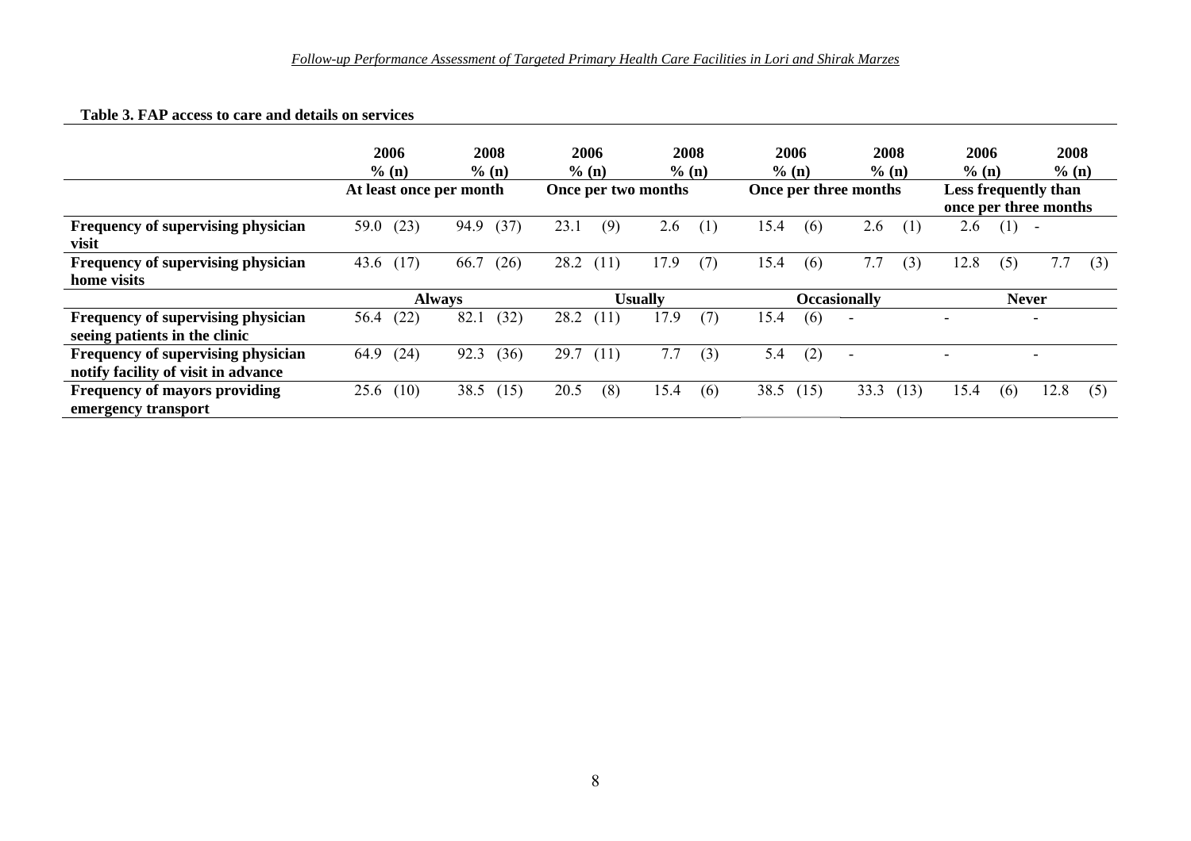**Table 3. FAP access to care and details on services**

| | 2006 % (n) | 2008 % (n) | 2006 % (n) | 2008 % (n) | 2006 % (n) | 2008 % (n) | 2006 % (n) | 2008 % (n) |
|---|---|---|---|---|---|---|---|---|
| | At least once per month | | Once per two months | | Once per three months | | Less frequently than once per three months | |
| **Frequency of supervising physician visit** | 59.0 (23) | 94.9 (37) | 23.1 (9) | 2.6 (1) | 15.4 (6) | 2.6 (1) | 2.6 (1) | - |
| **Frequency of supervising physician home visits** | 43.6 (17) | 66.7 (26) | 28.2 (11) | 17.9 (7) | 15.4 (6) | 7.7 (3) | 12.8 (5) | 7.7 (3) |
| | Always | | Usually | | Occasionally | | Never | |
| **Frequency of supervising physician seeing patients in the clinic** | 56.4 (22) | 82.1 (32) | 28.2 (11) | 17.9 (7) | 15.4 (6) | - | - | - |
| **Frequency of supervising physician notify facility of visit in advance** | 64.9 (24) | 92.3 (36) | 29.7 (11) | 7.7 (3) | 5.4 (2) | - | - | - |
| **Frequency of mayors providing emergency transport** | 25.6 (10) | 38.5 (15) | 20.5 (8) | 15.4 (6) | 38.5 (15) | 33.3 (13) | 15.4 (6) | 12.8 (5) |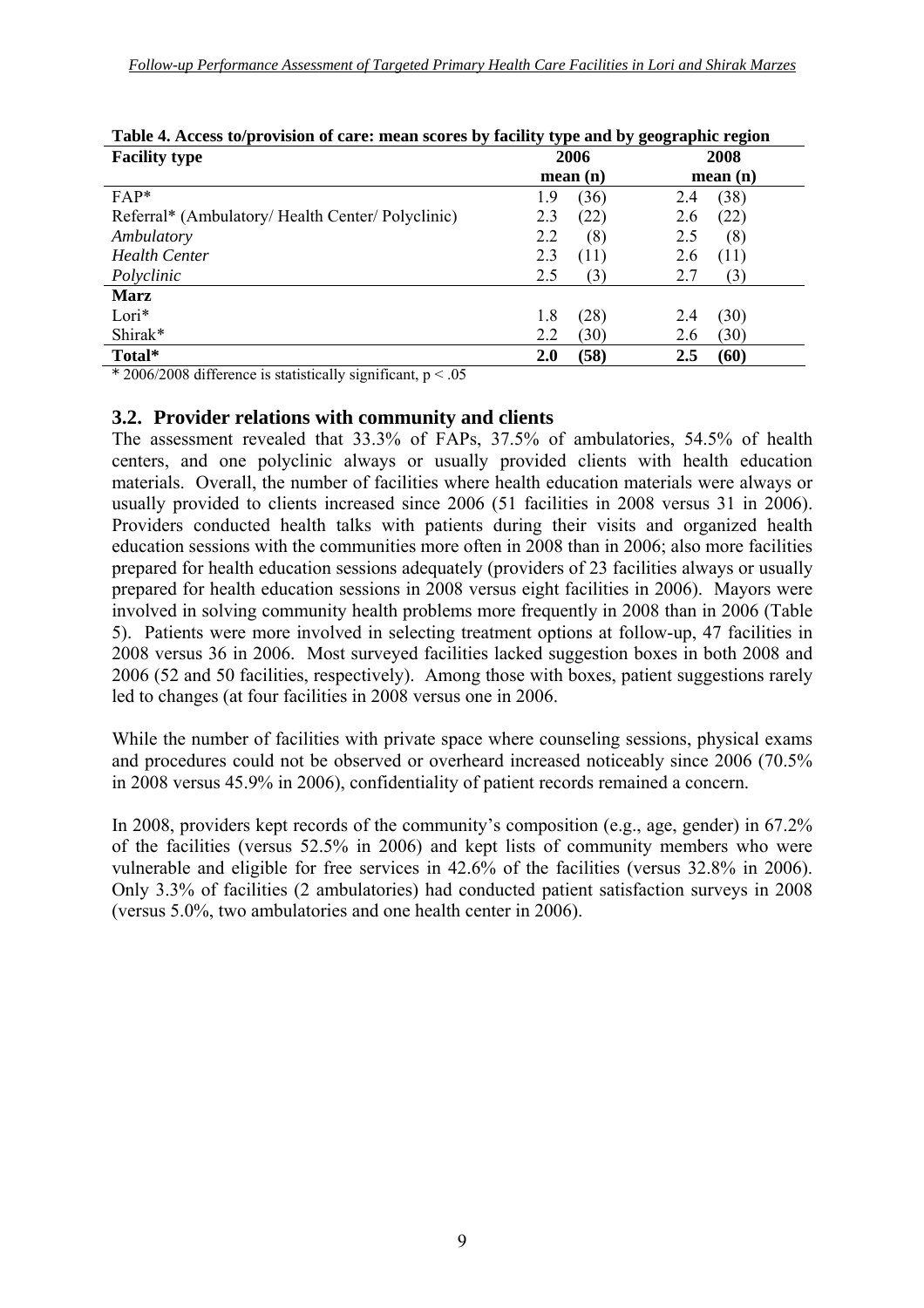**Table 4. Access to/provision of care: mean scores by facility type and by geographic region**

| Facility type | 2006 mean (n) | 2008 mean (n) |
|---|---|---|
| FAP* | 1.9 (36) | 2.4 (38) |
| Referral* (Ambulatory/ Health Center/ Polyclinic) | 2.3 (22) | 2.6 (22) |
| *Ambulatory* | 2.2 (8) | 2.5 (8) |
| *Health Center* | 2.3 (11) | 2.6 (11) |
| *Polyclinic* | 2.5 (3) | 2.7 (3) |
| **Marz** | | |
| Lori* | 1.8 (28) | 2.4 (30) |
| Shirak* | 2.2 (30) | 2.6 (30) |
| **Total*** | **2.0 (58)** | **2.5 (60)** |

* 2006/2008 difference is statistically significant, $p < .05$

## 3.2. Provider relations with community and clients

The assessment revealed that 33.3% of FAPs, 37.5% of ambulatories, 54.5% of health centers, and one polyclinic always or usually provided clients with health education materials. Overall, the number of facilities where health education materials were always or usually provided to clients increased since 2006 (51 facilities in 2008 versus 31 in 2006). Providers conducted health talks with patients during their visits and organized health education sessions with the communities more often in 2008 than in 2006; also more facilities prepared for health education sessions adequately (providers of 23 facilities always or usually prepared for health education sessions in 2008 versus eight facilities in 2006). Mayors were involved in solving community health problems more frequently in 2008 than in 2006 (Table 5). Patients were more involved in selecting treatment options at follow-up, 47 facilities in 2008 versus 36 in 2006. Most surveyed facilities lacked suggestion boxes in both 2008 and 2006 (52 and 50 facilities, respectively). Among those with boxes, patient suggestions rarely led to changes (at four facilities in 2008 versus one in 2006.

While the number of facilities with private space where counseling sessions, physical exams and procedures could not be observed or overheard increased noticeably since 2006 (70.5% in 2008 versus 45.9% in 2006), confidentiality of patient records remained a concern.

In 2008, providers kept records of the community's composition (e.g., age, gender) in 67.2% of the facilities (versus 52.5% in 2006) and kept lists of community members who were vulnerable and eligible for free services in 42.6% of the facilities (versus 32.8% in 2006). Only 3.3% of facilities (2 ambulatories) had conducted patient satisfaction surveys in 2008 (versus 5.0%, two ambulatories and one health center in 2006).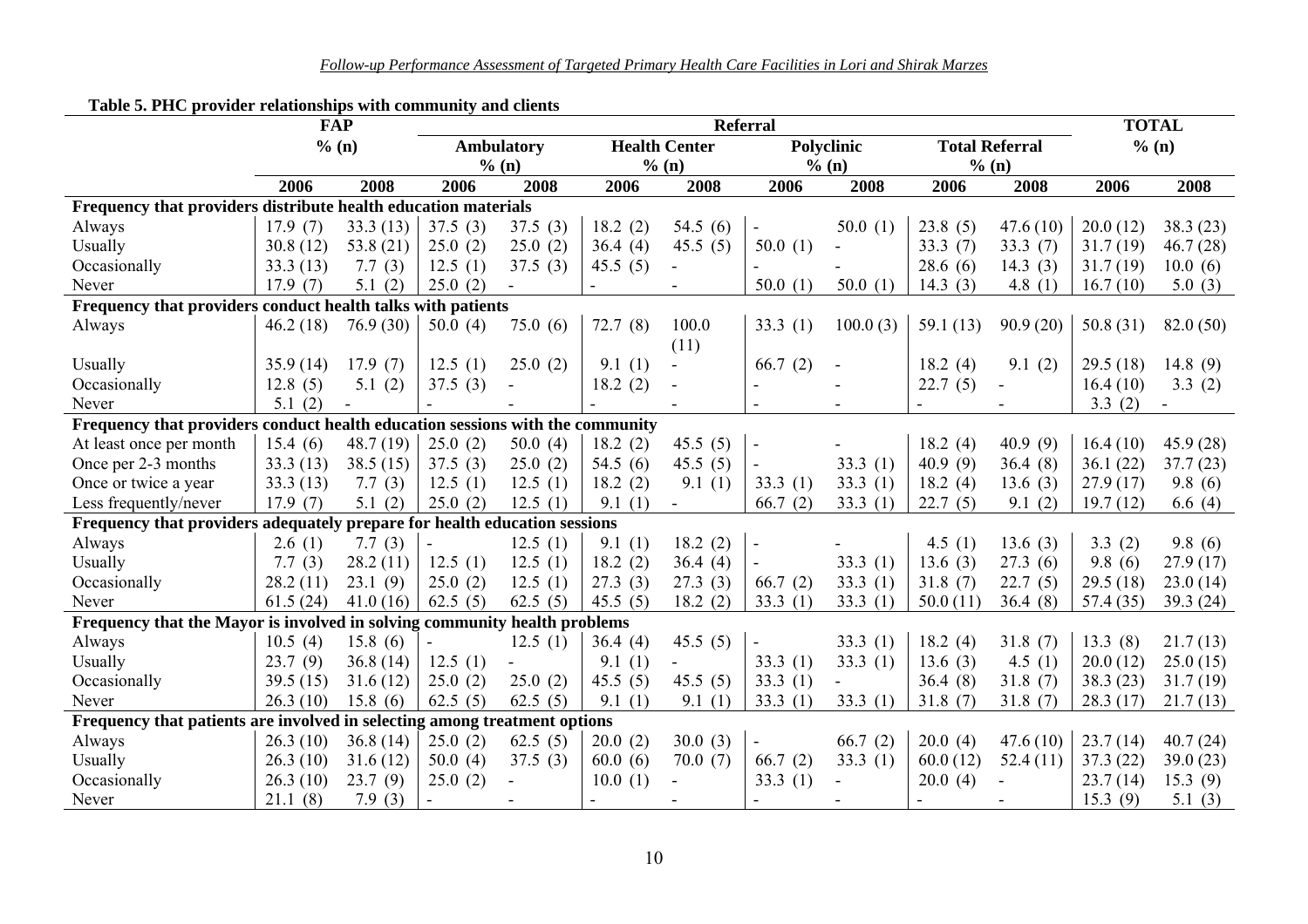**Table 5. PHC provider relationships with community and clients**

| | FAP % (n) | | Referral | | | | | | | | TOTAL % (n) | |
|---|---|---|---|---|---|---|---|---|---|---|---|---|
| | | | Ambulatory % (n) | | Health Center % (n) | | Polyclinic % (n) | | Total Referral % (n) | | | |
| | 2006 | 2008 | 2006 | 2008 | 2006 | 2008 | 2006 | 2008 | 2006 | 2008 | 2006 | 2008 |
| **Frequency that providers distribute health education materials** | | | | | | | | | | | | |
| Always | 17.9 (7) | 33.3 (13) | 37.5 (3) | 37.5 (3) | 18.2 (2) | 54.5 (6) | - | 50.0 (1) | 23.8 (5) | 47.6 (10) | 20.0 (12) | 38.3 (23) |
| Usually | 30.8 (12) | 53.8 (21) | 25.0 (2) | 25.0 (2) | 36.4 (4) | 45.5 (5) | 50.0 (1) | - | 33.3 (7) | 33.3 (7) | 31.7 (19) | 46.7 (28) |
| Occasionally | 33.3 (13) | 7.7 (3) | 12.5 (1) | 37.5 (3) | 45.5 (5) | - | - | - | 28.6 (6) | 14.3 (3) | 31.7 (19) | 10.0 (6) |
| Never | 17.9 (7) | 5.1 (2) | 25.0 (2) | - | - | - | 50.0 (1) | 50.0 (1) | 14.3 (3) | 4.8 (1) | 16.7 (10) | 5.0 (3) |
| **Frequency that providers conduct health talks with patients** | | | | | | | | | | | | |
| Always | 46.2 (18) | 76.9 (30) | 50.0 (4) | 75.0 (6) | 72.7 (8) | 100.0 (11) | 33.3 (1) | 100.0 (3) | 59.1 (13) | 90.9 (20) | 50.8 (31) | 82.0 (50) |
| Usually | 35.9 (14) | 17.9 (7) | 12.5 (1) | 25.0 (2) | 9.1 (1) | - | 66.7 (2) | - | 18.2 (4) | 9.1 (2) | 29.5 (18) | 14.8 (9) |
| Occasionally | 12.8 (5) | 5.1 (2) | 37.5 (3) | - | 18.2 (2) | - | - | - | 22.7 (5) | - | 16.4 (10) | 3.3 (2) |
| Never | 5.1 (2) | - | - | - | - | - | - | - | - | - | 3.3 (2) | - |
| **Frequency that providers conduct health education sessions with the community** | | | | | | | | | | | | |
| At least once per month | 15.4 (6) | 48.7 (19) | 25.0 (2) | 50.0 (4) | 18.2 (2) | 45.5 (5) | - | - | 18.2 (4) | 40.9 (9) | 16.4 (10) | 45.9 (28) |
| Once per 2-3 months | 33.3 (13) | 38.5 (15) | 37.5 (3) | 25.0 (2) | 54.5 (6) | 45.5 (5) | - | 33.3 (1) | 40.9 (9) | 36.4 (8) | 36.1 (22) | 37.7 (23) |
| Once or twice a year | 33.3 (13) | 7.7 (3) | 12.5 (1) | 12.5 (1) | 18.2 (2) | 9.1 (1) | 33.3 (1) | 33.3 (1) | 18.2 (4) | 13.6 (3) | 27.9 (17) | 9.8 (6) |
| Less frequently/never | 17.9 (7) | 5.1 (2) | 25.0 (2) | 12.5 (1) | 9.1 (1) | - | 66.7 (2) | 33.3 (1) | 22.7 (5) | 9.1 (2) | 19.7 (12) | 6.6 (4) |
| **Frequency that providers adequately prepare for health education sessions** | | | | | | | | | | | | |
| Always | 2.6 (1) | 7.7 (3) | - | 12.5 (1) | 9.1 (1) | 18.2 (2) | - | - | 4.5 (1) | 13.6 (3) | 3.3 (2) | 9.8 (6) |
| Usually | 7.7 (3) | 28.2 (11) | 12.5 (1) | 12.5 (1) | 18.2 (2) | 36.4 (4) | - | 33.3 (1) | 13.6 (3) | 27.3 (6) | 9.8 (6) | 27.9 (17) |
| Occasionally | 28.2 (11) | 23.1 (9) | 25.0 (2) | 12.5 (1) | 27.3 (3) | 27.3 (3) | 66.7 (2) | 33.3 (1) | 31.8 (7) | 22.7 (5) | 29.5 (18) | 23.0 (14) |
| Never | 61.5 (24) | 41.0 (16) | 62.5 (5) | 62.5 (5) | 45.5 (5) | 18.2 (2) | 33.3 (1) | 33.3 (1) | 50.0 (11) | 36.4 (8) | 57.4 (35) | 39.3 (24) |
| **Frequency that the Mayor is involved in solving community health problems** | | | | | | | | | | | | |
| Always | 10.5 (4) | 15.8 (6) | - | 12.5 (1) | 36.4 (4) | 45.5 (5) | - | 33.3 (1) | 18.2 (4) | 31.8 (7) | 13.3 (8) | 21.7 (13) |
| Usually | 23.7 (9) | 36.8 (14) | 12.5 (1) | - | 9.1 (1) | - | 33.3 (1) | 33.3 (1) | 13.6 (3) | 4.5 (1) | 20.0 (12) | 25.0 (15) |
| Occasionally | 39.5 (15) | 31.6 (12) | 25.0 (2) | 25.0 (2) | 45.5 (5) | 45.5 (5) | 33.3 (1) | - | 36.4 (8) | 31.8 (7) | 38.3 (23) | 31.7 (19) |
| Never | 26.3 (10) | 15.8 (6) | 62.5 (5) | 62.5 (5) | 9.1 (1) | 9.1 (1) | 33.3 (1) | 33.3 (1) | 31.8 (7) | 31.8 (7) | 28.3 (17) | 21.7 (13) |
| **Frequency that patients are involved in selecting among treatment options** | | | | | | | | | | | | |
| Always | 26.3 (10) | 36.8 (14) | 25.0 (2) | 62.5 (5) | 20.0 (2) | 30.0 (3) | - | 66.7 (2) | 20.0 (4) | 47.6 (10) | 23.7 (14) | 40.7 (24) |
| Usually | 26.3 (10) | 31.6 (12) | 50.0 (4) | 37.5 (3) | 60.0 (6) | 70.0 (7) | 66.7 (2) | 33.3 (1) | 60.0 (12) | 52.4 (11) | 37.3 (22) | 39.0 (23) |
| Occasionally | 26.3 (10) | 23.7 (9) | 25.0 (2) | - | 10.0 (1) | - | 33.3 (1) | - | 20.0 (4) | - | 23.7 (14) | 15.3 (9) |
| Never | 21.1 (8) | 7.9 (3) | - | - | - | - | - | - | - | - | 15.3 (9) | 5.1 (3) |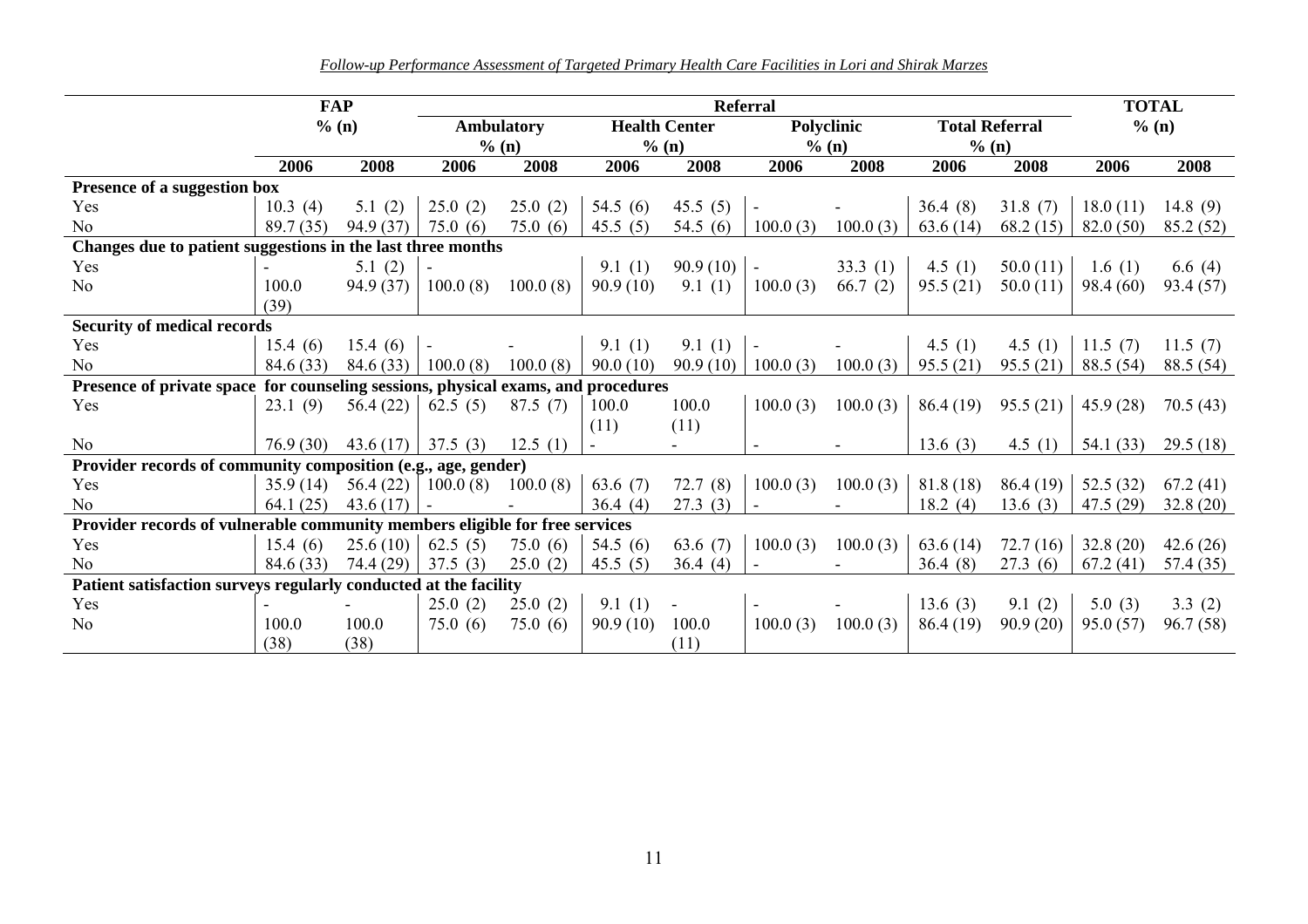| | FAP | | Referral | | | | | | | | TOTAL | |
|---|---|---|---|---|---|---|---|---|---|---|---|---|
| | % (n) | | Ambulatory % (n) | | Health Center % (n) | | Polyclinic % (n) | | Total Referral % (n) | | % (n) | |
| | 2006 | 2008 | 2006 | 2008 | 2006 | 2008 | 2006 | 2008 | 2006 | 2008 | 2006 | 2008 |
| **Presence of a suggestion box** | | | | | | | | | | | | |
| Yes | 10.3 (4) | 5.1 (2) | 25.0 (2) | 25.0 (2) | 54.5 (6) | 45.5 (5) | - | - | 36.4 (8) | 31.8 (7) | 18.0 (11) | 14.8 (9) |
| No | 89.7 (35) | 94.9 (37) | 75.0 (6) | 75.0 (6) | 45.5 (5) | 54.5 (6) | 100.0 (3) | 100.0 (3) | 63.6 (14) | 68.2 (15) | 82.0 (50) | 85.2 (52) |
| **Changes due to patient suggestions in the last three months** | | | | | | | | | | | | |
| Yes | - | 5.1 (2) | - | | 9.1 (1) | 90.9 (10) | - | 33.3 (1) | 4.5 (1) | 50.0 (11) | 1.6 (1) | 6.6 (4) |
| No | 100.0 (39) | 94.9 (37) | 100.0 (8) | 100.0 (8) | 90.9 (10) | 9.1 (1) | 100.0 (3) | 66.7 (2) | 95.5 (21) | 50.0 (11) | 98.4 (60) | 93.4 (57) |
| **Security of medical records** | | | | | | | | | | | | |
| Yes | 15.4 (6) | 15.4 (6) | - | - | 9.1 (1) | 9.1 (1) | - | - | 4.5 (1) | 4.5 (1) | 11.5 (7) | 11.5 (7) |
| No | 84.6 (33) | 84.6 (33) | 100.0 (8) | 100.0 (8) | 90.0 (10) | 90.9 (10) | 100.0 (3) | 100.0 (3) | 95.5 (21) | 95.5 (21) | 88.5 (54) | 88.5 (54) |
| **Presence of private space for counseling sessions, physical exams, and procedures** | | | | | | | | | | | | |
| Yes | 23.1 (9) | 56.4 (22) | 62.5 (5) | 87.5 (7) | 100.0 (11) | 100.0 (11) | 100.0 (3) | 100.0 (3) | 86.4 (19) | 95.5 (21) | 45.9 (28) | 70.5 (43) |
| No | 76.9 (30) | 43.6 (17) | 37.5 (3) | 12.5 (1) | - | - | - | - | 13.6 (3) | 4.5 (1) | 54.1 (33) | 29.5 (18) |
| **Provider records of community composition (e.g., age, gender)** | | | | | | | | | | | | |
| Yes | 35.9 (14) | 56.4 (22) | 100.0 (8) | 100.0 (8) | 63.6 (7) | 72.7 (8) | 100.0 (3) | 100.0 (3) | 81.8 (18) | 86.4 (19) | 52.5 (32) | 67.2 (41) |
| No | 64.1 (25) | 43.6 (17) | - | - | 36.4 (4) | 27.3 (3) | - | - | 18.2 (4) | 13.6 (3) | 47.5 (29) | 32.8 (20) |
| **Provider records of vulnerable community members eligible for free services** | | | | | | | | | | | | |
| Yes | 15.4 (6) | 25.6 (10) | 62.5 (5) | 75.0 (6) | 54.5 (6) | 63.6 (7) | 100.0 (3) | 100.0 (3) | 63.6 (14) | 72.7 (16) | 32.8 (20) | 42.6 (26) |
| No | 84.6 (33) | 74.4 (29) | 37.5 (3) | 25.0 (2) | 45.5 (5) | 36.4 (4) | - | - | 36.4 (8) | 27.3 (6) | 67.2 (41) | 57.4 (35) |
| **Patient satisfaction surveys regularly conducted at the facility** | | | | | | | | | | | | |
| Yes | - | - | 25.0 (2) | 25.0 (2) | 9.1 (1) | - | - | - | 13.6 (3) | 9.1 (2) | 5.0 (3) | 3.3 (2) |
| No | 100.0 (38) | 100.0 (38) | 75.0 (6) | 75.0 (6) | 90.9 (10) | 100.0 (11) | 100.0 (3) | 100.0 (3) | 86.4 (19) | 90.9 (20) | 95.0 (57) | 96.7 (58) |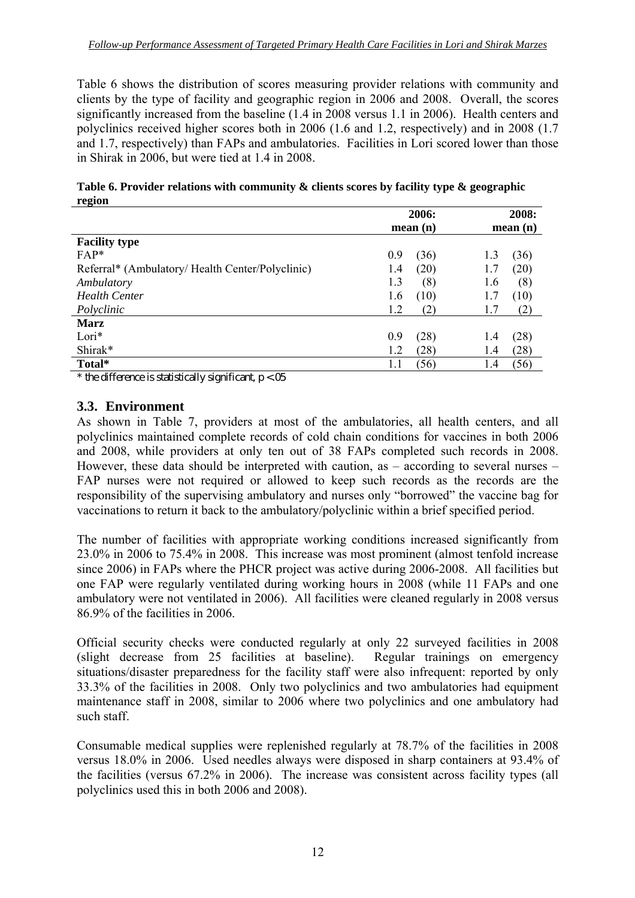Table 6 shows the distribution of scores measuring provider relations with community and clients by the type of facility and geographic region in 2006 and 2008. Overall, the scores significantly increased from the baseline (1.4 in 2008 versus 1.1 in 2006). Health centers and polyclinics received higher scores both in 2006 (1.6 and 1.2, respectively) and in 2008 (1.7 and 1.7, respectively) than FAPs and ambulatories. Facilities in Lori scored lower than those in Shirak in 2006, but were tied at 1.4 in 2008.

**Table 6. Provider relations with community & clients scores by facility type & geographic region**

| | 2006: mean (n) | 2008: mean (n) |
|---|---|---|
| **Facility type** | | |
| FAP* | 0.9 (36) | 1.3 (36) |
| Referral* (Ambulatory/ Health Center/Polyclinic) | 1.4 (20) | 1.7 (20) |
| *Ambulatory* | 1.3 (8) | 1.6 (8) |
| *Health Center* | 1.6 (10) | 1.7 (10) |
| *Polyclinic* | 1.2 (2) | 1.7 (2) |
| **Marz** | | |
| Lori* | 0.9 (28) | 1.4 (28) |
| Shirak* | 1.2 (28) | 1.4 (28) |
| **Total*** | 1.1 (56) | 1.4 (56) |

* the difference is statistically significant, $p < .05$

## 3.3. Environment

As shown in Table 7, providers at most of the ambulatories, all health centers, and all polyclinics maintained complete records of cold chain conditions for vaccines in both 2006 and 2008, while providers at only ten out of 38 FAPs completed such records in 2008. However, these data should be interpreted with caution, as – according to several nurses – FAP nurses were not required or allowed to keep such records as the records are the responsibility of the supervising ambulatory and nurses only "borrowed" the vaccine bag for vaccinations to return it back to the ambulatory/polyclinic within a brief specified period.

The number of facilities with appropriate working conditions increased significantly from 23.0% in 2006 to 75.4% in 2008. This increase was most prominent (almost tenfold increase since 2006) in FAPs where the PHCR project was active during 2006-2008. All facilities but one FAP were regularly ventilated during working hours in 2008 (while 11 FAPs and one ambulatory were not ventilated in 2006). All facilities were cleaned regularly in 2008 versus 86.9% of the facilities in 2006.

Official security checks were conducted regularly at only 22 surveyed facilities in 2008 (slight decrease from 25 facilities at baseline). Regular trainings on emergency situations/disaster preparedness for the facility staff were also infrequent: reported by only 33.3% of the facilities in 2008. Only two polyclinics and two ambulatories had equipment maintenance staff in 2008, similar to 2006 where two polyclinics and one ambulatory had such staff.

Consumable medical supplies were replenished regularly at 78.7% of the facilities in 2008 versus 18.0% in 2006. Used needles always were disposed in sharp containers at 93.4% of the facilities (versus 67.2% in 2006). The increase was consistent across facility types (all polyclinics used this in both 2006 and 2008).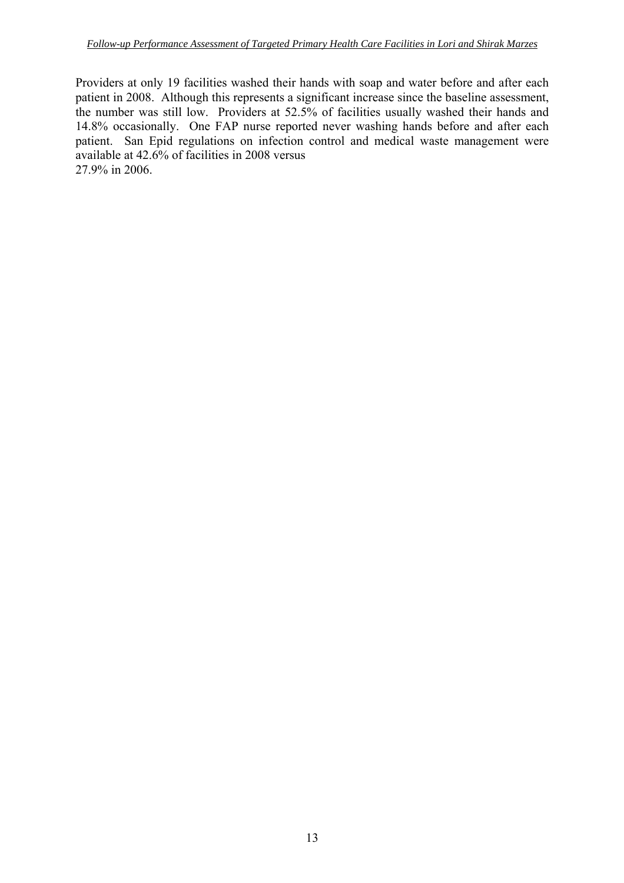Providers at only 19 facilities washed their hands with soap and water before and after each patient in 2008. Although this represents a significant increase since the baseline assessment, the number was still low. Providers at 52.5% of facilities usually washed their hands and 14.8% occasionally. One FAP nurse reported never washing hands before and after each patient. San Epid regulations on infection control and medical waste management were available at 42.6% of facilities in 2008 versus 27.9% in 2006.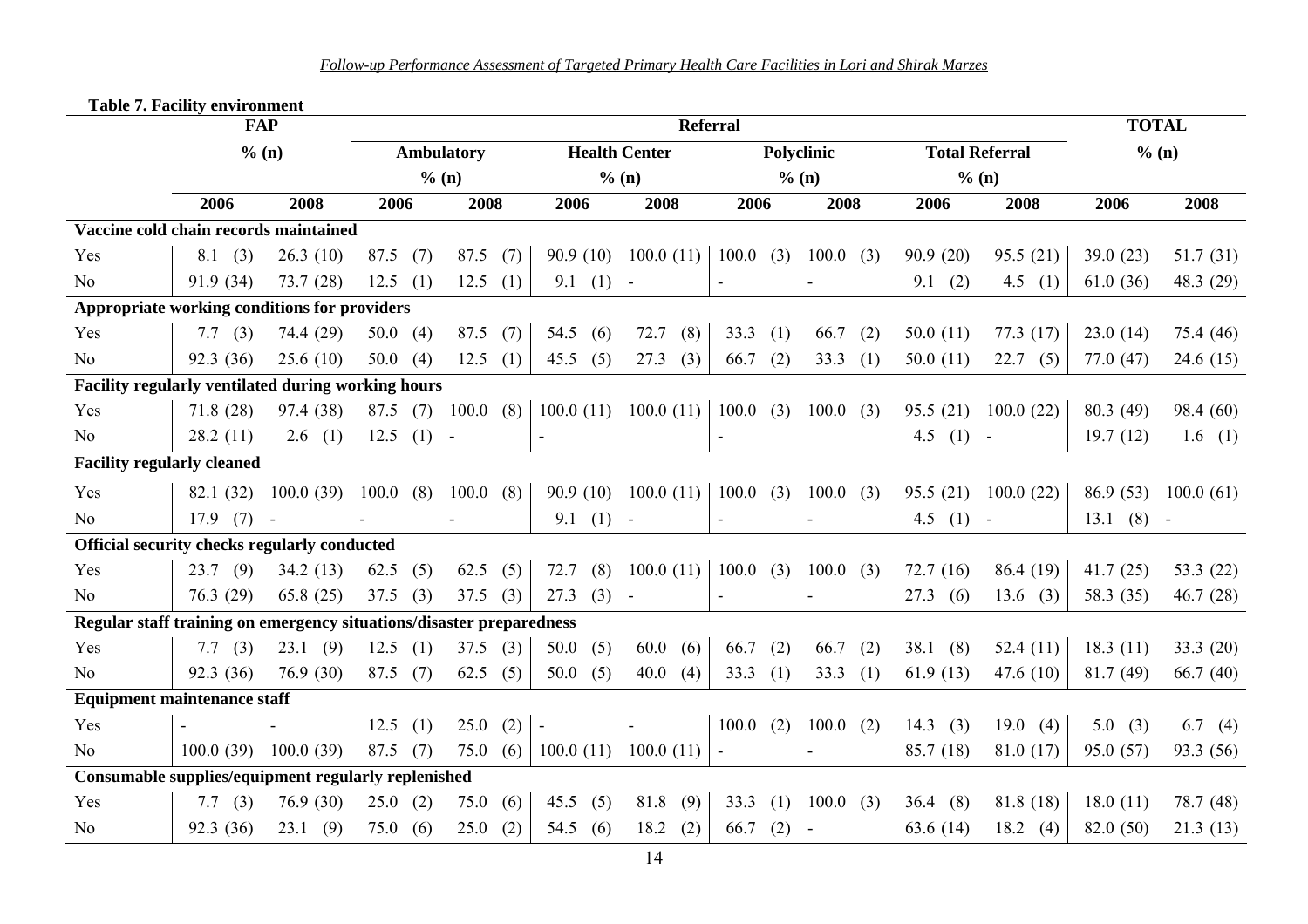**Table 7. Facility environment**

| | FAP | | Referral | | | | | | | | | | TOTAL | |
|---|---|---|---|---|---|---|---|---|---|---|---|---|---|---|
| | % (n) | | Ambulatory % (n) | | Health Center % (n) | | Polyclinic % (n) | | Total Referral % (n) | | | | % (n) | |
| | 2006 | 2008 | 2006 | 2008 | 2006 | 2008 | 2006 | 2008 | 2006 | 2008 | | | 2006 | 2008 |
| **Vaccine cold chain records maintained** | | | | | | | | | | | | | | |
| Yes | 8.1 (3) | 26.3 (10) | 87.5 (7) | 87.5 (7) | 90.9 (10) | 100.0 (11) | 100.0 (3) | 100.0 (3) | 90.9 (20) | 95.5 (21) | | | 39.0 (23) | 51.7 (31) |
| No | 91.9 (34) | 73.7 (28) | 12.5 (1) | 12.5 (1) | 9.1 (1) | - | - | - | 9.1 (2) | 4.5 (1) | | | 61.0 (36) | 48.3 (29) |
| **Appropriate working conditions for providers** | | | | | | | | | | | | | | |
| Yes | 7.7 (3) | 74.4 (29) | 50.0 (4) | 87.5 (7) | 54.5 (6) | 72.7 (8) | 33.3 (1) | 66.7 (2) | 50.0 (11) | 77.3 (17) | | | 23.0 (14) | 75.4 (46) |
| No | 92.3 (36) | 25.6 (10) | 50.0 (4) | 12.5 (1) | 45.5 (5) | 27.3 (3) | 66.7 (2) | 33.3 (1) | 50.0 (11) | 22.7 (5) | | | 77.0 (47) | 24.6 (15) |
| **Facility regularly ventilated during working hours** | | | | | | | | | | | | | | |
| Yes | 71.8 (28) | 97.4 (38) | 87.5 (7) | 100.0 (8) | 100.0 (11) | 100.0 (11) | 100.0 (3) | 100.0 (3) | 95.5 (21) | 100.0 (22) | | | 80.3 (49) | 98.4 (60) |
| No | 28.2 (11) | 2.6 (1) | 12.5 (1) | - | - | | - | | 4.5 (1) | - | | | 19.7 (12) | 1.6 (1) |
| **Facility regularly cleaned** | | | | | | | | | | | | | | |
| Yes | 82.1 (32) | 100.0 (39) | 100.0 (8) | 100.0 (8) | 90.9 (10) | 100.0 (11) | 100.0 (3) | 100.0 (3) | 95.5 (21) | 100.0 (22) | | | 86.9 (53) | 100.0 (61) |
| No | 17.9 (7) | - | - | - | 9.1 (1) | - | - | - | 4.5 (1) | - | | | 13.1 (8) | - |
| **Official security checks regularly conducted** | | | | | | | | | | | | | | |
| Yes | 23.7 (9) | 34.2 (13) | 62.5 (5) | 62.5 (5) | 72.7 (8) | 100.0 (11) | 100.0 (3) | 100.0 (3) | 72.7 (16) | 86.4 (19) | | | 41.7 (25) | 53.3 (22) |
| No | 76.3 (29) | 65.8 (25) | 37.5 (3) | 37.5 (3) | 27.3 (3) | - | - | - | 27.3 (6) | 13.6 (3) | | | 58.3 (35) | 46.7 (28) |
| **Regular staff training on emergency situations/disaster preparedness** | | | | | | | | | | | | | | |
| Yes | 7.7 (3) | 23.1 (9) | 12.5 (1) | 37.5 (3) | 50.0 (5) | 60.0 (6) | 66.7 (2) | 66.7 (2) | 38.1 (8) | 52.4 (11) | | | 18.3 (11) | 33.3 (20) |
| No | 92.3 (36) | 76.9 (30) | 87.5 (7) | 62.5 (5) | 50.0 (5) | 40.0 (4) | 33.3 (1) | 33.3 (1) | 61.9 (13) | 47.6 (10) | | | 81.7 (49) | 66.7 (40) |
| **Equipment maintenance staff** | | | | | | | | | | | | | | |
| Yes | - | - | 12.5 (1) | 25.0 (2) | - | - | 100.0 (2) | 100.0 (2) | 14.3 (3) | 19.0 (4) | | | 5.0 (3) | 6.7 (4) |
| No | 100.0 (39) | 100.0 (39) | 87.5 (7) | 75.0 (6) | 100.0 (11) | 100.0 (11) | - | - | 85.7 (18) | 81.0 (17) | | | 95.0 (57) | 93.3 (56) |
| **Consumable supplies/equipment regularly replenished** | | | | | | | | | | | | | | |
| Yes | 7.7 (3) | 76.9 (30) | 25.0 (2) | 75.0 (6) | 45.5 (5) | 81.8 (9) | 33.3 (1) | 100.0 (3) | 36.4 (8) | 81.8 (18) | | | 18.0 (11) | 78.7 (48) |
| No | 92.3 (36) | 23.1 (9) | 75.0 (6) | 25.0 (2) | 54.5 (6) | 18.2 (2) | 66.7 (2) | - | 63.6 (14) | 18.2 (4) | | | 82.0 (50) | 21.3 (13) |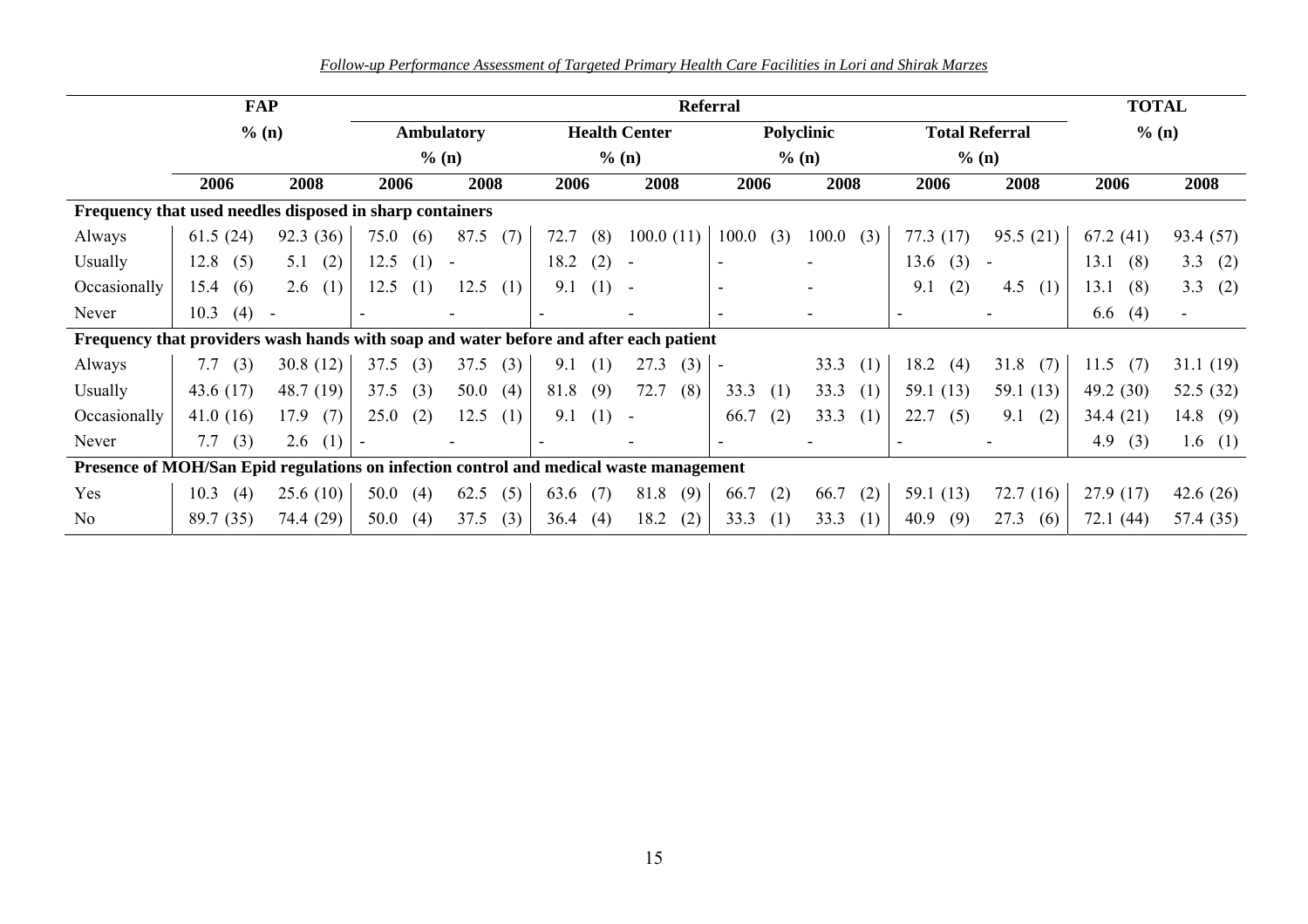| | FAP | | Referral | | | | | | | | | | TOTAL | |
|---|---|---|---|---|---|---|---|---|---|---|---|---|
| | % (n) | | Ambulatory | | Health Center | | Polyclinic | | Total Referral | | % (n) | |
| | | | % (n) | | % (n) | | % (n) | | % (n) | | | |
| | 2006 | 2008 | 2006 | 2008 | 2006 | 2008 | 2006 | 2008 | 2006 | 2008 | 2006 | 2008 |
| **Frequency that used needles disposed in sharp containers** | | | | | | | | | | | | |
| Always | 61.5 (24) | 92.3 (36) | 75.0 (6) | 87.5 (7) | 72.7 (8) | 100.0 (11) | 100.0 (3) | 100.0 (3) | 77.3 (17) | 95.5 (21) | 67.2 (41) | 93.4 (57) |
| Usually | 12.8 (5) | 5.1 (2) | 12.5 (1) | - | 18.2 (2) | - | - | - | 13.6 (3) | - | 13.1 (8) | 3.3 (2) |
| Occasionally | 15.4 (6) | 2.6 (1) | 12.5 (1) | 12.5 (1) | 9.1 (1) | - | - | - | 9.1 (2) | 4.5 (1) | 13.1 (8) | 3.3 (2) |
| Never | 10.3 (4) | - | - | - | - | - | - | - | - | - | 6.6 (4) | - |
| **Frequency that providers wash hands with soap and water before and after each patient** | | | | | | | | | | | | |
| Always | 7.7 (3) | 30.8 (12) | 37.5 (3) | 37.5 (3) | 9.1 (1) | 27.3 (3) | - | 33.3 (1) | 18.2 (4) | 31.8 (7) | 11.5 (7) | 31.1 (19) |
| Usually | 43.6 (17) | 48.7 (19) | 37.5 (3) | 50.0 (4) | 81.8 (9) | 72.7 (8) | 33.3 (1) | 33.3 (1) | 59.1 (13) | 59.1 (13) | 49.2 (30) | 52.5 (32) |
| Occasionally | 41.0 (16) | 17.9 (7) | 25.0 (2) | 12.5 (1) | 9.1 (1) | - | 66.7 (2) | 33.3 (1) | 22.7 (5) | 9.1 (2) | 34.4 (21) | 14.8 (9) |
| Never | 7.7 (3) | 2.6 (1) | - | - | - | - | - | - | - | - | 4.9 (3) | 1.6 (1) |
| **Presence of MOH/San Epid regulations on infection control and medical waste management** | | | | | | | | | | | | |
| Yes | 10.3 (4) | 25.6 (10) | 50.0 (4) | 62.5 (5) | 63.6 (7) | 81.8 (9) | 66.7 (2) | 66.7 (2) | 59.1 (13) | 72.7 (16) | 27.9 (17) | 42.6 (26) |
| No | 89.7 (35) | 74.4 (29) | 50.0 (4) | 37.5 (3) | 36.4 (4) | 18.2 (2) | 33.3 (1) | 33.3 (1) | 40.9 (9) | 27.3 (6) | 72.1 (44) | 57.4 (35) |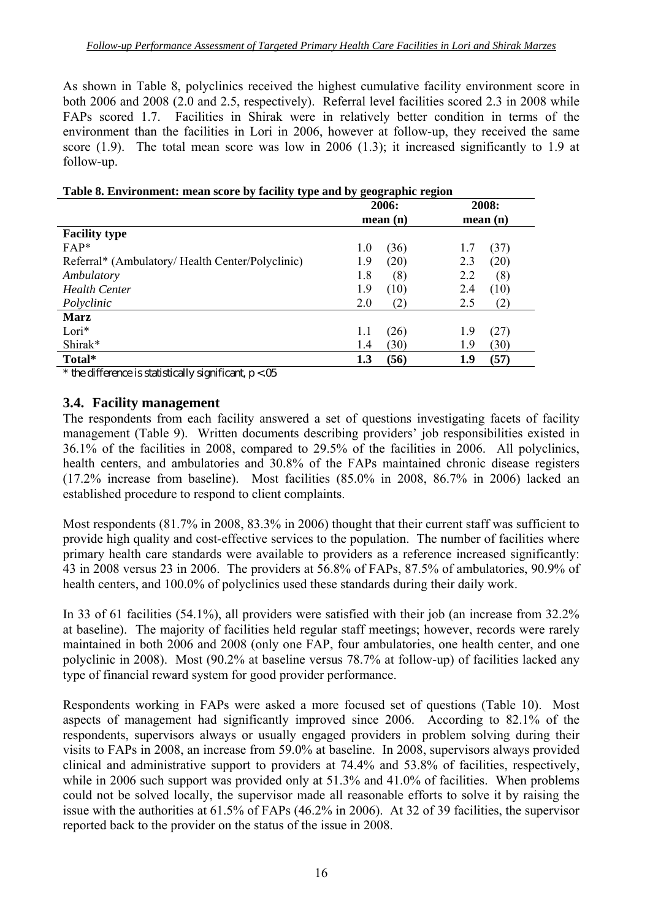As shown in Table 8, polyclinics received the highest cumulative facility environment score in both 2006 and 2008 (2.0 and 2.5, respectively). Referral level facilities scored 2.3 in 2008 while FAPs scored 1.7. Facilities in Shirak were in relatively better condition in terms of the environment than the facilities in Lori in 2006, however at follow-up, they received the same score (1.9). The total mean score was low in 2006 (1.3); it increased significantly to 1.9 at follow-up.

**Table 8. Environment: mean score by facility type and by geographic region**

| | 2006: mean (n) | | 2008: mean (n) | |
|---|---|---|---|---|
| **Facility type** | | | | |
| FAP* | 1.0 | (36) | 1.7 | (37) |
| Referral* (Ambulatory/ Health Center/Polyclinic) | 1.9 | (20) | 2.3 | (20) |
| *Ambulatory* | 1.8 | (8) | 2.2 | (8) |
| *Health Center* | 1.9 | (10) | 2.4 | (10) |
| *Polyclinic* | 2.0 | (2) | 2.5 | (2) |
| **Marz** | | | | |
| Lori* | 1.1 | (26) | 1.9 | (27) |
| Shirak* | 1.4 | (30) | 1.9 | (30) |
| **Total*** | **1.3** | **(56)** | **1.9** | **(57)** |

*\* the difference is statistically significant, $p < .05$*

## 3.4. Facility management

The respondents from each facility answered a set of questions investigating facets of facility management (Table 9). Written documents describing providers' job responsibilities existed in 36.1% of the facilities in 2008, compared to 29.5% of the facilities in 2006. All polyclinics, health centers, and ambulatories and 30.8% of the FAPs maintained chronic disease registers (17.2% increase from baseline). Most facilities (85.0% in 2008, 86.7% in 2006) lacked an established procedure to respond to client complaints.

Most respondents (81.7% in 2008, 83.3% in 2006) thought that their current staff was sufficient to provide high quality and cost-effective services to the population. The number of facilities where primary health care standards were available to providers as a reference increased significantly: 43 in 2008 versus 23 in 2006. The providers at 56.8% of FAPs, 87.5% of ambulatories, 90.9% of health centers, and 100.0% of polyclinics used these standards during their daily work.

In 33 of 61 facilities (54.1%), all providers were satisfied with their job (an increase from 32.2% at baseline). The majority of facilities held regular staff meetings; however, records were rarely maintained in both 2006 and 2008 (only one FAP, four ambulatories, one health center, and one polyclinic in 2008). Most (90.2% at baseline versus 78.7% at follow-up) of facilities lacked any type of financial reward system for good provider performance.

Respondents working in FAPs were asked a more focused set of questions (Table 10). Most aspects of management had significantly improved since 2006. According to 82.1% of the respondents, supervisors always or usually engaged providers in problem solving during their visits to FAPs in 2008, an increase from 59.0% at baseline. In 2008, supervisors always provided clinical and administrative support to providers at 74.4% and 53.8% of facilities, respectively, while in 2006 such support was provided only at 51.3% and 41.0% of facilities. When problems could not be solved locally, the supervisor made all reasonable efforts to solve it by raising the issue with the authorities at 61.5% of FAPs (46.2% in 2006). At 32 of 39 facilities, the supervisor reported back to the provider on the status of the issue in 2008.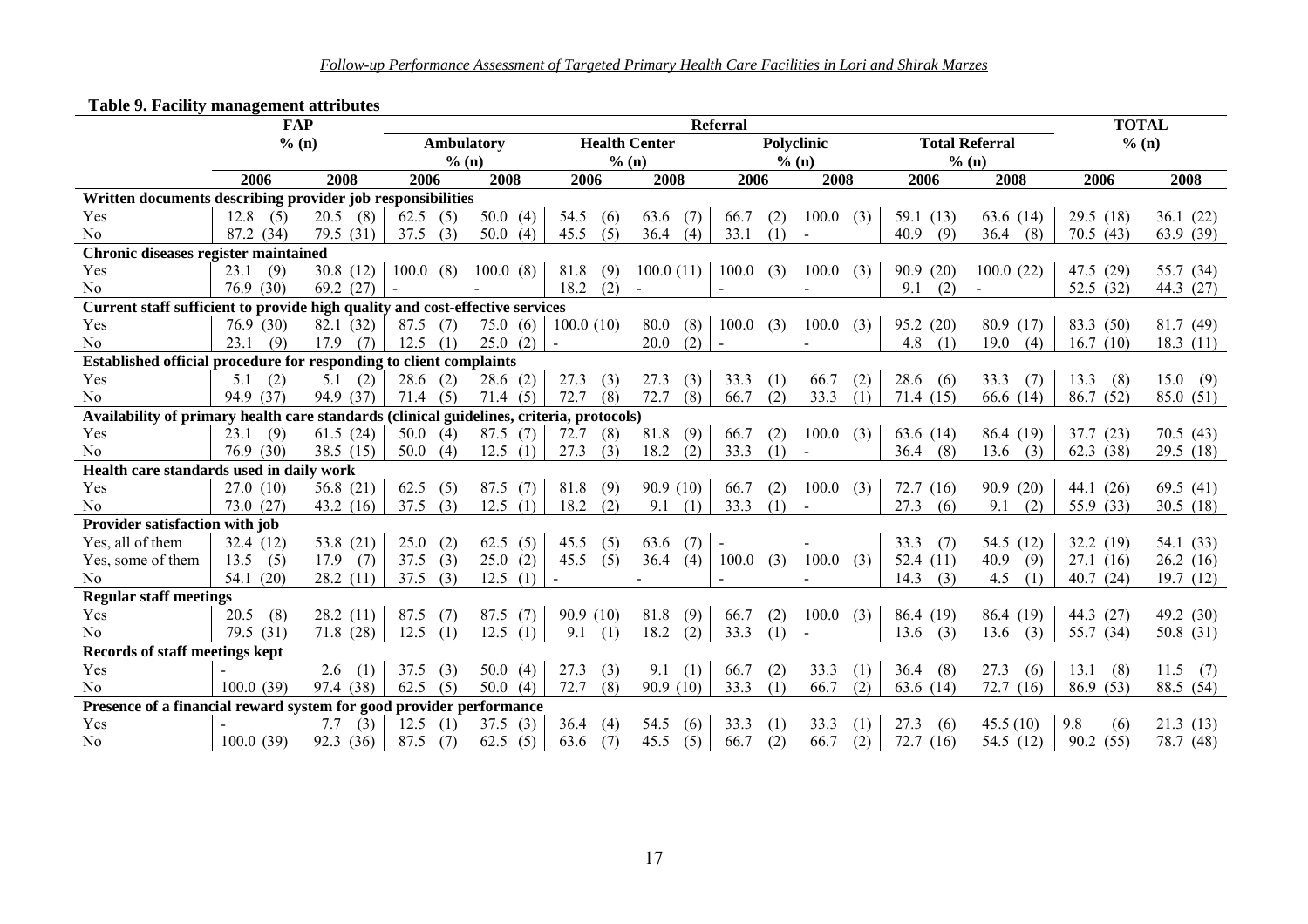**Table 9. Facility management attributes**

| | FAP % (n) | | Referral | | | | | | | | | | TOTAL % (n) | |
|---|---|---|---|---|---|---|---|---|---|---|---|---|---|---|
| | | | Ambulatory % (n) | | Health Center % (n) | | Polyclinic % (n) | | Total Referral % (n) | | | | | |
| | 2006 | 2008 | 2006 | 2008 | 2006 | 2008 | 2006 | 2008 | 2006 | 2008 | | | 2006 | 2008 |
| **Written documents describing provider job responsibilities** | | | | | | | | | | | | | | |
| Yes | 12.8 (5) | 20.5 (8) | 62.5 (5) | 50.0 (4) | 54.5 (6) | 63.6 (7) | 66.7 (2) | 100.0 (3) | 59.1 (13) | 63.6 (14) | | | 29.5 (18) | 36.1 (22) |
| No | 87.2 (34) | 79.5 (31) | 37.5 (3) | 50.0 (4) | 45.5 (5) | 36.4 (4) | 33.1 (1) | - | 40.9 (9) | 36.4 (8) | | | 70.5 (43) | 63.9 (39) |
| **Chronic diseases register maintained** | | | | | | | | | | | | | | |
| Yes | 23.1 (9) | 30.8 (12) | 100.0 (8) | 100.0 (8) | 81.8 (9) | 100.0 (11) | 100.0 (3) | 100.0 (3) | 90.9 (20) | 100.0 (22) | | | 47.5 (29) | 55.7 (34) |
| No | 76.9 (30) | 69.2 (27) | - | - | 18.2 (2) | - | - | - | 9.1 (2) | - | | | 52.5 (32) | 44.3 (27) |
| **Current staff sufficient to provide high quality and cost-effective services** | | | | | | | | | | | | | | |
| Yes | 76.9 (30) | 82.1 (32) | 87.5 (7) | 75.0 (6) | 100.0 (10) | 80.0 (8) | 100.0 (3) | 100.0 (3) | 95.2 (20) | 80.9 (17) | | | 83.3 (50) | 81.7 (49) |
| No | 23.1 (9) | 17.9 (7) | 12.5 (1) | 25.0 (2) | - | 20.0 (2) | - | - | 4.8 (1) | 19.0 (4) | | | 16.7 (10) | 18.3 (11) |
| **Established official procedure for responding to client complaints** | | | | | | | | | | | | | | |
| Yes | 5.1 (2) | 5.1 (2) | 28.6 (2) | 28.6 (2) | 27.3 (3) | 27.3 (3) | 33.3 (1) | 66.7 (2) | 28.6 (6) | 33.3 (7) | | | 13.3 (8) | 15.0 (9) |
| No | 94.9 (37) | 94.9 (37) | 71.4 (5) | 71.4 (5) | 72.7 (8) | 72.7 (8) | 66.7 (2) | 33.3 (1) | 71.4 (15) | 66.6 (14) | | | 86.7 (52) | 85.0 (51) |
| **Availability of primary health care standards (clinical guidelines, criteria, protocols)** | | | | | | | | | | | | | | |
| Yes | 23.1 (9) | 61.5 (24) | 50.0 (4) | 87.5 (7) | 72.7 (8) | 81.8 (9) | 66.7 (2) | 100.0 (3) | 63.6 (14) | 86.4 (19) | | | 37.7 (23) | 70.5 (43) |
| No | 76.9 (30) | 38.5 (15) | 50.0 (4) | 12.5 (1) | 27.3 (3) | 18.2 (2) | 33.3 (1) | - | 36.4 (8) | 13.6 (3) | | | 62.3 (38) | 29.5 (18) |
| **Health care standards used in daily work** | | | | | | | | | | | | | | |
| Yes | 27.0 (10) | 56.8 (21) | 62.5 (5) | 87.5 (7) | 81.8 (9) | 90.9 (10) | 66.7 (2) | 100.0 (3) | 72.7 (16) | 90.9 (20) | | | 44.1 (26) | 69.5 (41) |
| No | 73.0 (27) | 43.2 (16) | 37.5 (3) | 12.5 (1) | 18.2 (2) | 9.1 (1) | 33.3 (1) | - | 27.3 (6) | 9.1 (2) | | | 55.9 (33) | 30.5 (18) |
| **Provider satisfaction with job** | | | | | | | | | | | | | | |
| Yes, all of them | 32.4 (12) | 53.8 (21) | 25.0 (2) | 62.5 (5) | 45.5 (5) | 63.6 (7) | - | - | 33.3 (7) | 54.5 (12) | | | 32.2 (19) | 54.1 (33) |
| Yes, some of them | 13.5 (5) | 17.9 (7) | 37.5 (3) | 25.0 (2) | 45.5 (5) | 36.4 (4) | 100.0 (3) | 100.0 (3) | 52.4 (11) | 40.9 (9) | | | 27.1 (16) | 26.2 (16) |
| No | 54.1 (20) | 28.2 (11) | 37.5 (3) | 12.5 (1) | - | - | - | - | 14.3 (3) | 4.5 (1) | | | 40.7 (24) | 19.7 (12) |
| **Regular staff meetings** | | | | | | | | | | | | | | |
| Yes | 20.5 (8) | 28.2 (11) | 87.5 (7) | 87.5 (7) | 90.9 (10) | 81.8 (9) | 66.7 (2) | 100.0 (3) | 86.4 (19) | 86.4 (19) | | | 44.3 (27) | 49.2 (30) |
| No | 79.5 (31) | 71.8 (28) | 12.5 (1) | 12.5 (1) | 9.1 (1) | 18.2 (2) | 33.3 (1) | - | 13.6 (3) | 13.6 (3) | | | 55.7 (34) | 50.8 (31) |
| **Records of staff meetings kept** | | | | | | | | | | | | | | |
| Yes | - | 2.6 (1) | 37.5 (3) | 50.0 (4) | 27.3 (3) | 9.1 (1) | 66.7 (2) | 33.3 (1) | 36.4 (8) | 27.3 (6) | | | 13.1 (8) | 11.5 (7) |
| No | 100.0 (39) | 97.4 (38) | 62.5 (5) | 50.0 (4) | 72.7 (8) | 90.9 (10) | 33.3 (1) | 66.7 (2) | 63.6 (14) | 72.7 (16) | | | 86.9 (53) | 88.5 (54) |
| **Presence of a financial reward system for good provider performance** | | | | | | | | | | | | | | |
| Yes | - | 7.7 (3) | 12.5 (1) | 37.5 (3) | 36.4 (4) | 54.5 (6) | 33.3 (1) | 33.3 (1) | 27.3 (6) | 45.5 (10) | | | 9.8 (6) | 21.3 (13) |
| No | 100.0 (39) | 92.3 (36) | 87.5 (7) | 62.5 (5) | 63.6 (7) | 45.5 (5) | 66.7 (2) | 66.7 (2) | 72.7 (16) | 54.5 (12) | | | 90.2 (55) | 78.7 (48) |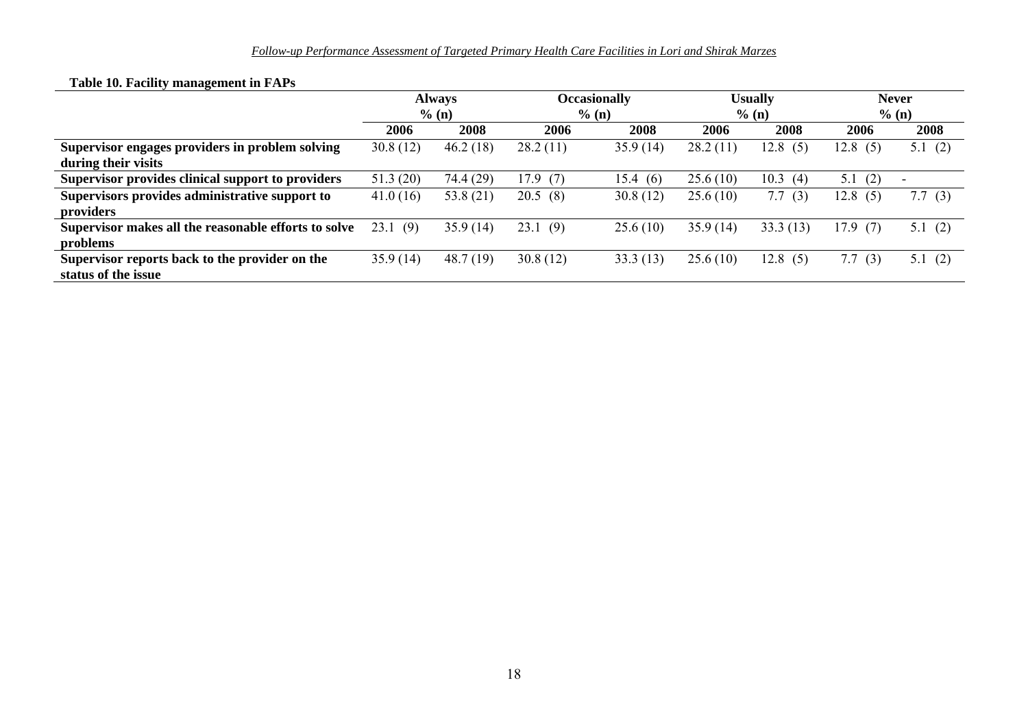**Table 10. Facility management in FAPs**

| | Always % (n) | | Occasionally % (n) | | Usually % (n) | | Never % (n) | |
|---|---|---|---|---|---|---|---|---|
| | 2006 | 2008 | 2006 | 2008 | 2006 | 2008 | 2006 | 2008 |
| **Supervisor engages providers in problem solving during their visits** | 30.8 (12) | 46.2 (18) | 28.2 (11) | 35.9 (14) | 28.2 (11) | 12.8 (5) | 12.8 (5) | 5.1 (2) |
| **Supervisor provides clinical support to providers** | 51.3 (20) | 74.4 (29) | 17.9 (7) | 15.4 (6) | 25.6 (10) | 10.3 (4) | 5.1 (2) | - |
| **Supervisors provides administrative support to providers** | 41.0 (16) | 53.8 (21) | 20.5 (8) | 30.8 (12) | 25.6 (10) | 7.7 (3) | 12.8 (5) | 7.7 (3) |
| **Supervisor makes all the reasonable efforts to solve problems** | 23.1 (9) | 35.9 (14) | 23.1 (9) | 25.6 (10) | 35.9 (14) | 33.3 (13) | 17.9 (7) | 5.1 (2) |
| **Supervisor reports back to the provider on the status of the issue** | 35.9 (14) | 48.7 (19) | 30.8 (12) | 33.3 (13) | 25.6 (10) | 12.8 (5) | 7.7 (3) | 5.1 (2) |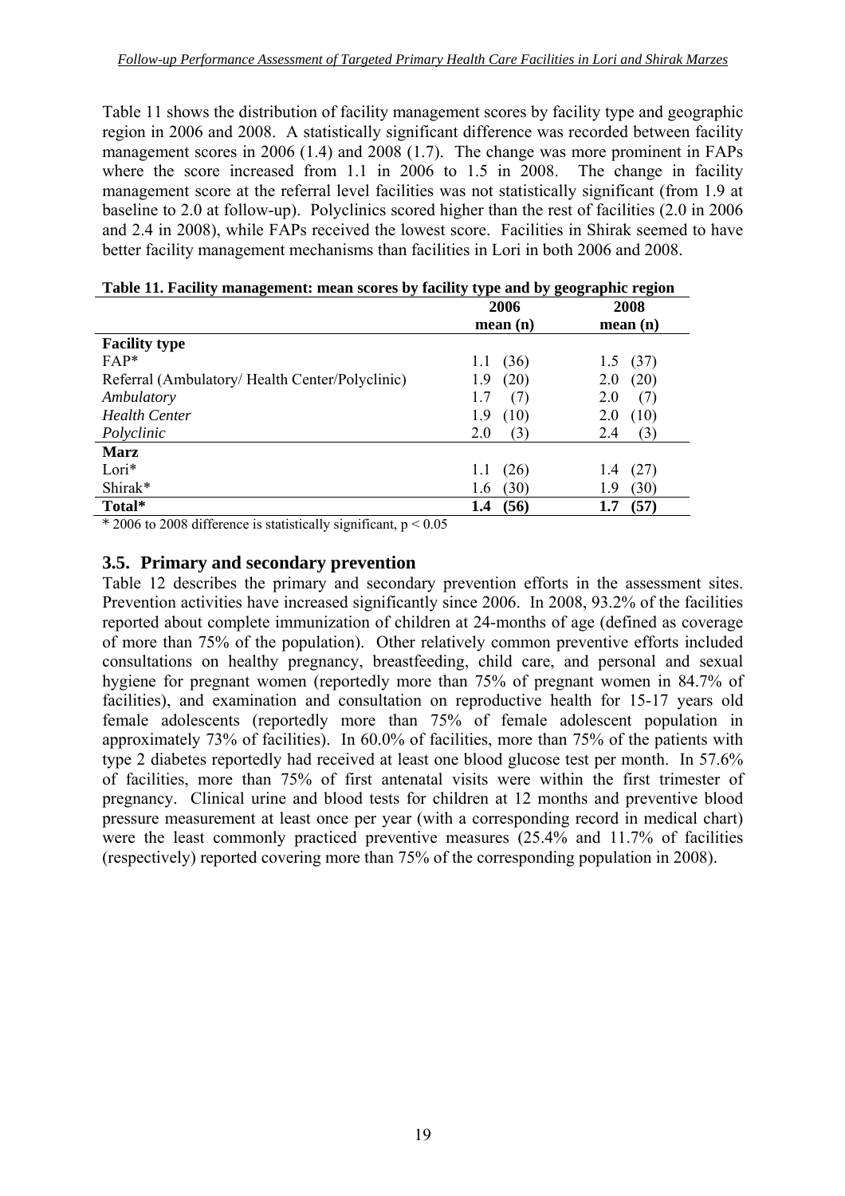Table 11 shows the distribution of facility management scores by facility type and geographic region in 2006 and 2008. A statistically significant difference was recorded between facility management scores in 2006 (1.4) and 2008 (1.7). The change was more prominent in FAPs where the score increased from 1.1 in 2006 to 1.5 in 2008. The change in facility management score at the referral level facilities was not statistically significant (from 1.9 at baseline to 2.0 at follow-up). Polyclinics scored higher than the rest of facilities (2.0 in 2006 and 2.4 in 2008), while FAPs received the lowest score. Facilities in Shirak seemed to have better facility management mechanisms than facilities in Lori in both 2006 and 2008.

**Table 11. Facility management: mean scores by facility type and by geographic region**

| | 2006 mean (n) | 2008 mean (n) |
|---|---|---|
| **Facility type** | | |
| FAP* | 1.1 (36) | 1.5 (37) |
| Referral (Ambulatory/ Health Center/Polyclinic) | 1.9 (20) | 2.0 (20) |
| *Ambulatory* | 1.7 (7) | 2.0 (7) |
| *Health Center* | 1.9 (10) | 2.0 (10) |
| *Polyclinic* | 2.0 (3) | 2.4 (3) |
| **Marz** | | |
| Lori* | 1.1 (26) | 1.4 (27) |
| Shirak* | 1.6 (30) | 1.9 (30) |
| **Total*** | **1.4 (56)** | **1.7 (57)** |

* 2006 to 2008 difference is statistically significant, $p < 0.05$

## 3.5. Primary and secondary prevention

Table 12 describes the primary and secondary prevention efforts in the assessment sites. Prevention activities have increased significantly since 2006. In 2008, 93.2% of the facilities reported about complete immunization of children at 24-months of age (defined as coverage of more than 75% of the population). Other relatively common preventive efforts included consultations on healthy pregnancy, breastfeeding, child care, and personal and sexual hygiene for pregnant women (reportedly more than 75% of pregnant women in 84.7% of facilities), and examination and consultation on reproductive health for 15-17 years old female adolescents (reportedly more than 75% of female adolescent population in approximately 73% of facilities). In 60.0% of facilities, more than 75% of the patients with type 2 diabetes reportedly had received at least one blood glucose test per month. In 57.6% of facilities, more than 75% of first antenatal visits were within the first trimester of pregnancy. Clinical urine and blood tests for children at 12 months and preventive blood pressure measurement at least once per year (with a corresponding record in medical chart) were the least commonly practiced preventive measures (25.4% and 11.7% of facilities (respectively) reported covering more than 75% of the corresponding population in 2008).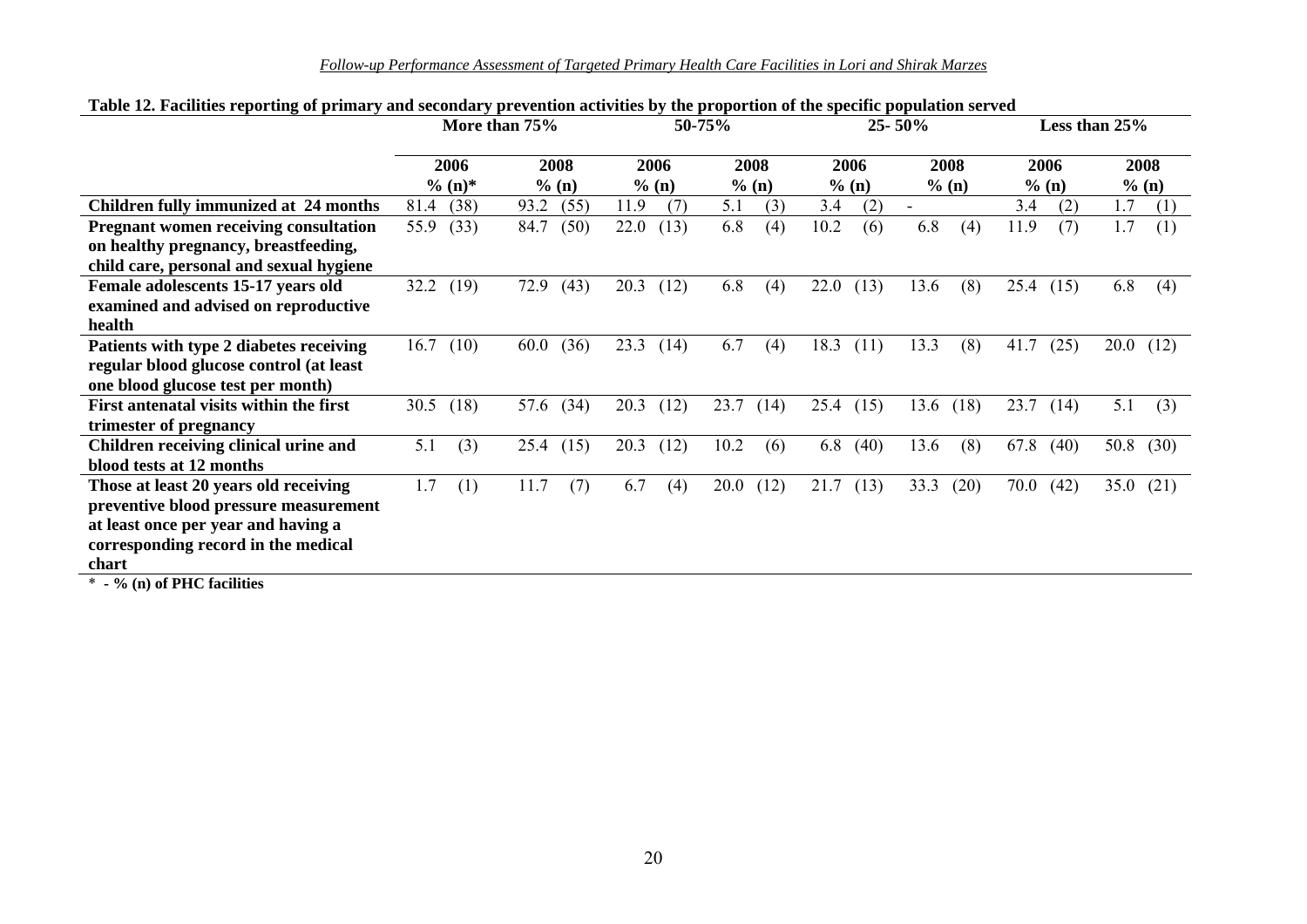**Table 12. Facilities reporting of primary and secondary prevention activities by the proportion of the specific population served**

| | More than 75% | | 50-75% | | 25- 50% | | Less than 25% | |
|---|---|---|---|---|---|---|---|---|
| | 2006 % (n)* | 2008 % (n) | 2006 % (n) | 2008 % (n) | 2006 % (n) | 2008 % (n) | 2006 % (n) | 2008 % (n) |
| **Children fully immunized at 24 months** | 81.4 (38) | 93.2 (55) | 11.9 (7) | 5.1 (3) | 3.4 (2) | - | 3.4 (2) | 1.7 (1) |
| **Pregnant women receiving consultation on healthy pregnancy, breastfeeding, child care, personal and sexual hygiene** | 55.9 (33) | 84.7 (50) | 22.0 (13) | 6.8 (4) | 10.2 (6) | 6.8 (4) | 11.9 (7) | 1.7 (1) |
| **Female adolescents 15-17 years old examined and advised on reproductive health** | 32.2 (19) | 72.9 (43) | 20.3 (12) | 6.8 (4) | 22.0 (13) | 13.6 (8) | 25.4 (15) | 6.8 (4) |
| **Patients with type 2 diabetes receiving regular blood glucose control (at least one blood glucose test per month)** | 16.7 (10) | 60.0 (36) | 23.3 (14) | 6.7 (4) | 18.3 (11) | 13.3 (8) | 41.7 (25) | 20.0 (12) |
| **First antenatal visits within the first trimester of pregnancy** | 30.5 (18) | 57.6 (34) | 20.3 (12) | 23.7 (14) | 25.4 (15) | 13.6 (18) | 23.7 (14) | 5.1 (3) |
| **Children receiving clinical urine and blood tests at 12 months** | 5.1 (3) | 25.4 (15) | 20.3 (12) | 10.2 (6) | 6.8 (40) | 13.6 (8) | 67.8 (40) | 50.8 (30) |
| **Those at least 20 years old receiving preventive blood pressure measurement at least once per year and having a corresponding record in the medical chart** | 1.7 (1) | 11.7 (7) | 6.7 (4) | 20.0 (12) | 21.7 (13) | 33.3 (20) | 70.0 (42) | 35.0 (21) |

**\* - % (n) of PHC facilities**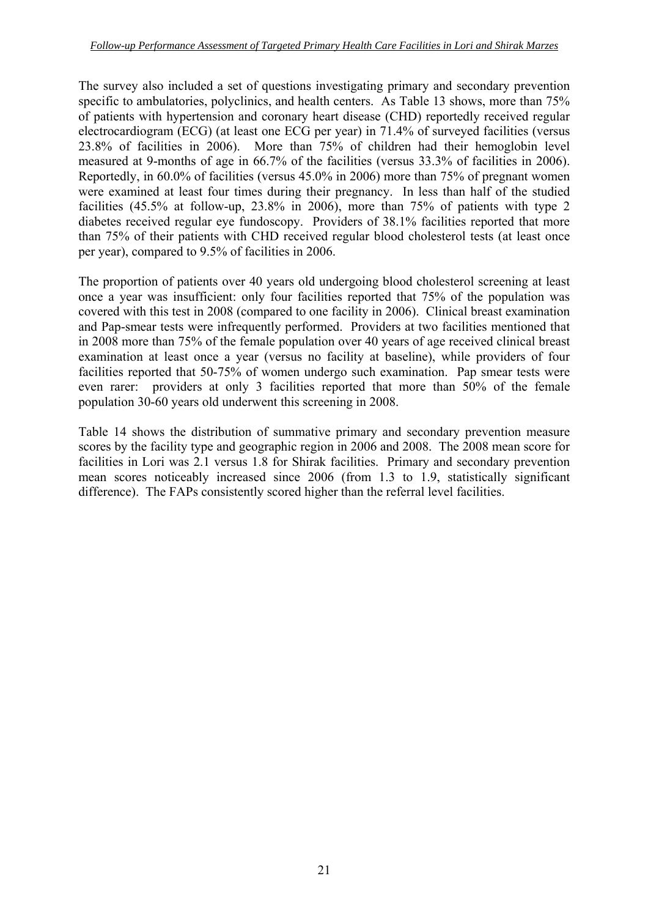The survey also included a set of questions investigating primary and secondary prevention specific to ambulatories, polyclinics, and health centers. As Table 13 shows, more than 75% of patients with hypertension and coronary heart disease (CHD) reportedly received regular electrocardiogram (ECG) (at least one ECG per year) in 71.4% of surveyed facilities (versus 23.8% of facilities in 2006). More than 75% of children had their hemoglobin level measured at 9-months of age in 66.7% of the facilities (versus 33.3% of facilities in 2006). Reportedly, in 60.0% of facilities (versus 45.0% in 2006) more than 75% of pregnant women were examined at least four times during their pregnancy. In less than half of the studied facilities (45.5% at follow-up, 23.8% in 2006), more than 75% of patients with type 2 diabetes received regular eye fundoscopy. Providers of 38.1% facilities reported that more than 75% of their patients with CHD received regular blood cholesterol tests (at least once per year), compared to 9.5% of facilities in 2006.

The proportion of patients over 40 years old undergoing blood cholesterol screening at least once a year was insufficient: only four facilities reported that 75% of the population was covered with this test in 2008 (compared to one facility in 2006). Clinical breast examination and Pap-smear tests were infrequently performed. Providers at two facilities mentioned that in 2008 more than 75% of the female population over 40 years of age received clinical breast examination at least once a year (versus no facility at baseline), while providers of four facilities reported that 50-75% of women undergo such examination. Pap smear tests were even rarer: providers at only 3 facilities reported that more than 50% of the female population 30-60 years old underwent this screening in 2008.

Table 14 shows the distribution of summative primary and secondary prevention measure scores by the facility type and geographic region in 2006 and 2008. The 2008 mean score for facilities in Lori was 2.1 versus 1.8 for Shirak facilities. Primary and secondary prevention mean scores noticeably increased since 2006 (from 1.3 to 1.9, statistically significant difference). The FAPs consistently scored higher than the referral level facilities.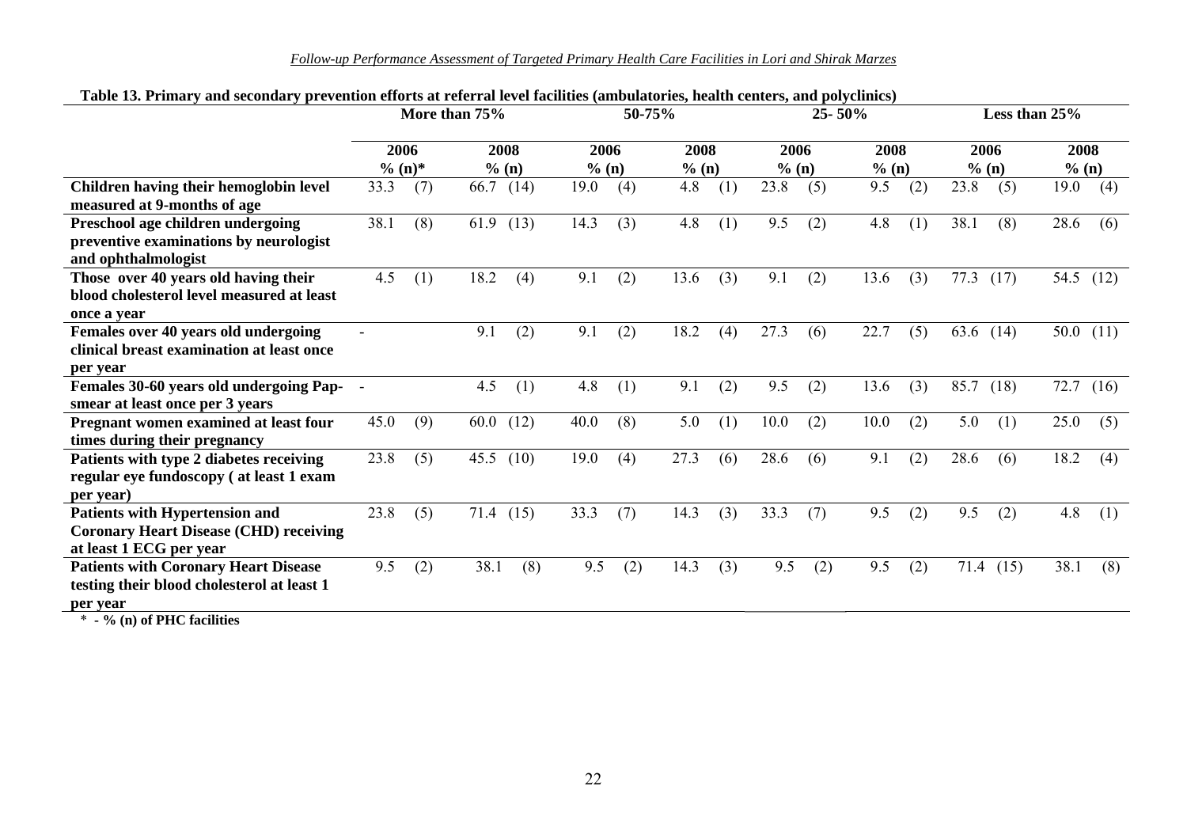**Table 13. Primary and secondary prevention efforts at referral level facilities (ambulatories, health centers, and polyclinics)**

| | More than 75% | | 50-75% | | 25- 50% | | Less than 25% | |
|---|---|---|---|---|---|---|---|---|
| | 2006 % (n)* | 2008 % (n) | 2006 % (n) | 2008 % (n) | 2006 % (n) | 2008 % (n) | 2006 % (n) | 2008 % (n) |
| **Children having their hemoglobin level measured at 9-months of age** | 33.3 (7) | 66.7 (14) | 19.0 (4) | 4.8 (1) | 23.8 (5) | 9.5 (2) | 23.8 (5) | 19.0 (4) |
| **Preschool age children undergoing preventive examinations by neurologist and ophthalmologist** | 38.1 (8) | 61.9 (13) | 14.3 (3) | 4.8 (1) | 9.5 (2) | 4.8 (1) | 38.1 (8) | 28.6 (6) |
| **Those over 40 years old having their blood cholesterol level measured at least once a year** | 4.5 (1) | 18.2 (4) | 9.1 (2) | 13.6 (3) | 9.1 (2) | 13.6 (3) | 77.3 (17) | 54.5 (12) |
| **Females over 40 years old undergoing clinical breast examination at least once per year** | - | 9.1 (2) | 9.1 (2) | 18.2 (4) | 27.3 (6) | 22.7 (5) | 63.6 (14) | 50.0 (11) |
| **Females 30-60 years old undergoing Pap-smear at least once per 3 years** | - | 4.5 (1) | 4.8 (1) | 9.1 (2) | 9.5 (2) | 13.6 (3) | 85.7 (18) | 72.7 (16) |
| **Pregnant women examined at least four times during their pregnancy** | 45.0 (9) | 60.0 (12) | 40.0 (8) | 5.0 (1) | 10.0 (2) | 10.0 (2) | 5.0 (1) | 25.0 (5) |
| **Patients with type 2 diabetes receiving regular eye fundoscopy ( at least 1 exam per year)** | 23.8 (5) | 45.5 (10) | 19.0 (4) | 27.3 (6) | 28.6 (6) | 9.1 (2) | 28.6 (6) | 18.2 (4) |
| **Patients with Hypertension and Coronary Heart Disease (CHD) receiving at least 1 ECG per year** | 23.8 (5) | 71.4 (15) | 33.3 (7) | 14.3 (3) | 33.3 (7) | 9.5 (2) | 9.5 (2) | 4.8 (1) |
| **Patients with Coronary Heart Disease testing their blood cholesterol at least 1 per year** | 9.5 (2) | 38.1 (8) | 9.5 (2) | 14.3 (3) | 9.5 (2) | 9.5 (2) | 71.4 (15) | 38.1 (8) |

\* - **% (n) of PHC facilities**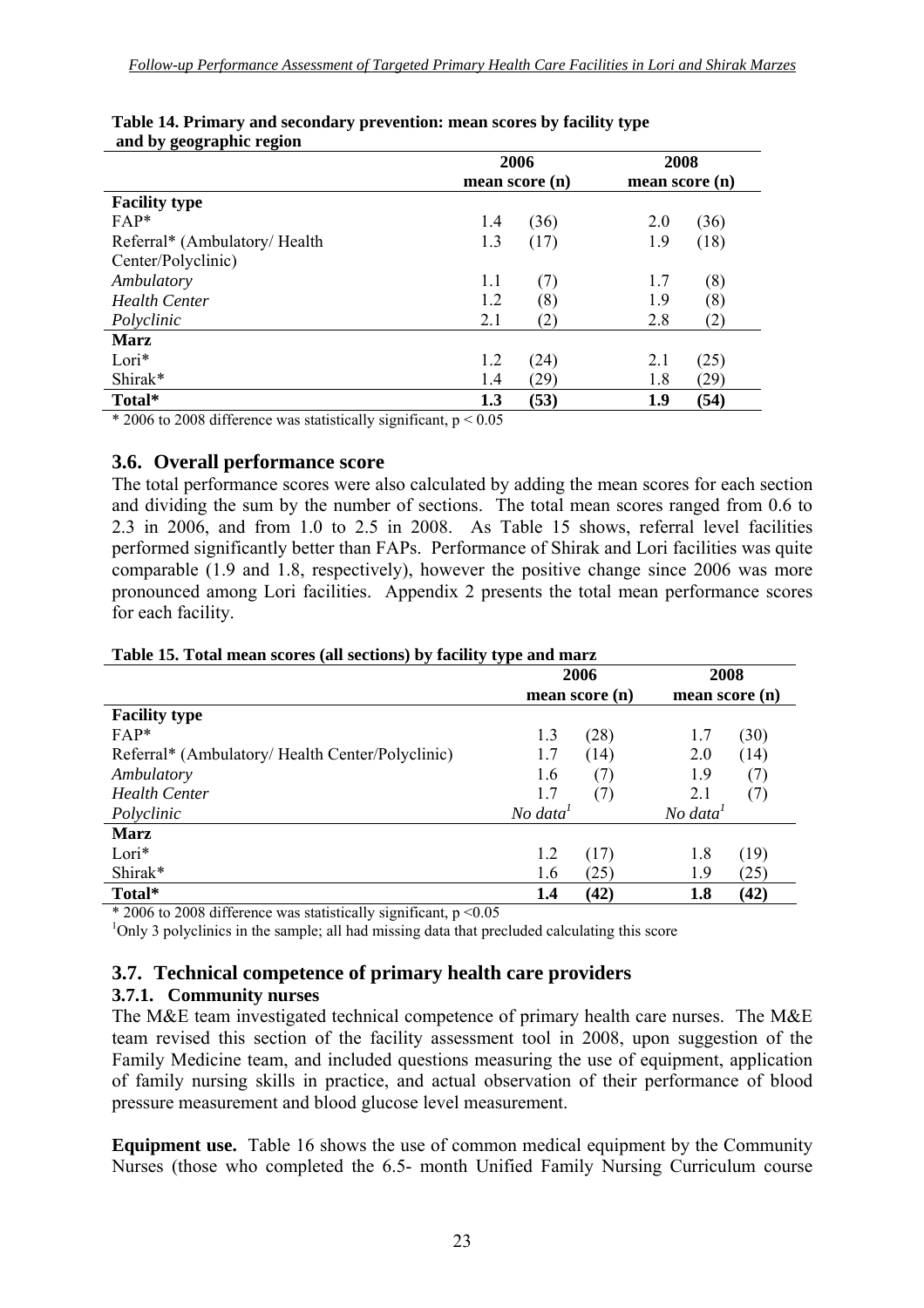**Table 14. Primary and secondary prevention: mean scores by facility type and by geographic region**

| | 2006 | | 2008 | |
|---|---|---|---|---|
| | mean score (n) | | mean score (n) | |
| **Facility type** | | | | |
| FAP* | 1.4 | (36) | 2.0 | (36) |
| Referral* (Ambulatory/ Health Center/Polyclinic) | 1.3 | (17) | 1.9 | (18) |
| *Ambulatory* | 1.1 | (7) | 1.7 | (8) |
| *Health Center* | 1.2 | (8) | 1.9 | (8) |
| *Polyclinic* | 2.1 | (2) | 2.8 | (2) |
| **Marz** | | | | |
| Lori* | 1.2 | (24) | 2.1 | (25) |
| Shirak* | 1.4 | (29) | 1.8 | (29) |
| **Total*** | **1.3** | **(53)** | **1.9** | **(54)** |

* 2006 to 2008 difference was statistically significant, $p < 0.05$

## 3.6. Overall performance score

The total performance scores were also calculated by adding the mean scores for each section and dividing the sum by the number of sections. The total mean scores ranged from 0.6 to 2.3 in 2006, and from 1.0 to 2.5 in 2008. As Table 15 shows, referral level facilities performed significantly better than FAPs. Performance of Shirak and Lori facilities was quite comparable (1.9 and 1.8, respectively), however the positive change since 2006 was more pronounced among Lori facilities. Appendix 2 presents the total mean performance scores for each facility.

**Table 15. Total mean scores (all sections) by facility type and marz**

| | 2006 | | 2008 | |
|---|---|---|---|---|
| | mean score (n) | | mean score (n) | |
| **Facility type** | | | | |
| FAP* | 1.3 | (28) | 1.7 | (30) |
| Referral* (Ambulatory/ Health Center/Polyclinic) | 1.7 | (14) | 2.0 | (14) |
| *Ambulatory* | 1.6 | (7) | 1.9 | (7) |
| *Health Center* | 1.7 | (7) | 2.1 | (7) |
| *Polyclinic* | *No data*[1] | | *No data*[1] | |
| **Marz** | | | | |
| Lori* | 1.2 | (17) | 1.8 | (19) |
| Shirak* | 1.6 | (25) | 1.9 | (25) |
| **Total*** | **1.4** | **(42)** | **1.8** | **(42)** |

* 2006 to 2008 difference was statistically significant, $p < 0.05$

[1]Only 3 polyclinics in the sample; all had missing data that precluded calculating this score

## 3.7. Technical competence of primary health care providers

### 3.7.1. Community nurses

The M&E team investigated technical competence of primary health care nurses. The M&E team revised this section of the facility assessment tool in 2008, upon suggestion of the Family Medicine team, and included questions measuring the use of equipment, application of family nursing skills in practice, and actual observation of their performance of blood pressure measurement and blood glucose level measurement.

**Equipment use.** Table 16 shows the use of common medical equipment by the Community Nurses (those who completed the 6.5- month Unified Family Nursing Curriculum course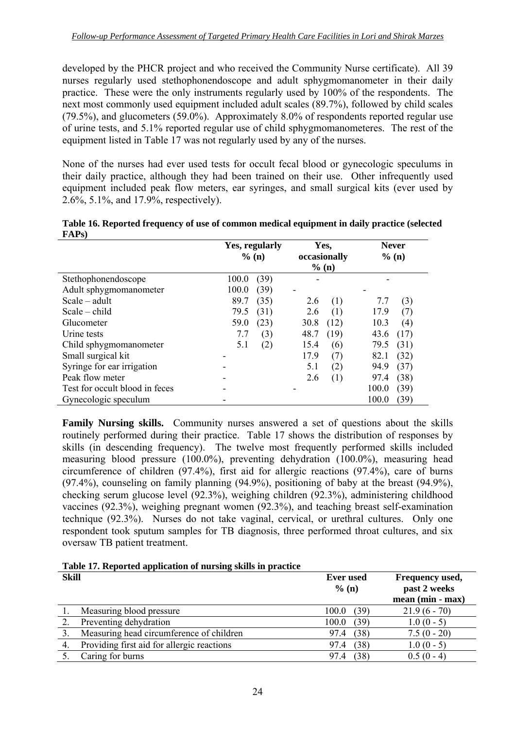developed by the PHCR project and who received the Community Nurse certificate). All 39 nurses regularly used stethophonendoscope and adult sphygmomanometer in their daily practice. These were the only instruments regularly used by 100% of the respondents. The next most commonly used equipment included adult scales (89.7%), followed by child scales (79.5%), and glucometers (59.0%). Approximately 8.0% of respondents reported regular use of urine tests, and 5.1% reported regular use of child sphygmomanometeres. The rest of the equipment listed in Table 17 was not regularly used by any of the nurses.

None of the nurses had ever used tests for occult fecal blood or gynecologic speculums in their daily practice, although they had been trained on their use. Other infrequently used equipment included peak flow meters, ear syringes, and small surgical kits (ever used by 2.6%, 5.1%, and 17.9%, respectively).

**Table 16. Reported frequency of use of common medical equipment in daily practice (selected FAPs)**

| | Yes, regularly % (n) | Yes, occasionally % (n) | Never % (n) |
|---|---|---|---|
| Stethophonendoscope | 100.0 (39) | - | - |
| Adult sphygmomanometer | 100.0 (39) | - | - |
| Scale – adult | 89.7 (35) | 2.6 (1) | 7.7 (3) |
| Scale – child | 79.5 (31) | 2.6 (1) | 17.9 (7) |
| Glucometer | 59.0 (23) | 30.8 (12) | 10.3 (4) |
| Urine tests | 7.7 (3) | 48.7 (19) | 43.6 (17) |
| Child sphygmomanometer | 5.1 (2) | 15.4 (6) | 79.5 (31) |
| Small surgical kit | - | 17.9 (7) | 82.1 (32) |
| Syringe for ear irrigation | - | 5.1 (2) | 94.9 (37) |
| Peak flow meter | - | 2.6 (1) | 97.4 (38) |
| Test for occult blood in feces | - | - | 100.0 (39) |
| Gynecologic speculum | - | | 100.0 (39) |

**Family Nursing skills.** Community nurses answered a set of questions about the skills routinely performed during their practice. Table 17 shows the distribution of responses by skills (in descending frequency). The twelve most frequently performed skills included measuring blood pressure (100.0%), preventing dehydration (100.0%), measuring head circumference of children (97.4%), first aid for allergic reactions (97.4%), care of burns (97.4%), counseling on family planning (94.9%), positioning of baby at the breast (94.9%), checking serum glucose level (92.3%), weighing children (92.3%), administering childhood vaccines (92.3%), weighing pregnant women (92.3%), and teaching breast self-examination technique (92.3%). Nurses do not take vaginal, cervical, or urethral cultures. Only one respondent took sputum samples for TB diagnosis, three performed throat cultures, and six oversaw TB patient treatment.

**Table 17. Reported application of nursing skills in practice**

| Skill | Ever used % (n) | Frequency used, past 2 weeks mean (min - max) |
|---|---|---|
| 1. Measuring blood pressure | 100.0 (39) | 21.9 (6 - 70) |
| 2. Preventing dehydration | 100.0 (39) | 1.0 (0 - 5) |
| 3. Measuring head circumference of children | 97.4 (38) | 7.5 (0 - 20) |
| 4. Providing first aid for allergic reactions | 97.4 (38) | 1.0 (0 - 5) |
| 5. Caring for burns | 97.4 (38) | 0.5 (0 - 4) |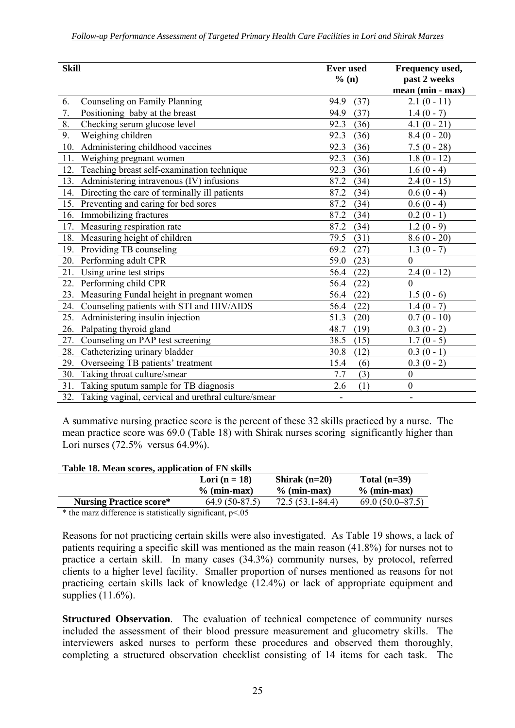| Skill | Ever used % (n) | Frequency used, past 2 weeks mean (min - max) |
|---|---|---|
| 6. Counseling on Family Planning | 94.9 (37) | 2.1 (0 - 11) |
| 7. Positioning baby at the breast | 94.9 (37) | 1.4 (0 - 7) |
| 8. Checking serum glucose level | 92.3 (36) | 4.1 (0 - 21) |
| 9. Weighing children | 92.3 (36) | 8.4 (0 - 20) |
| 10. Administering childhood vaccines | 92.3 (36) | 7.5 (0 - 28) |
| 11. Weighing pregnant women | 92.3 (36) | 1.8 (0 - 12) |
| 12. Teaching breast self-examination technique | 92.3 (36) | 1.6 (0 - 4) |
| 13. Administering intravenous (IV) infusions | 87.2 (34) | 2.4 (0 - 15) |
| 14. Directing the care of terminally ill patients | 87.2 (34) | 0.6 (0 - 4) |
| 15. Preventing and caring for bed sores | 87.2 (34) | 0.6 (0 - 4) |
| 16. Immobilizing fractures | 87.2 (34) | 0.2 (0 - 1) |
| 17. Measuring respiration rate | 87.2 (34) | 1.2 (0 - 9) |
| 18. Measuring height of children | 79.5 (31) | 8.6 (0 - 20) |
| 19. Providing TB counseling | 69.2 (27) | 1.3 (0 - 7) |
| 20. Performing adult CPR | 59.0 (23) | 0 |
| 21. Using urine test strips | 56.4 (22) | 2.4 (0 - 12) |
| 22. Performing child CPR | 56.4 (22) | 0 |
| 23. Measuring Fundal height in pregnant women | 56.4 (22) | 1.5 (0 - 6) |
| 24. Counseling patients with STI and HIV/AIDS | 56.4 (22) | 1.4 (0 - 7) |
| 25. Administering insulin injection | 51.3 (20) | 0.7 (0 - 10) |
| 26. Palpating thyroid gland | 48.7 (19) | 0.3 (0 - 2) |
| 27. Counseling on PAP test screening | 38.5 (15) | 1.7 (0 - 5) |
| 28. Catheterizing urinary bladder | 30.8 (12) | 0.3 (0 - 1) |
| 29. Overseeing TB patients' treatment | 15.4 (6) | 0.3 (0 - 2) |
| 30. Taking throat culture/smear | 7.7 (3) | 0 |
| 31. Taking sputum sample for TB diagnosis | 2.6 (1) | 0 |
| 32. Taking vaginal, cervical and urethral culture/smear | - | - |

A summative nursing practice score is the percent of these 32 skills practiced by a nurse. The mean practice score was 69.0 (Table 18) with Shirak nurses scoring significantly higher than Lori nurses (72.5% versus 64.9%).

**Table 18. Mean scores, application of FN skills**

| | Lori (n = 18) % (min-max) | Shirak (n=20) % (min-max) | Total (n=39) % (min-max) |
|---|---|---|---|
| **Nursing Practice score*** | 64.9 (50-87.5) | 72.5 (53.1-84.4) | 69.0 (50.0–87.5) |

\* the marz difference is statistically significant, p<.05

Reasons for not practicing certain skills were also investigated. As Table 19 shows, a lack of patients requiring a specific skill was mentioned as the main reason (41.8%) for nurses not to practice a certain skill. In many cases (34.3%) community nurses, by protocol, referred clients to a higher level facility. Smaller proportion of nurses mentioned as reasons for not practicing certain skills lack of knowledge (12.4%) or lack of appropriate equipment and supplies (11.6%).

**Structured Observation**. The evaluation of technical competence of community nurses included the assessment of their blood pressure measurement and glucometry skills. The interviewers asked nurses to perform these procedures and observed them thoroughly, completing a structured observation checklist consisting of 14 items for each task. The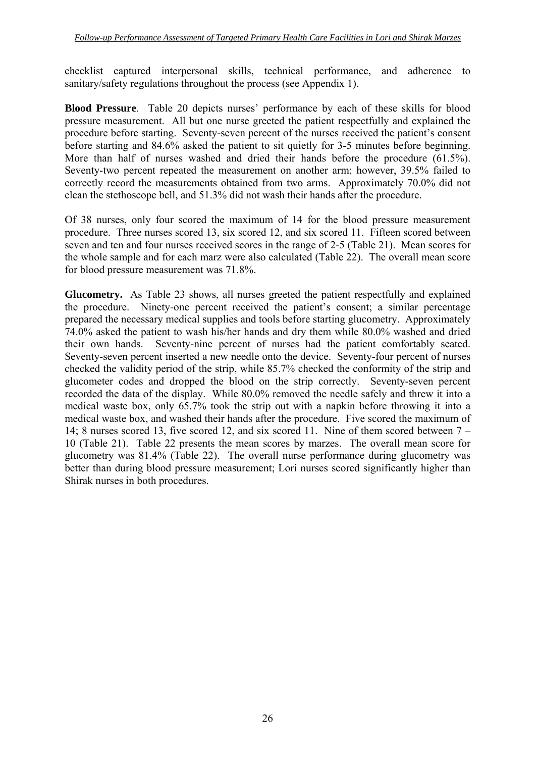checklist captured interpersonal skills, technical performance, and adherence to sanitary/safety regulations throughout the process (see Appendix 1).

**Blood Pressure**. Table 20 depicts nurses' performance by each of these skills for blood pressure measurement. All but one nurse greeted the patient respectfully and explained the procedure before starting. Seventy-seven percent of the nurses received the patient's consent before starting and 84.6% asked the patient to sit quietly for 3-5 minutes before beginning. More than half of nurses washed and dried their hands before the procedure (61.5%). Seventy-two percent repeated the measurement on another arm; however, 39.5% failed to correctly record the measurements obtained from two arms. Approximately 70.0% did not clean the stethoscope bell, and 51.3% did not wash their hands after the procedure.

Of 38 nurses, only four scored the maximum of 14 for the blood pressure measurement procedure. Three nurses scored 13, six scored 12, and six scored 11. Fifteen scored between seven and ten and four nurses received scores in the range of 2-5 (Table 21). Mean scores for the whole sample and for each marz were also calculated (Table 22). The overall mean score for blood pressure measurement was 71.8%.

**Glucometry.** As Table 23 shows, all nurses greeted the patient respectfully and explained the procedure. Ninety-one percent received the patient's consent; a similar percentage prepared the necessary medical supplies and tools before starting glucometry. Approximately 74.0% asked the patient to wash his/her hands and dry them while 80.0% washed and dried their own hands. Seventy-nine percent of nurses had the patient comfortably seated. Seventy-seven percent inserted a new needle onto the device. Seventy-four percent of nurses checked the validity period of the strip, while 85.7% checked the conformity of the strip and glucometer codes and dropped the blood on the strip correctly. Seventy-seven percent recorded the data of the display. While 80.0% removed the needle safely and threw it into a medical waste box, only 65.7% took the strip out with a napkin before throwing it into a medical waste box, and washed their hands after the procedure. Five scored the maximum of 14; 8 nurses scored 13, five scored 12, and six scored 11. Nine of them scored between 7 – 10 (Table 21). Table 22 presents the mean scores by marzes. The overall mean score for glucometry was 81.4% (Table 22). The overall nurse performance during glucometry was better than during blood pressure measurement; Lori nurses scored significantly higher than Shirak nurses in both procedures.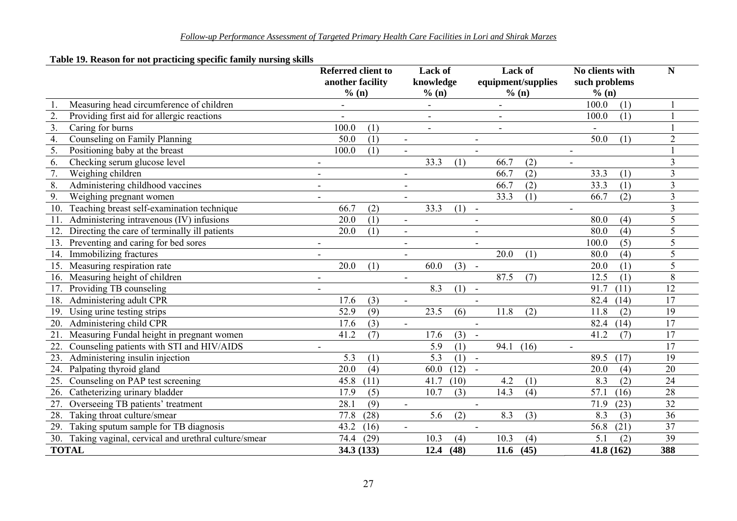**Table 19. Reason for not practicing specific family nursing skills**

| | Referred client to another facility % (n) | Lack of knowledge % (n) | Lack of equipment/supplies % (n) | No clients with such problems % (n) | N |
|---|---|---|---|---|---|
| 1. Measuring head circumference of children | - | - | - | 100.0 (1) | 1 |
| 2. Providing first aid for allergic reactions | - | - | - | 100.0 (1) | 1 |
| 3. Caring for burns | 100.0 (1) | - | - | - | 1 |
| 4. Counseling on Family Planning | 50.0 (1) | - | - | 50.0 (1) | 2 |
| 5. Positioning baby at the breast | 100.0 (1) | - | - | - | 1 |
| 6. Checking serum glucose level | - | 33.3 (1) | 66.7 (2) | - | 3 |
| 7. Weighing children | - | - | 66.7 (2) | 33.3 (1) | 3 |
| 8. Administering childhood vaccines | - | - | 66.7 (2) | 33.3 (1) | 3 |
| 9. Weighing pregnant women | - | - | 33.3 (1) | 66.7 (2) | 3 |
| 10. Teaching breast self-examination technique | 66.7 (2) | 33.3 (1) | - | - | 3 |
| 11. Administering intravenous (IV) infusions | 20.0 (1) | - | - | 80.0 (4) | 5 |
| 12. Directing the care of terminally ill patients | 20.0 (1) | - | - | 80.0 (4) | 5 |
| 13. Preventing and caring for bed sores | - | - | - | 100.0 (5) | 5 |
| 14. Immobilizing fractures | - | - | 20.0 (1) | 80.0 (4) | 5 |
| 15. Measuring respiration rate | 20.0 (1) | 60.0 (3) | - | 20.0 (1) | 5 |
| 16. Measuring height of children | - | - | 87.5 (7) | 12.5 (1) | 8 |
| 17. Providing TB counseling | - | 8.3 (1) | - | 91.7 (11) | 12 |
| 18. Administering adult CPR | 17.6 (3) | - | - | 82.4 (14) | 17 |
| 19. Using urine testing strips | 52.9 (9) | 23.5 (6) | 11.8 (2) | 11.8 (2) | 19 |
| 20. Administering child CPR | 17.6 (3) | - | - | 82.4 (14) | 17 |
| 21. Measuring Fundal height in pregnant women | 41.2 (7) | 17.6 (3) | - | 41.2 (7) | 17 |
| 22. Counseling patients with STI and HIV/AIDS | - | 5.9 (1) | 94.1 (16) | - | 17 |
| 23. Administering insulin injection | 5.3 (1) | 5.3 (1) | - | 89.5 (17) | 19 |
| 24. Palpating thyroid gland | 20.0 (4) | 60.0 (12) | - | 20.0 (4) | 20 |
| 25. Counseling on PAP test screening | 45.8 (11) | 41.7 (10) | 4.2 (1) | 8.3 (2) | 24 |
| 26. Catheterizing urinary bladder | 17.9 (5) | 10.7 (3) | 14.3 (4) | 57.1 (16) | 28 |
| 27. Overseeing TB patients' treatment | 28.1 (9) | - | - | 71.9 (23) | 32 |
| 28. Taking throat culture/smear | 77.8 (28) | 5.6 (2) | 8.3 (3) | 8.3 (3) | 36 |
| 29. Taking sputum sample for TB diagnosis | 43.2 (16) | - | - | 56.8 (21) | 37 |
| 30. Taking vaginal, cervical and urethral culture/smear | 74.4 (29) | 10.3 (4) | 10.3 (4) | 5.1 (2) | 39 |
| **TOTAL** | **34.3 (133)** | **12.4 (48)** | **11.6 (45)** | **41.8 (162)** | **388** |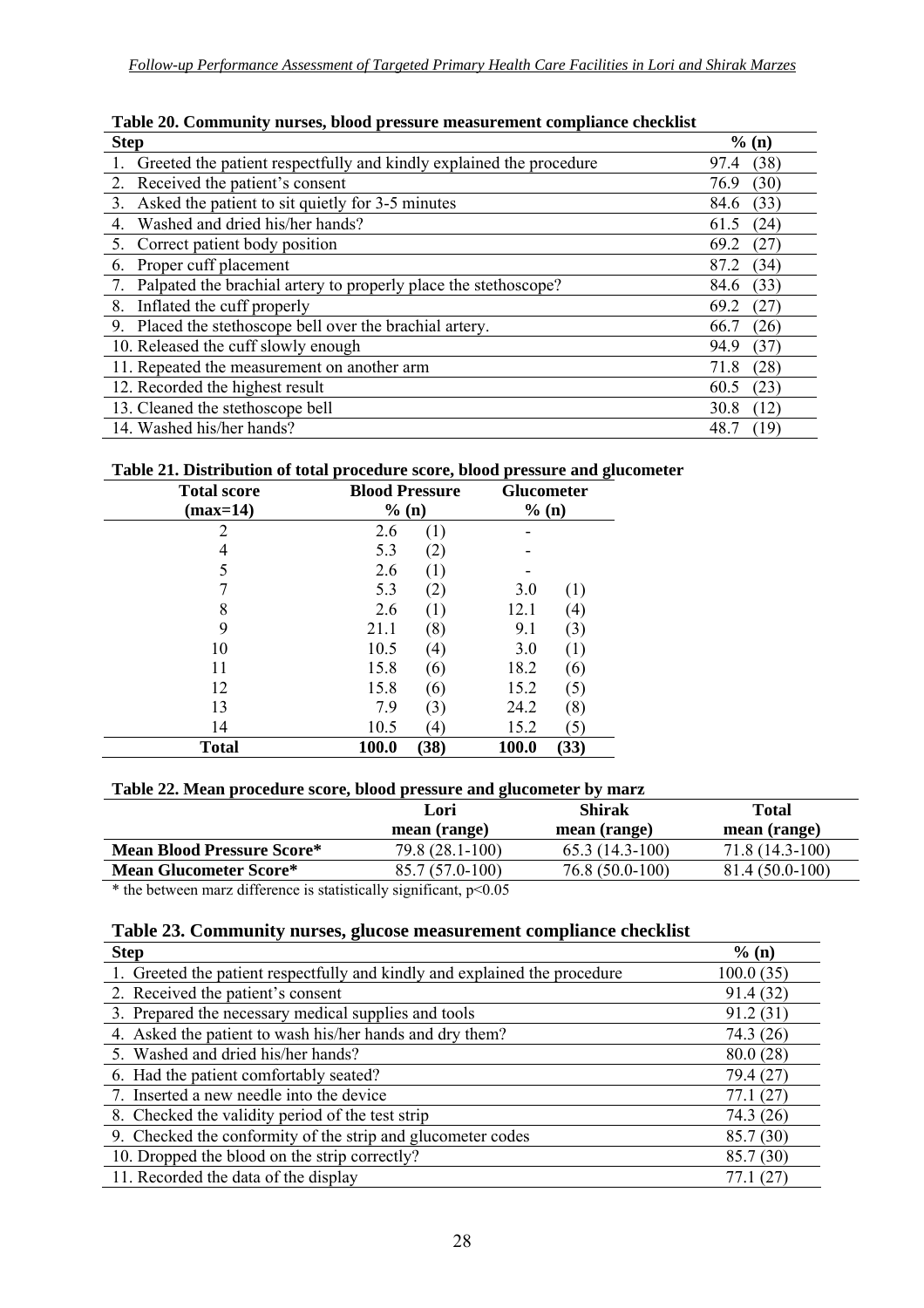**Table 20. Community nurses, blood pressure measurement compliance checklist**

| Step | % (n) |
|---|---|
| 1. Greeted the patient respectfully and kindly explained the procedure | 97.4 (38) |
| 2. Received the patient's consent | 76.9 (30) |
| 3. Asked the patient to sit quietly for 3-5 minutes | 84.6 (33) |
| 4. Washed and dried his/her hands? | 61.5 (24) |
| 5. Correct patient body position | 69.2 (27) |
| 6. Proper cuff placement | 87.2 (34) |
| 7. Palpated the brachial artery to properly place the stethoscope? | 84.6 (33) |
| 8. Inflated the cuff properly | 69.2 (27) |
| 9. Placed the stethoscope bell over the brachial artery. | 66.7 (26) |
| 10. Released the cuff slowly enough | 94.9 (37) |
| 11. Repeated the measurement on another arm | 71.8 (28) |
| 12. Recorded the highest result | 60.5 (23) |
| 13. Cleaned the stethoscope bell | 30.8 (12) |
| 14. Washed his/her hands? | 48.7 (19) |

**Table 21. Distribution of total procedure score, blood pressure and glucometer**

| Total score (max=14) | Blood Pressure % (n) | Glucometer % (n) |
|---|---|---|
| 2 | 2.6 (1) | - |
| 4 | 5.3 (2) | - |
| 5 | 2.6 (1) | - |
| 7 | 5.3 (2) | 3.0 (1) |
| 8 | 2.6 (1) | 12.1 (4) |
| 9 | 21.1 (8) | 9.1 (3) |
| 10 | 10.5 (4) | 3.0 (1) |
| 11 | 15.8 (6) | 18.2 (6) |
| 12 | 15.8 (6) | 15.2 (5) |
| 13 | 7.9 (3) | 24.2 (8) |
| 14 | 10.5 (4) | 15.2 (5) |
| **Total** | **100.0 (38)** | **100.0 (33)** |

**Table 22. Mean procedure score, blood pressure and glucometer by marz**

| | Lori mean (range) | Shirak mean (range) | Total mean (range) |
|---|---|---|---|
| **Mean Blood Pressure Score*** | 79.8 (28.1-100) | 65.3 (14.3-100) | 71.8 (14.3-100) |
| **Mean Glucometer Score*** | 85.7 (57.0-100) | 76.8 (50.0-100) | 81.4 (50.0-100) |

* the between marz difference is statistically significant, $p<0.05$

**Table 23. Community nurses, glucose measurement compliance checklist**

| Step | % (n) |
|---|---|
| 1. Greeted the patient respectfully and kindly and explained the procedure | 100.0 (35) |
| 2. Received the patient's consent | 91.4 (32) |
| 3. Prepared the necessary medical supplies and tools | 91.2 (31) |
| 4. Asked the patient to wash his/her hands and dry them? | 74.3 (26) |
| 5. Washed and dried his/her hands? | 80.0 (28) |
| 6. Had the patient comfortably seated? | 79.4 (27) |
| 7. Inserted a new needle into the device | 77.1 (27) |
| 8. Checked the validity period of the test strip | 74.3 (26) |
| 9. Checked the conformity of the strip and glucometer codes | 85.7 (30) |
| 10. Dropped the blood on the strip correctly? | 85.7 (30) |
| 11. Recorded the data of the display | 77.1 (27) |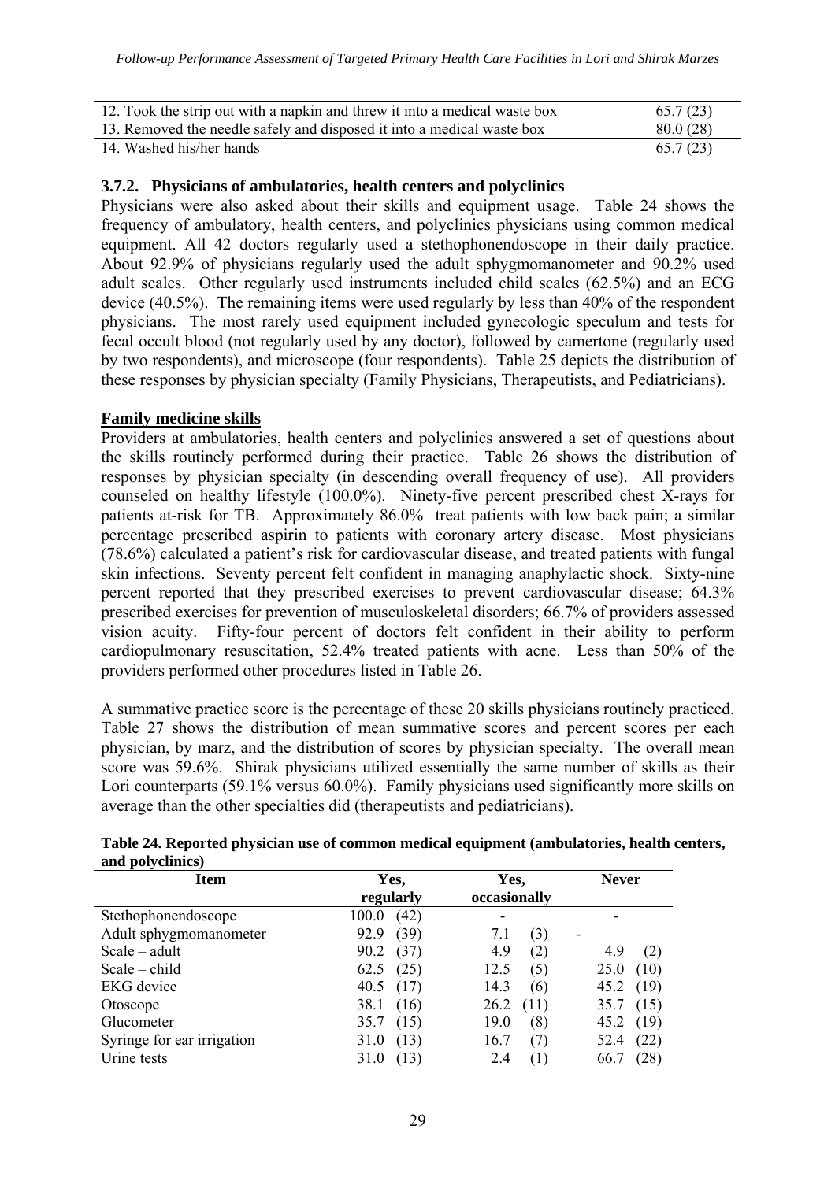| | |
|---|---|
| 12. Took the strip out with a napkin and threw it into a medical waste box | 65.7 (23) |
| 13. Removed the needle safely and disposed it into a medical waste box | 80.0 (28) |
| 14. Washed his/her hands | 65.7 (23) |

### 3.7.2. Physicians of ambulatories, health centers and polyclinics

Physicians were also asked about their skills and equipment usage. Table 24 shows the frequency of ambulatory, health centers, and polyclinics physicians using common medical equipment. All 42 doctors regularly used a stethophonendoscope in their daily practice. About 92.9% of physicians regularly used the adult sphygmomanometer and 90.2% used adult scales. Other regularly used instruments included child scales (62.5%) and an ECG device (40.5%). The remaining items were used regularly by less than 40% of the respondent physicians. The most rarely used equipment included gynecologic speculum and tests for fecal occult blood (not regularly used by any doctor), followed by camertone (regularly used by two respondents), and microscope (four respondents). Table 25 depicts the distribution of these responses by physician specialty (Family Physicians, Therapeutists, and Pediatricians).

**Family medicine skills**

Providers at ambulatories, health centers and polyclinics answered a set of questions about the skills routinely performed during their practice. Table 26 shows the distribution of responses by physician specialty (in descending overall frequency of use). All providers counseled on healthy lifestyle (100.0%). Ninety-five percent prescribed chest X-rays for patients at-risk for TB. Approximately 86.0% treat patients with low back pain; a similar percentage prescribed aspirin to patients with coronary artery disease. Most physicians (78.6%) calculated a patient's risk for cardiovascular disease, and treated patients with fungal skin infections. Seventy percent felt confident in managing anaphylactic shock. Sixty-nine percent reported that they prescribed exercises to prevent cardiovascular disease; 64.3% prescribed exercises for prevention of musculoskeletal disorders; 66.7% of providers assessed vision acuity. Fifty-four percent of doctors felt confident in their ability to perform cardiopulmonary resuscitation, 52.4% treated patients with acne. Less than 50% of the providers performed other procedures listed in Table 26.

A summative practice score is the percentage of these 20 skills physicians routinely practiced. Table 27 shows the distribution of mean summative scores and percent scores per each physician, by marz, and the distribution of scores by physician specialty. The overall mean score was 59.6%. Shirak physicians utilized essentially the same number of skills as their Lori counterparts (59.1% versus 60.0%). Family physicians used significantly more skills on average than the other specialties did (therapeutists and pediatricians).

**Table 24. Reported physician use of common medical equipment (ambulatories, health centers, and polyclinics)**

| Item | Yes, regularly | Yes, occasionally | Never |
|---|---|---|---|
| Stethophonendoscope | 100.0 (42) | - | - |
| Adult sphygmomanometer | 92.9 (39) | 7.1 (3) | - |
| Scale – adult | 90.2 (37) | 4.9 (2) | 4.9 (2) |
| Scale – child | 62.5 (25) | 12.5 (5) | 25.0 (10) |
| EKG device | 40.5 (17) | 14.3 (6) | 45.2 (19) |
| Otoscope | 38.1 (16) | 26.2 (11) | 35.7 (15) |
| Glucometer | 35.7 (15) | 19.0 (8) | 45.2 (19) |
| Syringe for ear irrigation | 31.0 (13) | 16.7 (7) | 52.4 (22) |
| Urine tests | 31.0 (13) | 2.4 (1) | 66.7 (28) |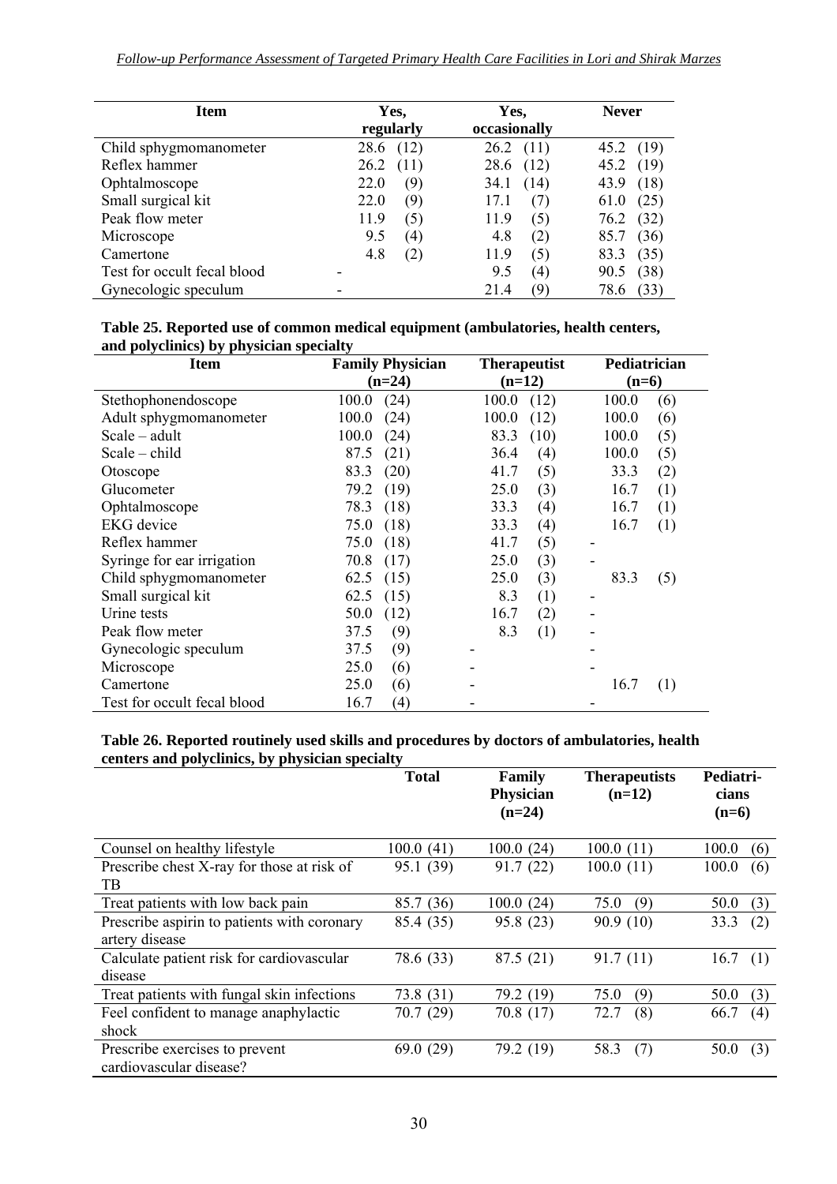| Item | Yes, regularly | Yes, occasionally | Never |
|---|---|---|---|
| Child sphygmomanometer | 28.6 (12) | 26.2 (11) | 45.2 (19) |
| Reflex hammer | 26.2 (11) | 28.6 (12) | 45.2 (19) |
| Ophtalmoscope | 22.0 (9) | 34.1 (14) | 43.9 (18) |
| Small surgical kit | 22.0 (9) | 17.1 (7) | 61.0 (25) |
| Peak flow meter | 11.9 (5) | 11.9 (5) | 76.2 (32) |
| Microscope | 9.5 (4) | 4.8 (2) | 85.7 (36) |
| Camertone | 4.8 (2) | 11.9 (5) | 83.3 (35) |
| Test for occult fecal blood | - | 9.5 (4) | 90.5 (38) |
| Gynecologic speculum | - | 21.4 (9) | 78.6 (33) |

**Table 25. Reported use of common medical equipment (ambulatories, health centers, and polyclinics) by physician specialty**

| Item | Family Physician (n=24) | Therapeutist (n=12) | Pediatrician (n=6) |
|---|---|---|---|
| Stethophonendoscope | 100.0 (24) | 100.0 (12) | 100.0 (6) |
| Adult sphygmomanometer | 100.0 (24) | 100.0 (12) | 100.0 (6) |
| Scale – adult | 100.0 (24) | 83.3 (10) | 100.0 (5) |
| Scale – child | 87.5 (21) | 36.4 (4) | 100.0 (5) |
| Otoscope | 83.3 (20) | 41.7 (5) | 33.3 (2) |
| Glucometer | 79.2 (19) | 25.0 (3) | 16.7 (1) |
| Ophtalmoscope | 78.3 (18) | 33.3 (4) | 16.7 (1) |
| EKG device | 75.0 (18) | 33.3 (4) | 16.7 (1) |
| Reflex hammer | 75.0 (18) | 41.7 (5) | - |
| Syringe for ear irrigation | 70.8 (17) | 25.0 (3) | - |
| Child sphygmomanometer | 62.5 (15) | 25.0 (3) | 83.3 (5) |
| Small surgical kit | 62.5 (15) | 8.3 (1) | - |
| Urine tests | 50.0 (12) | 16.7 (2) | - |
| Peak flow meter | 37.5 (9) | 8.3 (1) | - |
| Gynecologic speculum | 37.5 (9) | - | - |
| Microscope | 25.0 (6) | - | - |
| Camertone | 25.0 (6) | - | 16.7 (1) |
| Test for occult fecal blood | 16.7 (4) | - | - |

**Table 26. Reported routinely used skills and procedures by doctors of ambulatories, health centers and polyclinics, by physician specialty**

| | Total | Family Physician (n=24) | Therapeutists (n=12) | Pediatricians (n=6) |
|---|---|---|---|---|
| Counsel on healthy lifestyle | 100.0 (41) | 100.0 (24) | 100.0 (11) | 100.0 (6) |
| Prescribe chest X-ray for those at risk of TB | 95.1 (39) | 91.7 (22) | 100.0 (11) | 100.0 (6) |
| Treat patients with low back pain | 85.7 (36) | 100.0 (24) | 75.0 (9) | 50.0 (3) |
| Prescribe aspirin to patients with coronary artery disease | 85.4 (35) | 95.8 (23) | 90.9 (10) | 33.3 (2) |
| Calculate patient risk for cardiovascular disease | 78.6 (33) | 87.5 (21) | 91.7 (11) | 16.7 (1) |
| Treat patients with fungal skin infections | 73.8 (31) | 79.2 (19) | 75.0 (9) | 50.0 (3) |
| Feel confident to manage anaphylactic shock | 70.7 (29) | 70.8 (17) | 72.7 (8) | 66.7 (4) |
| Prescribe exercises to prevent cardiovascular disease? | 69.0 (29) | 79.2 (19) | 58.3 (7) | 50.0 (3) |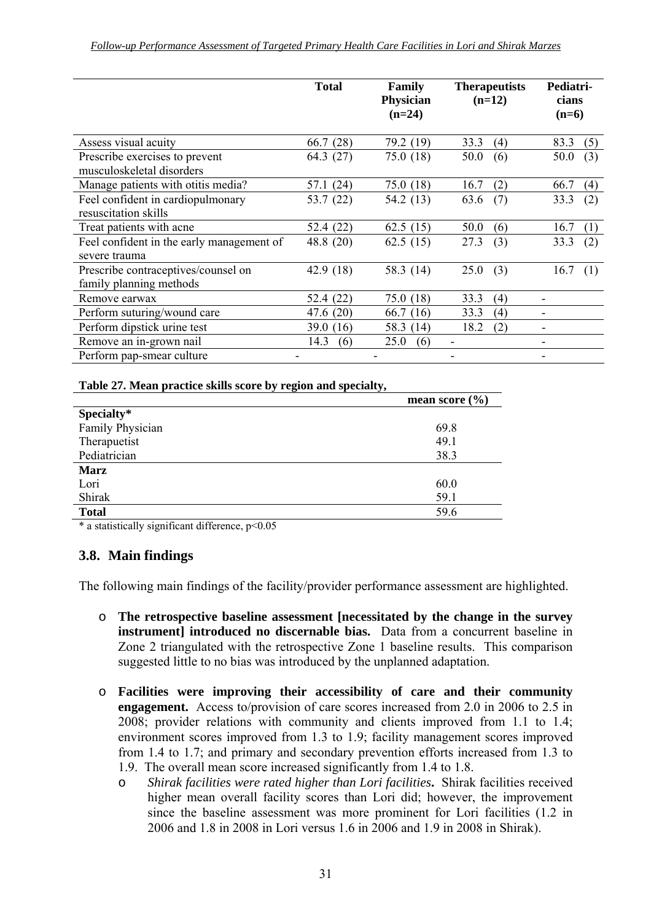| | Total | Family Physician (n=24) | Therapeutists (n=12) | Pediatricians (n=6) |
|---|---|---|---|---|
| Assess visual acuity | 66.7 (28) | 79.2 (19) | 33.3 (4) | 83.3 (5) |
| Prescribe exercises to prevent musculoskeletal disorders | 64.3 (27) | 75.0 (18) | 50.0 (6) | 50.0 (3) |
| Manage patients with otitis media? | 57.1 (24) | 75.0 (18) | 16.7 (2) | 66.7 (4) |
| Feel confident in cardiopulmonary resuscitation skills | 53.7 (22) | 54.2 (13) | 63.6 (7) | 33.3 (2) |
| Treat patients with acne | 52.4 (22) | 62.5 (15) | 50.0 (6) | 16.7 (1) |
| Feel confident in the early management of severe trauma | 48.8 (20) | 62.5 (15) | 27.3 (3) | 33.3 (2) |
| Prescribe contraceptives/counsel on family planning methods | 42.9 (18) | 58.3 (14) | 25.0 (3) | 16.7 (1) |
| Remove earwax | 52.4 (22) | 75.0 (18) | 33.3 (4) | - |
| Perform suturing/wound care | 47.6 (20) | 66.7 (16) | 33.3 (4) | - |
| Perform dipstick urine test | 39.0 (16) | 58.3 (14) | 18.2 (2) | - |
| Remove an in-grown nail | 14.3 (6) | 25.0 (6) | - | - |
| Perform pap-smear culture | - | - | - | - |

**Table 27. Mean practice skills score by region and specialty,**

| | mean score (%) |
|---|---|
| **Specialty*** | |
| Family Physician | 69.8 |
| Therapuetist | 49.1 |
| Pediatrician | 38.3 |
| **Marz** | |
| Lori | 60.0 |
| Shirak | 59.1 |
| **Total** | 59.6 |

* a statistically significant difference, $p<0.05$

## 3.8. Main findings

The following main findings of the facility/provider performance assessment are highlighted.

- **The retrospective baseline assessment [necessitated by the change in the survey instrument] introduced no discernable bias.** Data from a concurrent baseline in Zone 2 triangulated with the retrospective Zone 1 baseline results. This comparison suggested little to no bias was introduced by the unplanned adaptation.
- **Facilities were improving their accessibility of care and their community engagement.** Access to/provision of care scores increased from 2.0 in 2006 to 2.5 in 2008; provider relations with community and clients improved from 1.1 to 1.4; environment scores improved from 1.3 to 1.9; facility management scores improved from 1.4 to 1.7; and primary and secondary prevention efforts increased from 1.3 to 1.9. The overall mean score increased significantly from 1.4 to 1.8.
  - *Shirak facilities were rated higher than Lori facilities***.** Shirak facilities received higher mean overall facility scores than Lori did; however, the improvement since the baseline assessment was more prominent for Lori facilities (1.2 in 2006 and 1.8 in 2008 in Lori versus 1.6 in 2006 and 1.9 in 2008 in Shirak).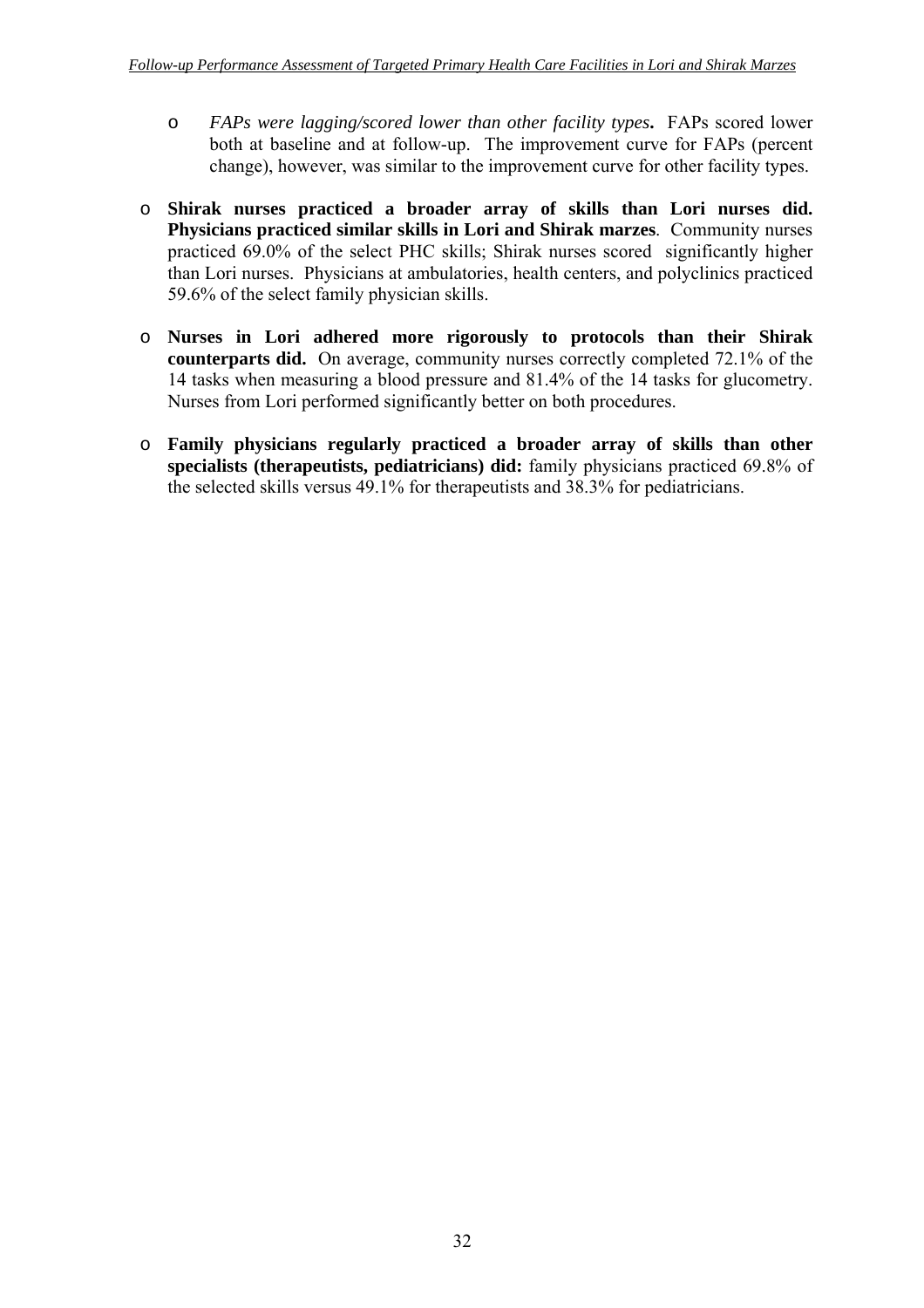- *FAPs were lagging/scored lower than other facility types***.** FAPs scored lower both at baseline and at follow-up. The improvement curve for FAPs (percent change), however, was similar to the improvement curve for other facility types.

- **Shirak nurses practiced a broader array of skills than Lori nurses did. Physicians practiced similar skills in Lori and Shirak marzes**. Community nurses practiced 69.0% of the select PHC skills; Shirak nurses scored significantly higher than Lori nurses. Physicians at ambulatories, health centers, and polyclinics practiced 59.6% of the select family physician skills.

- **Nurses in Lori adhered more rigorously to protocols than their Shirak counterparts did.** On average, community nurses correctly completed 72.1% of the 14 tasks when measuring a blood pressure and 81.4% of the 14 tasks for glucometry. Nurses from Lori performed significantly better on both procedures.

- **Family physicians regularly practiced a broader array of skills than other specialists (therapeutists, pediatricians) did:** family physicians practiced 69.8% of the selected skills versus 49.1% for therapeutists and 38.3% for pediatricians.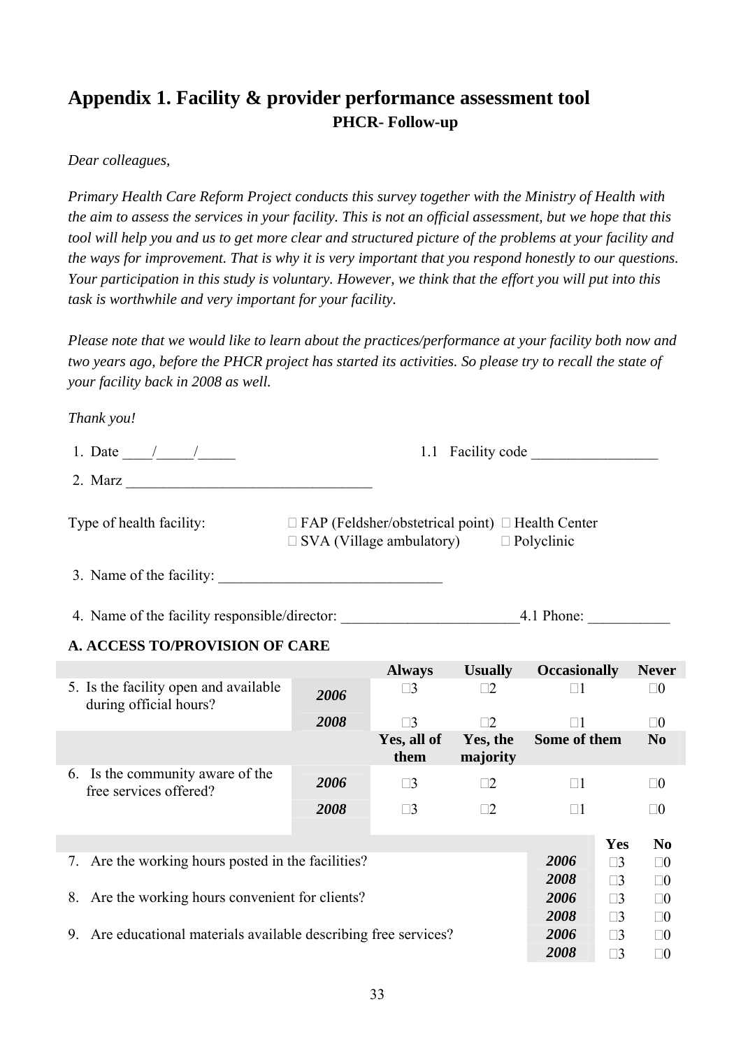## Appendix 1. Facility & provider performance assessment tool

### PHCR- Follow-up

*Dear colleagues,*

*Primary Health Care Reform Project conducts this survey together with the Ministry of Health with the aim to assess the services in your facility. This is not an official assessment, but we hope that this tool will help you and us to get more clear and structured picture of the problems at your facility and the ways for improvement. That is why it is very important that you respond honestly to our questions. Your participation in this study is voluntary. However, we think that the effort you will put into this task is worthwhile and very important for your facility.*

*Please note that we would like to learn about the practices/performance at your facility both now and two years ago, before the PHCR project has started its activities. So please try to recall the state of your facility back in 2008 as well.*

*Thank you!*

1. Date ____/_____/_____ 1.1 Facility code _________________

2. Marz _________________________________

Type of health facility: □ FAP (Feldsher/obstetrical point) □ Health Center □ SVA (Village ambulatory) □ Polyclinic

3. Name of the facility: ______________________________

4. Name of the facility responsible/director: ________________________ 4.1 Phone: ___________

**A. ACCESS TO/PROVISION OF CARE**

| | | Always | Usually | Occasionally | Never |
|---|---|---|---|---|---|
| 5. Is the facility open and available during official hours? | ***2006*** | □3 | □2 | □1 | □0 |
| | ***2008*** | □3 | □2 | □1 | □0 |
| | | **Yes, all of them** | **Yes, the majority** | **Some of them** | **No** |
| 6. Is the community aware of the free services offered? | ***2006*** | □3 | □2 | □1 | □0 |
| | ***2008*** | □3 | □2 | □1 | □0 |

| | | Yes | No |
|---|---|---|---|
| 7. Are the working hours posted in the facilities? | ***2006*** | □3 | □0 |
| | ***2008*** | □3 | □0 |
| 8. Are the working hours convenient for clients? | ***2006*** | □3 | □0 |
| | ***2008*** | □3 | □0 |
| 9. Are educational materials available describing free services? | ***2006*** | □3 | □0 |
| | ***2008*** | □3 | □0 |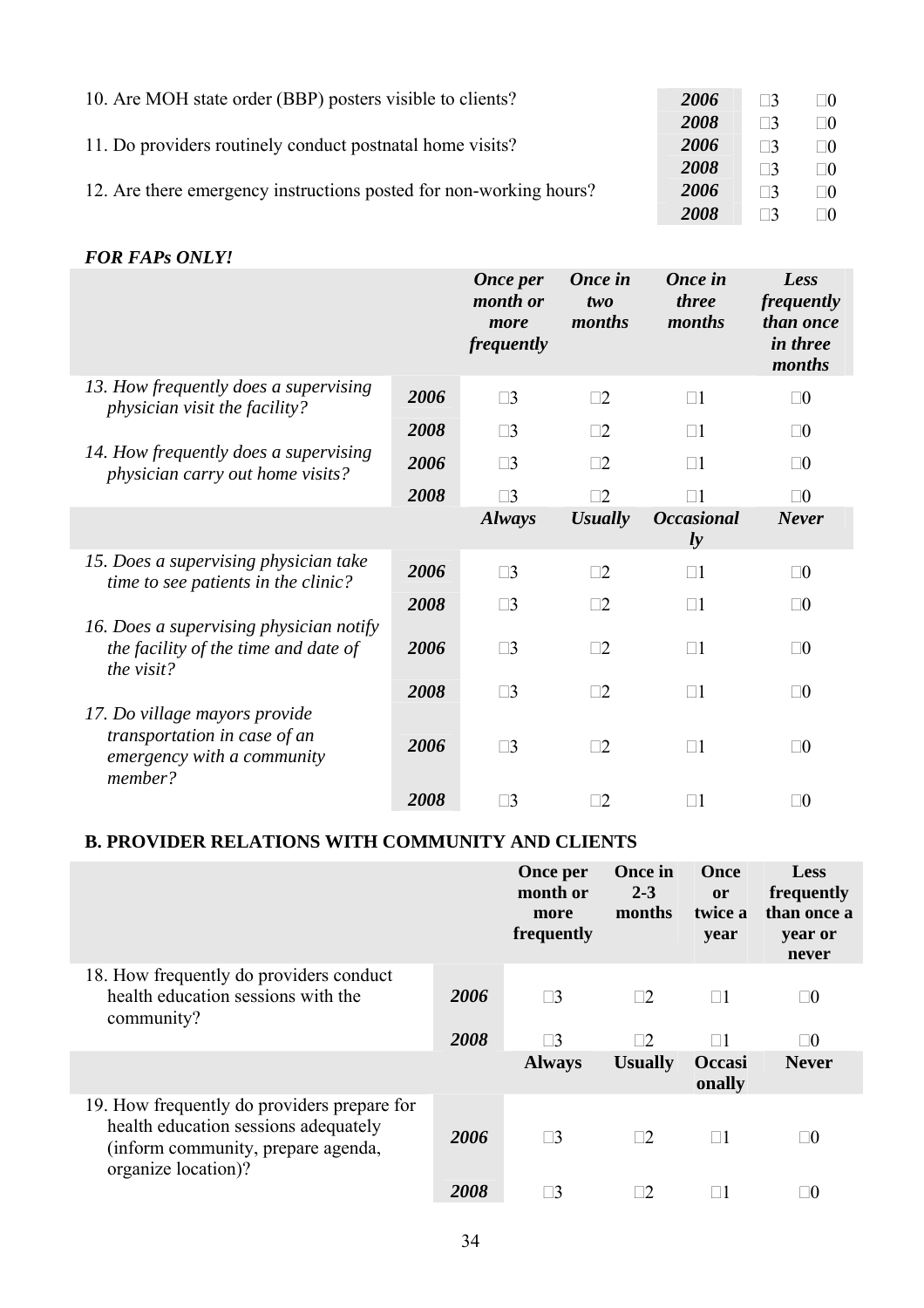| | | | |
|---|---|---|---|
| 10. Are MOH state order (BBP) posters visible to clients? | ***2006*** | □3 | □0 |
| | ***2008*** | □3 | □0 |
| 11. Do providers routinely conduct postnatal home visits? | ***2006*** | □3 | □0 |
| | ***2008*** | □3 | □0 |
| 12. Are there emergency instructions posted for non-working hours? | ***2006*** | □3 | □0 |
| | ***2008*** | □3 | □0 |

***FOR FAPs ONLY!***

| | | ***Once per month or more frequently*** | ***Once in two months*** | ***Once in three months*** | ***Less frequently than once in three months*** |
|---|---|---|---|---|---|
| *13. How frequently does a supervising physician visit the facility?* | ***2006*** | □3 | □2 | □1 | □0 |
| | ***2008*** | □3 | □2 | □1 | □0 |
| *14. How frequently does a supervising physician carry out home visits?* | ***2006*** | □3 | □2 | □1 | □0 |
| | ***2008*** | □3 | □2 | □1 | □0 |
| | | ***Always*** | ***Usually*** | ***Occasionally*** | ***Never*** |
| *15. Does a supervising physician take time to see patients in the clinic?* | ***2006*** | □3 | □2 | □1 | □0 |
| | ***2008*** | □3 | □2 | □1 | □0 |
| *16. Does a supervising physician notify the facility of the time and date of the visit?* | ***2006*** | □3 | □2 | □1 | □0 |
| | ***2008*** | □3 | □2 | □1 | □0 |
| *17. Do village mayors provide transportation in case of an emergency with a community member?* | ***2006*** | □3 | □2 | □1 | □0 |
| | ***2008*** | □3 | □2 | □1 | □0 |

## B. PROVIDER RELATIONS WITH COMMUNITY AND CLIENTS

| | | **Once per month or more frequently** | **Once in 2-3 months** | **Once or twice a year** | **Less frequently than once a year or never** |
|---|---|---|---|---|---|
| 18. How frequently do providers conduct health education sessions with the community? | ***2006*** | □3 | □2 | □1 | □0 |
| | ***2008*** | □3 | □2 | □1 | □0 |
| | | **Always** | **Usually** | **Occasionally** | **Never** |
| 19. How frequently do providers prepare for health education sessions adequately (inform community, prepare agenda, organize location)? | ***2006*** | □3 | □2 | □1 | □0 |
| | ***2008*** | □3 | □2 | □1 | □0 |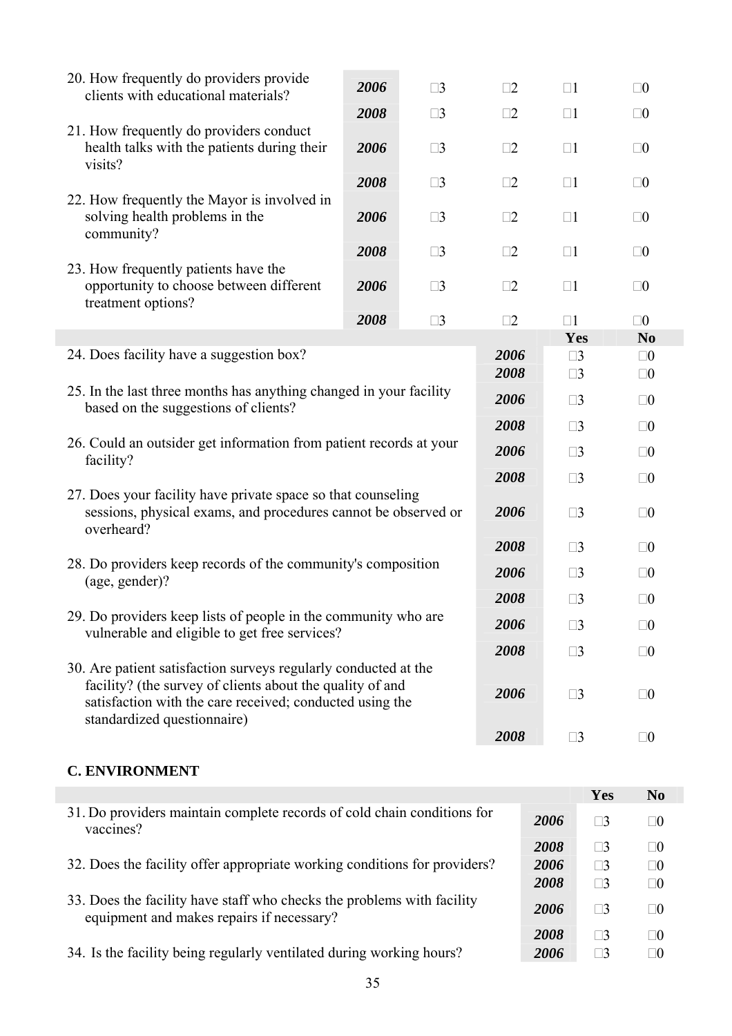| | | | | | |
|---|---|---|---|---|---|
| 20. How frequently do providers provide clients with educational materials? | *2006* | □3 | □2 | □1 | □0 |
| | *2008* | □3 | □2 | □1 | □0 |
| 21. How frequently do providers conduct health talks with the patients during their visits? | *2006* | □3 | □2 | □1 | □0 |
| | *2008* | □3 | □2 | □1 | □0 |
| 22. How frequently the Mayor is involved in solving health problems in the community? | *2006* | □3 | □2 | □1 | □0 |
| | *2008* | □3 | □2 | □1 | □0 |
| 23. How frequently patients have the opportunity to choose between different treatment options? | *2006* | □3 | □2 | □1 | □0 |
| | *2008* | □3 | □2 | □1 | □0 |

| | | **Yes** | **No** |
|---|---|---|---|
| 24. Does facility have a suggestion box? | *2006* | □3 | □0 |
| | *2008* | □3 | □0 |
| 25. In the last three months has anything changed in your facility based on the suggestions of clients? | *2006* | □3 | □0 |
| | *2008* | □3 | □0 |
| 26. Could an outsider get information from patient records at your facility? | *2006* | □3 | □0 |
| | *2008* | □3 | □0 |
| 27. Does your facility have private space so that counseling sessions, physical exams, and procedures cannot be observed or overheard? | *2006* | □3 | □0 |
| | *2008* | □3 | □0 |
| 28. Do providers keep records of the community's composition (age, gender)? | *2006* | □3 | □0 |
| | *2008* | □3 | □0 |
| 29. Do providers keep lists of people in the community who are vulnerable and eligible to get free services? | *2006* | □3 | □0 |
| | *2008* | □3 | □0 |
| 30. Are patient satisfaction surveys regularly conducted at the facility? (the survey of clients about the quality of and satisfaction with the care received; conducted using the standardized questionnaire) | *2006* | □3 | □0 |
| | *2008* | □3 | □0 |

**C. ENVIRONMENT**

| | | **Yes** | **No** |
|---|---|---|---|
| 31. Do providers maintain complete records of cold chain conditions for vaccines? | *2006* | □3 | □0 |
| | *2008* | □3 | □0 |
| 32. Does the facility offer appropriate working conditions for providers? | *2006* | □3 | □0 |
| | *2008* | □3 | □0 |
| 33. Does the facility have staff who checks the problems with facility equipment and makes repairs if necessary? | *2006* | □3 | □0 |
| | *2008* | □3 | □0 |
| 34. Is the facility being regularly ventilated during working hours? | *2006* | □3 | □0 |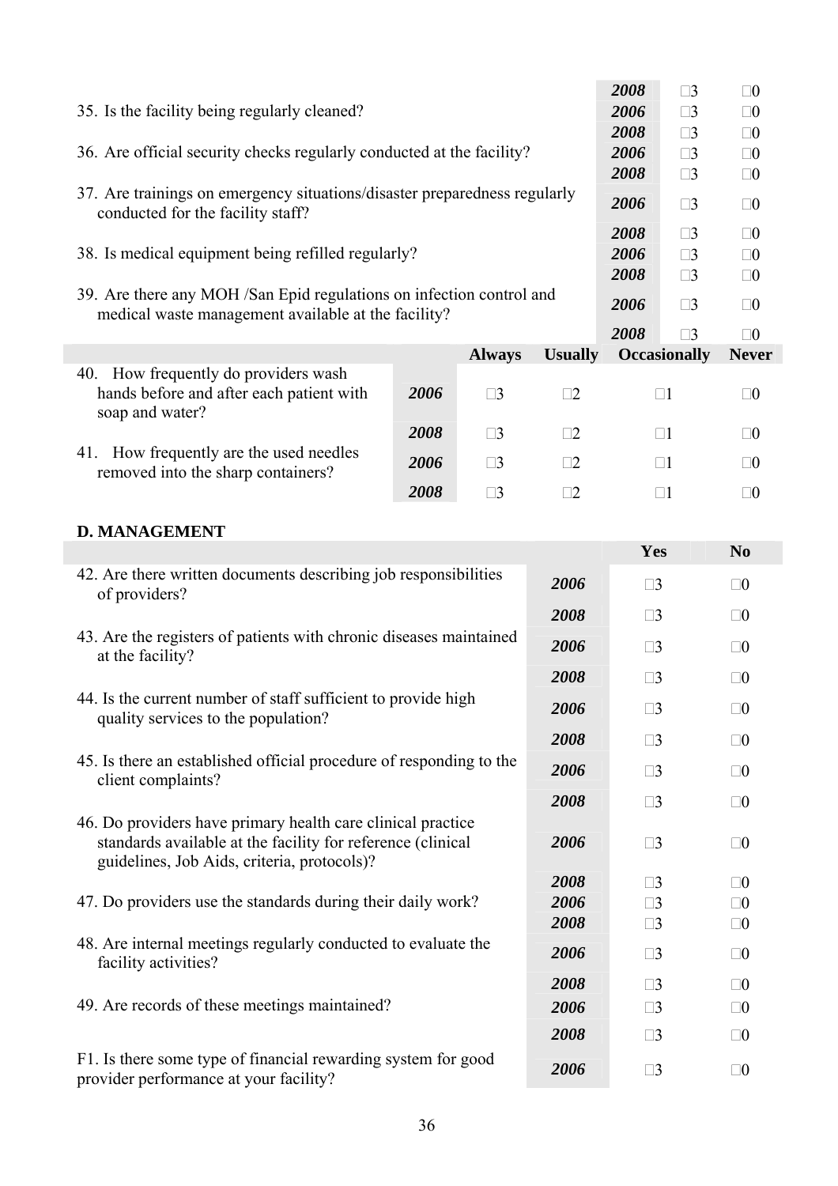| | | Yes | No |
|---|---|---|---|
| | 2008 | □3 | □0 |
| 35. Is the facility being regularly cleaned? | 2006 | □3 | □0 |
| | 2008 | □3 | □0 |
| 36. Are official security checks regularly conducted at the facility? | 2006 | □3 | □0 |
| | 2008 | □3 | □0 |
| 37. Are trainings on emergency situations/disaster preparedness regularly conducted for the facility staff? | 2006 | □3 | □0 |
| | 2008 | □3 | □0 |
| 38. Is medical equipment being refilled regularly? | 2006 | □3 | □0 |
| | 2008 | □3 | □0 |
| 39. Are there any MOH /San Epid regulations on infection control and medical waste management available at the facility? | 2006 | □3 | □0 |
| | 2008 | □3 | □0 |

| | | Always | Usually | Occasionally | Never |
|---|---|---|---|---|---|
| 40. How frequently do providers wash hands before and after each patient with soap and water? | 2006 | □3 | □2 | □1 | □0 |
| | 2008 | □3 | □2 | □1 | □0 |
| 41. How frequently are the used needles removed into the sharp containers? | 2006 | □3 | □2 | □1 | □0 |
| | 2008 | □3 | □2 | □1 | □0 |

**D. MANAGEMENT**

| | | Yes | No |
|---|---|---|---|
| 42. Are there written documents describing job responsibilities of providers? | 2006 | □3 | □0 |
| | 2008 | □3 | □0 |
| 43. Are the registers of patients with chronic diseases maintained at the facility? | 2006 | □3 | □0 |
| | 2008 | □3 | □0 |
| 44. Is the current number of staff sufficient to provide high quality services to the population? | 2006 | □3 | □0 |
| | 2008 | □3 | □0 |
| 45. Is there an established official procedure of responding to the client complaints? | 2006 | □3 | □0 |
| | 2008 | □3 | □0 |
| 46. Do providers have primary health care clinical practice standards available at the facility for reference (clinical guidelines, Job Aids, criteria, protocols)? | 2006 | □3 | □0 |
| | 2008 | □3 | □0 |
| 47. Do providers use the standards during their daily work? | 2006 | □3 | □0 |
| | 2008 | □3 | □0 |
| 48. Are internal meetings regularly conducted to evaluate the facility activities? | 2006 | □3 | □0 |
| | 2008 | □3 | □0 |
| 49. Are records of these meetings maintained? | 2006 | □3 | □0 |
| | 2008 | □3 | □0 |
| F1. Is there some type of financial rewarding system for good provider performance at your facility? | 2006 | □3 | □0 |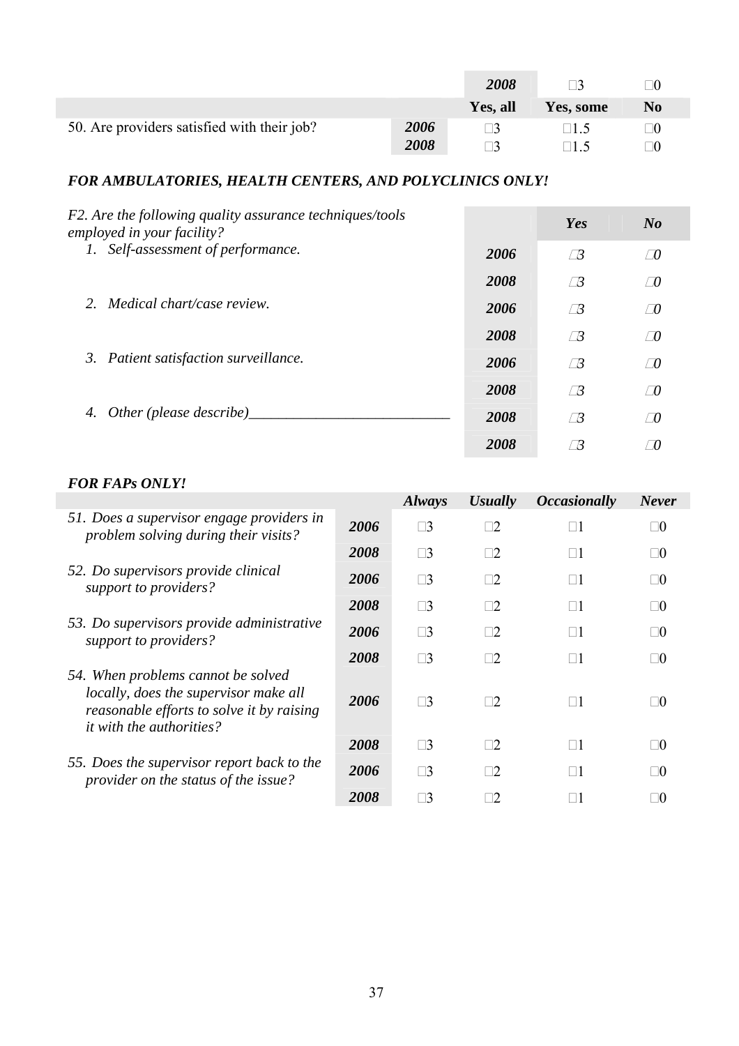| | | | | |
|---|---|---|---|---|
| | | 2008 | □3 | □0 |
| | | **Yes, all** | **Yes, some** | **No** |
| 50. Are providers satisfied with their job? | ***2006*** | □3 | □1.5 | □0 |
| | ***2008*** | □3 | □1.5 | □0 |

### *FOR AMBULATORIES, HEALTH CENTERS, AND POLYCLINICS ONLY!*

| *F2. Are the following quality assurance techniques/tools employed in your facility?* | | ***Yes*** | ***No*** |
|---|---|---|---|
| *1. Self-assessment of performance.* | ***2006*** | *□3* | *□0* |
| | ***2008*** | *□3* | *□0* |
| *2. Medical chart/case review.* | ***2006*** | *□3* | *□0* |
| | ***2008*** | *□3* | *□0* |
| *3. Patient satisfaction surveillance.* | ***2006*** | *□3* | *□0* |
| | ***2008*** | *□3* | *□0* |
| *4. Other (please describe)___________________________* | ***2008*** | *□3* | *□0* |
| | ***2008*** | *□3* | *□0* |

### *FOR FAPs ONLY!*

| | | ***Always*** | ***Usually*** | ***Occasionally*** | ***Never*** |
|---|---|---|---|---|---|
| *51. Does a supervisor engage providers in problem solving during their visits?* | ***2006*** | □3 | □2 | □1 | □0 |
| | ***2008*** | □3 | □2 | □1 | □0 |
| *52. Do supervisors provide clinical support to providers?* | ***2006*** | □3 | □2 | □1 | □0 |
| | ***2008*** | □3 | □2 | □1 | □0 |
| *53. Do supervisors provide administrative support to providers?* | ***2006*** | □3 | □2 | □1 | □0 |
| | ***2008*** | □3 | □2 | □1 | □0 |
| *54. When problems cannot be solved locally, does the supervisor make all reasonable efforts to solve it by raising it with the authorities?* | ***2006*** | □3 | □2 | □1 | □0 |
| | ***2008*** | □3 | □2 | □1 | □0 |
| *55. Does the supervisor report back to the provider on the status of the issue?* | ***2006*** | □3 | □2 | □1 | □0 |
| | ***2008*** | □3 | □2 | □1 | □0 |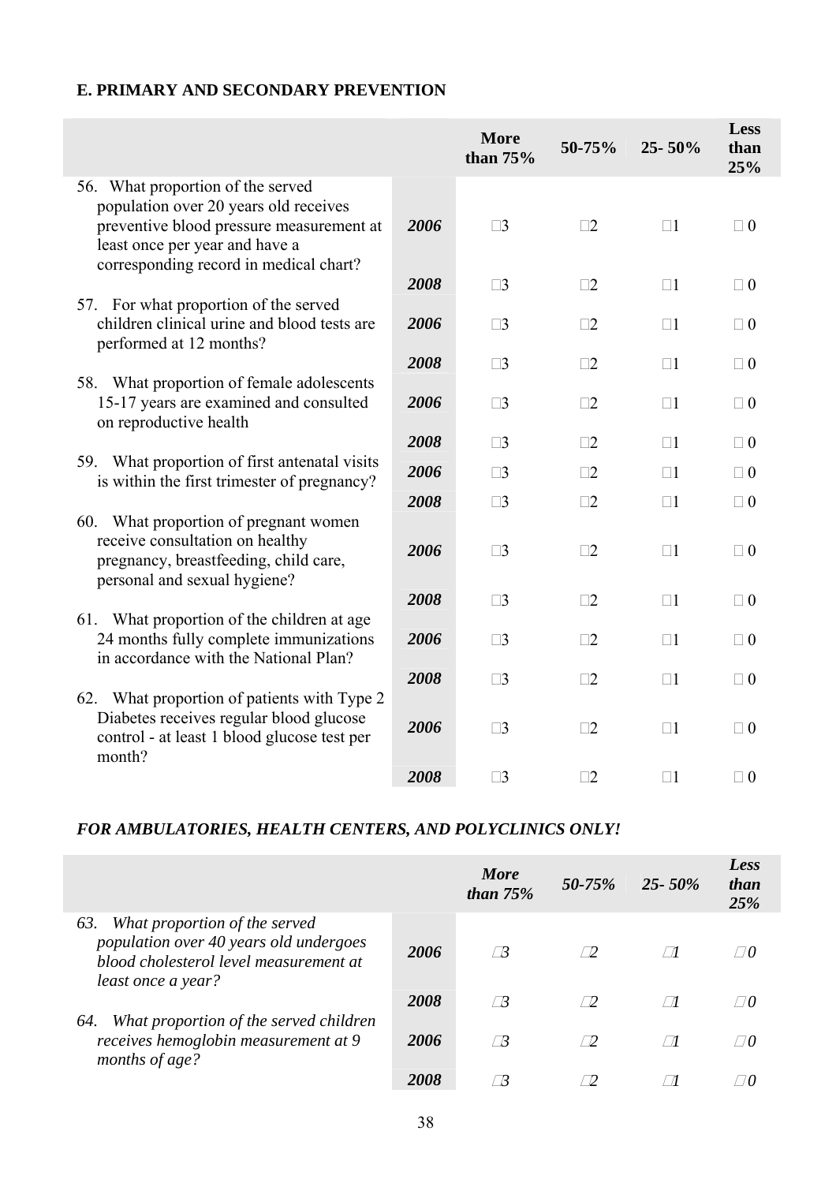## E. PRIMARY AND SECONDARY PREVENTION

| | | More than 75% | 50-75% | 25- 50% | Less than 25% |
|---|---|---|---|---|---|
| 56. What proportion of the served population over 20 years old receives preventive blood pressure measurement at least once per year and have a corresponding record in medical chart? | **2006** | □3 | □2 | □1 | □ 0 |
| | **2008** | □3 | □2 | □1 | □ 0 |
| 57. For what proportion of the served children clinical urine and blood tests are performed at 12 months? | **2006** | □3 | □2 | □1 | □ 0 |
| | **2008** | □3 | □2 | □1 | □ 0 |
| 58. What proportion of female adolescents 15-17 years are examined and consulted on reproductive health | **2006** | □3 | □2 | □1 | □ 0 |
| | **2008** | □3 | □2 | □1 | □ 0 |
| 59. What proportion of first antenatal visits is within the first trimester of pregnancy? | **2006** | □3 | □2 | □1 | □ 0 |
| | **2008** | □3 | □2 | □1 | □ 0 |
| 60. What proportion of pregnant women receive consultation on healthy pregnancy, breastfeeding, child care, personal and sexual hygiene? | **2006** | □3 | □2 | □1 | □ 0 |
| | **2008** | □3 | □2 | □1 | □ 0 |
| 61. What proportion of the children at age 24 months fully complete immunizations in accordance with the National Plan? | **2006** | □3 | □2 | □1 | □ 0 |
| | **2008** | □3 | □2 | □1 | □ 0 |
| 62. What proportion of patients with Type 2 Diabetes receives regular blood glucose control - at least 1 blood glucose test per month? | **2006** | □3 | □2 | □1 | □ 0 |
| | **2008** | □3 | □2 | □1 | □ 0 |

### *FOR AMBULATORIES, HEALTH CENTERS, AND POLYCLINICS ONLY!*

| | | *More than 75%* | *50-75%* | *25- 50%* | *Less than 25%* |
|---|---|---|---|---|---|
| *63. What proportion of the served population over 40 years old undergoes blood cholesterol level measurement at least once a year?* | **2006** | *□3* | *□2* | *□1* | *□0* |
| | **2008** | *□3* | *□2* | *□1* | *□0* |
| *64. What proportion of the served children receives hemoglobin measurement at 9 months of age?* | **2006** | *□3* | *□2* | *□1* | *□0* |
| | **2008** | *□3* | *□2* | *□1* | *□0* |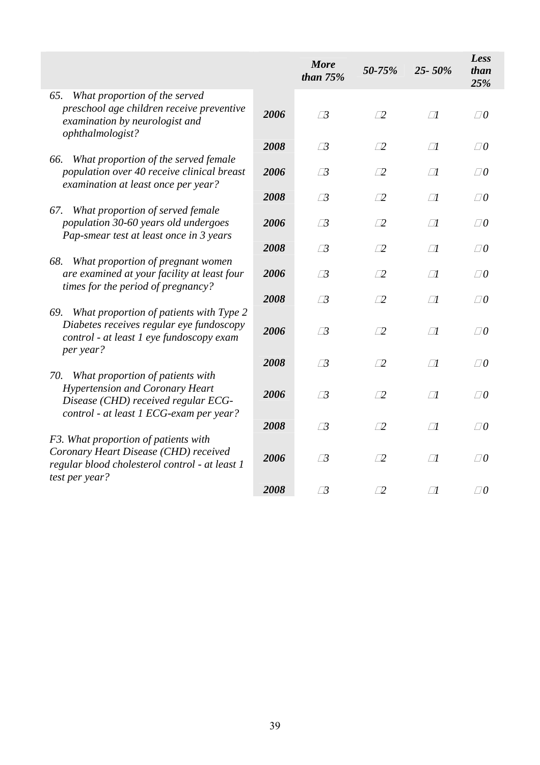| | | *More than 75%* | *50-75%* | *25- 50%* | *Less than 25%* |
|---|---|---|---|---|---|
| *65. What proportion of the served preschool age children receive preventive examination by neurologist and ophthalmologist?* | ***2006*** | ☐*3* | ☐*2* | ☐*1* | ☐*0* |
| | ***2008*** | ☐*3* | ☐*2* | ☐*1* | ☐*0* |
| *66. What proportion of the served female population over 40 receive clinical breast examination at least once per year?* | ***2006*** | ☐*3* | ☐*2* | ☐*1* | ☐*0* |
| | ***2008*** | ☐*3* | ☐*2* | ☐*1* | ☐*0* |
| *67. What proportion of served female population 30-60 years old undergoes Pap-smear test at least once in 3 years* | ***2006*** | ☐*3* | ☐*2* | ☐*1* | ☐*0* |
| | ***2008*** | ☐*3* | ☐*2* | ☐*1* | ☐*0* |
| *68. What proportion of pregnant women are examined at your facility at least four times for the period of pregnancy?* | ***2006*** | ☐*3* | ☐*2* | ☐*1* | ☐*0* |
| | ***2008*** | ☐*3* | ☐*2* | ☐*1* | ☐*0* |
| *69. What proportion of patients with Type 2 Diabetes receives regular eye fundoscopy control - at least 1 eye fundoscopy exam per year?* | ***2006*** | ☐*3* | ☐*2* | ☐*1* | ☐*0* |
| | ***2008*** | ☐*3* | ☐*2* | ☐*1* | ☐*0* |
| *70. What proportion of patients with Hypertension and Coronary Heart Disease (CHD) received regular ECG-control - at least 1 ECG-exam per year?* | ***2006*** | ☐*3* | ☐*2* | ☐*1* | ☐*0* |
| | ***2008*** | ☐*3* | ☐*2* | ☐*1* | ☐*0* |
| *F3. What proportion of patients with Coronary Heart Disease (CHD) received regular blood cholesterol control - at least 1 test per year?* | ***2006*** | ☐*3* | ☐*2* | ☐*1* | ☐*0* |
| | ***2008*** | ☐*3* | ☐*2* | ☐*1* | ☐*0* |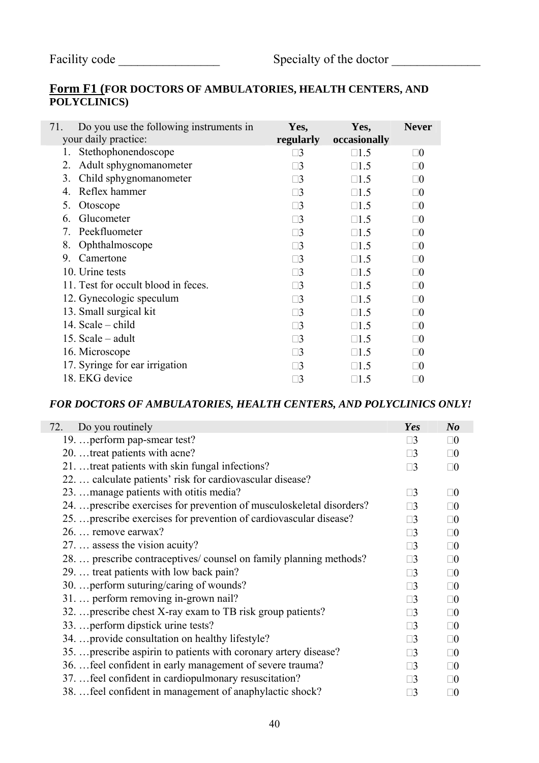Facility code ________________ Specialty of the doctor ______________

## **Form F1** (FOR DOCTORS OF AMBULATORIES, HEALTH CENTERS, AND POLYCLINICS)

| 71. Do you use the following instruments in your daily practice: | Yes, regularly | Yes, occasionally | Never |
|---|---|---|---|
| 1. Stethophonendoscope | □3 | □1.5 | □0 |
| 2. Adult sphygnomanometer | □3 | □1.5 | □0 |
| 3. Child sphygnomanometer | □3 | □1.5 | □0 |
| 4. Reflex hammer | □3 | □1.5 | □0 |
| 5. Otoscope | □3 | □1.5 | □0 |
| 6. Glucometer | □3 | □1.5 | □0 |
| 7. Peekfluometer | □3 | □1.5 | □0 |
| 8. Ophthalmoscope | □3 | □1.5 | □0 |
| 9. Camertone | □3 | □1.5 | □0 |
| 10. Urine tests | □3 | □1.5 | □0 |
| 11. Test for occult blood in feces. | □3 | □1.5 | □0 |
| 12. Gynecologic speculum | □3 | □1.5 | □0 |
| 13. Small surgical kit | □3 | □1.5 | □0 |
| 14. Scale – child | □3 | □1.5 | □0 |
| 15. Scale – adult | □3 | □1.5 | □0 |
| 16. Microscope | □3 | □1.5 | □0 |
| 17. Syringe for ear irrigation | □3 | □1.5 | □0 |
| 18. EKG device | □3 | □1.5 | □0 |

***FOR DOCTORS OF AMBULATORIES, HEALTH CENTERS, AND POLYCLINICS ONLY!***

| 72. Do you routinely | ***Yes*** | ***No*** |
|---|---|---|
| 19. …perform pap-smear test? | □3 | □0 |
| 20. …treat patients with acne? | □3 | □0 |
| 21. …treat patients with skin fungal infections? | □3 | □0 |
| 22. … calculate patients' risk for cardiovascular disease? | | |
| 23. …manage patients with otitis media? | □3 | □0 |
| 24. …prescribe exercises for prevention of musculoskeletal disorders? | □3 | □0 |
| 25. …prescribe exercises for prevention of cardiovascular disease? | □3 | □0 |
| 26. … remove earwax? | □3 | □0 |
| 27. … assess the vision acuity? | □3 | □0 |
| 28. … prescribe contraceptives/ counsel on family planning methods? | □3 | □0 |
| 29. … treat patients with low back pain? | □3 | □0 |
| 30. …perform suturing/caring of wounds? | □3 | □0 |
| 31. … perform removing in-grown nail? | □3 | □0 |
| 32. …prescribe chest X-ray exam to TB risk group patients? | □3 | □0 |
| 33. …perform dipstick urine tests? | □3 | □0 |
| 34. …provide consultation on healthy lifestyle? | □3 | □0 |
| 35. …prescribe aspirin to patients with coronary artery disease? | □3 | □0 |
| 36. …feel confident in early management of severe trauma? | □3 | □0 |
| 37. …feel confident in cardiopulmonary resuscitation? | □3 | □0 |
| 38. …feel confident in management of anaphylactic shock? | □3 | □0 |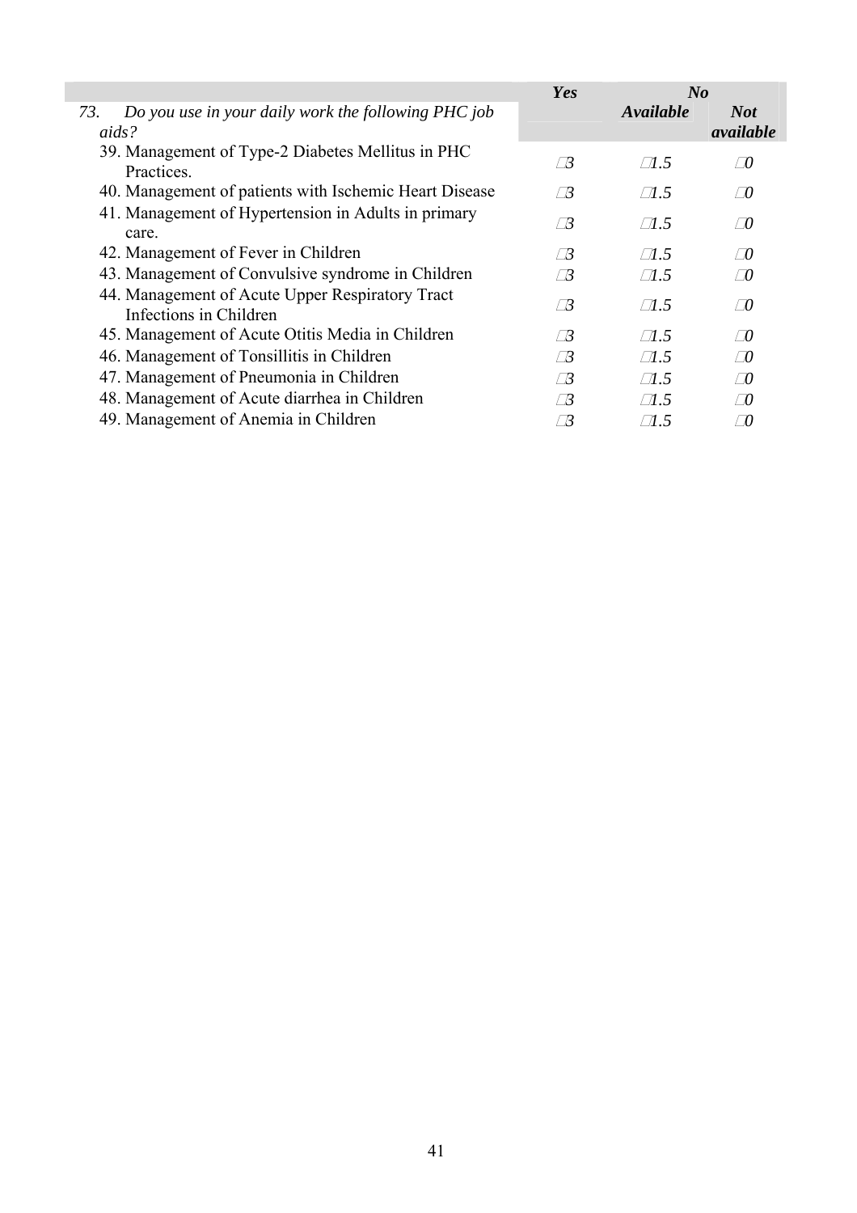| *73. Do you use in your daily work the following PHC job aids?* | ***Yes*** | ***No*** | |
|---|---|---|---|
| | | ***Available*** | ***Not available*** |
| 39. Management of Type-2 Diabetes Mellitus in PHC Practices. | □*3* | □*1.5* | □*0* |
| 40. Management of patients with Ischemic Heart Disease | □*3* | □*1.5* | □*0* |
| 41. Management of Hypertension in Adults in primary care. | □*3* | □*1.5* | □*0* |
| 42. Management of Fever in Children | □*3* | □*1.5* | □*0* |
| 43. Management of Convulsive syndrome in Children | □*3* | □*1.5* | □*0* |
| 44. Management of Acute Upper Respiratory Tract Infections in Children | □*3* | □*1.5* | □*0* |
| 45. Management of Acute Otitis Media in Children | □*3* | □*1.5* | □*0* |
| 46. Management of Tonsillitis in Children | □*3* | □*1.5* | □*0* |
| 47. Management of Pneumonia in Children | □*3* | □*1.5* | □*0* |
| 48. Management of Acute diarrhea in Children | □*3* | □*1.5* | □*0* |
| 49. Management of Anemia in Children | □*3* | □*1.5* | □*0* |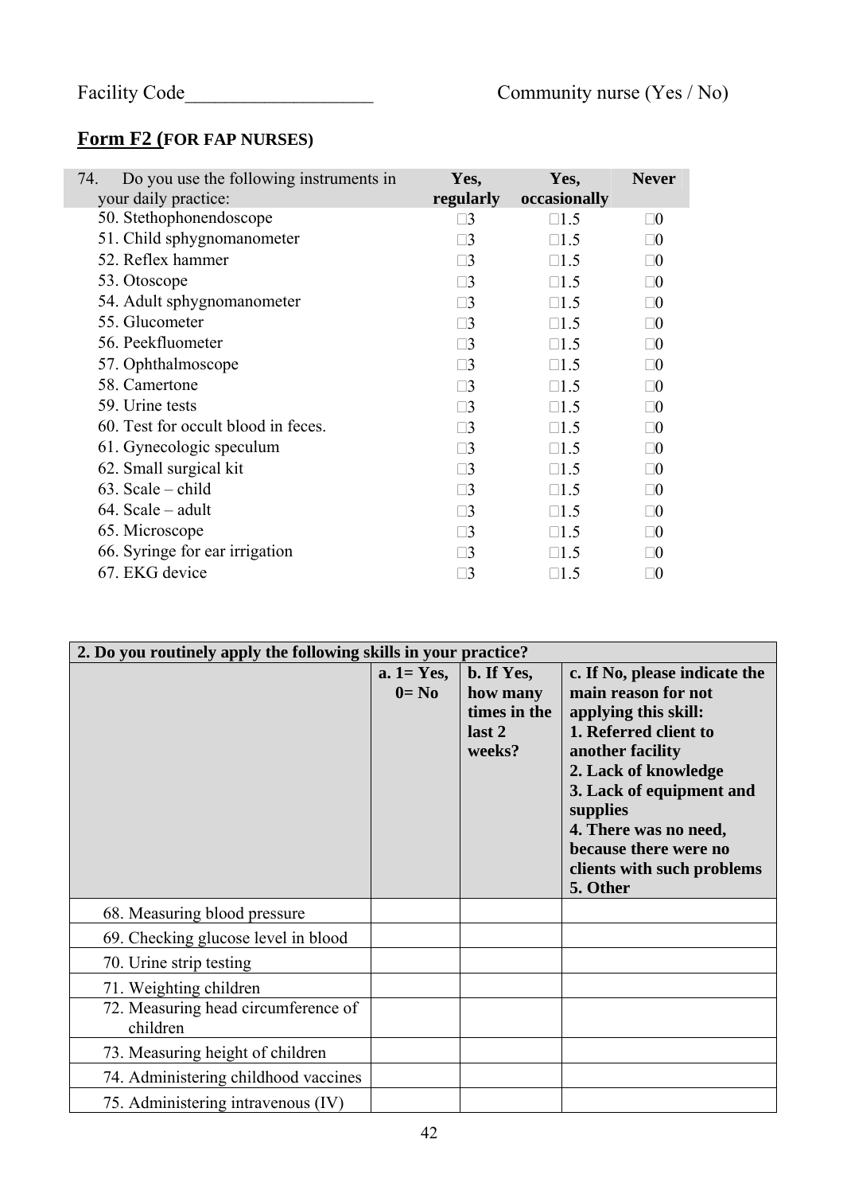Facility Code\_\_\_\_\_\_\_\_\_\_\_\_\_\_\_\_\_\_\_ Community nurse (Yes / No)

## **Form F2 (FOR FAP NURSES)**

| 74. Do you use the following instruments in your daily practice: | Yes, regularly | Yes, occasionally | Never |
|---|---|---|---|
| 50. Stethophonendoscope | □3 | □1.5 | □0 |
| 51. Child sphygnomanometer | □3 | □1.5 | □0 |
| 52. Reflex hammer | □3 | □1.5 | □0 |
| 53. Otoscope | □3 | □1.5 | □0 |
| 54. Adult sphygnomanometer | □3 | □1.5 | □0 |
| 55. Glucometer | □3 | □1.5 | □0 |
| 56. Peekfluometer | □3 | □1.5 | □0 |
| 57. Ophthalmoscope | □3 | □1.5 | □0 |
| 58. Camertone | □3 | □1.5 | □0 |
| 59. Urine tests | □3 | □1.5 | □0 |
| 60. Test for occult blood in feces. | □3 | □1.5 | □0 |
| 61. Gynecologic speculum | □3 | □1.5 | □0 |
| 62. Small surgical kit | □3 | □1.5 | □0 |
| 63. Scale – child | □3 | □1.5 | □0 |
| 64. Scale – adult | □3 | □1.5 | □0 |
| 65. Microscope | □3 | □1.5 | □0 |
| 66. Syringe for ear irrigation | □3 | □1.5 | □0 |
| 67. EKG device | □3 | □1.5 | □0 |

| **2. Do you routinely apply the following skills in your practice?** | | | |
|---|---|---|---|
| | **a. 1= Yes, 0= No** | **b. If Yes, how many times in the last 2 weeks?** | **c. If No, please indicate the main reason for not applying this skill:** **1. Referred client to another facility** **2. Lack of knowledge** **3. Lack of equipment and supplies** **4. There was no need, because there were no clients with such problems** **5. Other** |
| 68. Measuring blood pressure | | | |
| 69. Checking glucose level in blood | | | |
| 70. Urine strip testing | | | |
| 71. Weighting children | | | |
| 72. Measuring head circumference of children | | | |
| 73. Measuring height of children | | | |
| 74. Administering childhood vaccines | | | |
| 75. Administering intravenous (IV) | | | |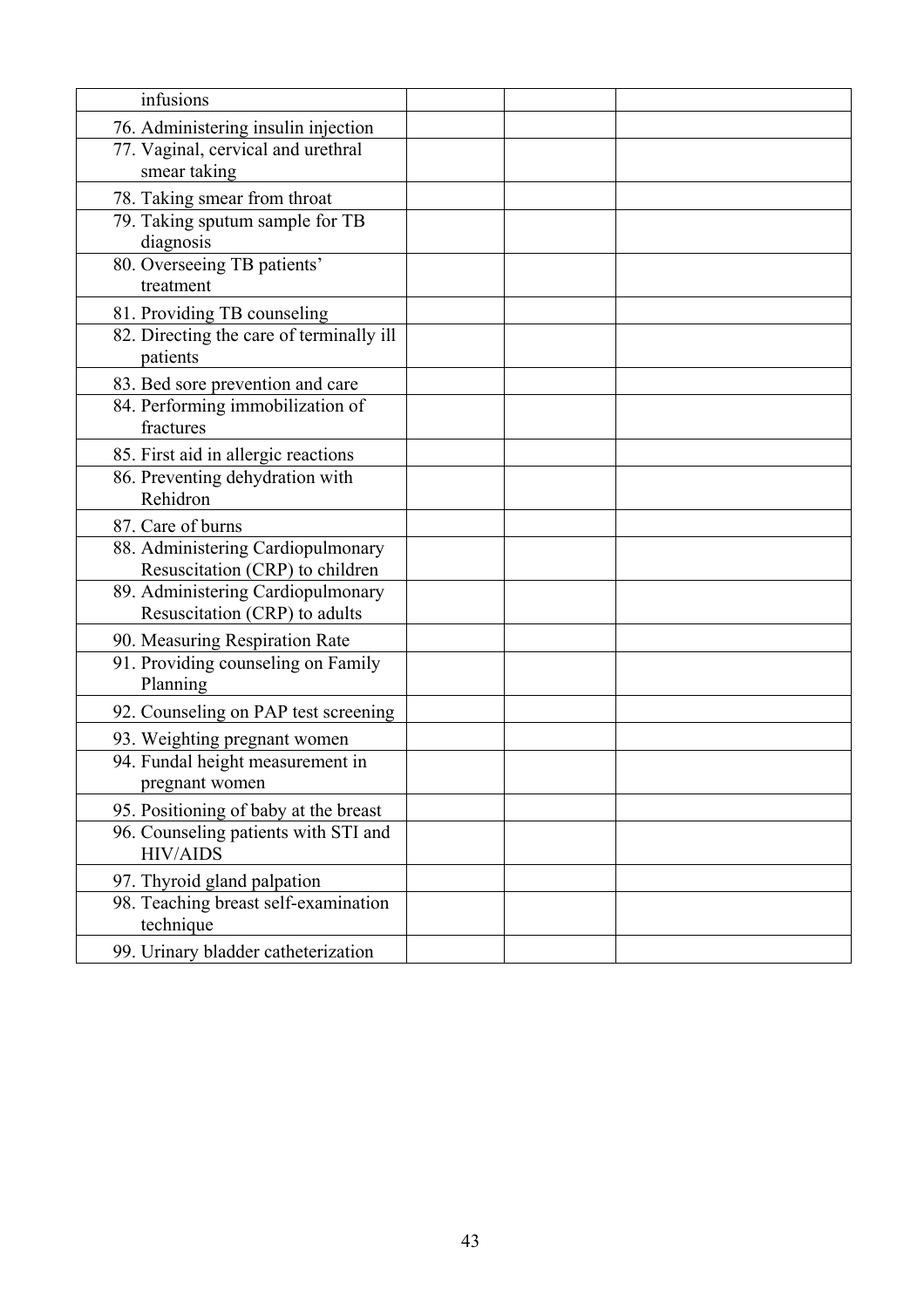| infusions | | | |
|---|---|---|---|
| 76. Administering insulin injection | | | |
| 77. Vaginal, cervical and urethral smear taking | | | |
| 78. Taking smear from throat | | | |
| 79. Taking sputum sample for TB diagnosis | | | |
| 80. Overseeing TB patients' treatment | | | |
| 81. Providing TB counseling | | | |
| 82. Directing the care of terminally ill patients | | | |
| 83. Bed sore prevention and care | | | |
| 84. Performing immobilization of fractures | | | |
| 85. First aid in allergic reactions | | | |
| 86. Preventing dehydration with Rehidron | | | |
| 87. Care of burns | | | |
| 88. Administering Cardiopulmonary Resuscitation (CRP) to children | | | |
| 89. Administering Cardiopulmonary Resuscitation (CRP) to adults | | | |
| 90. Measuring Respiration Rate | | | |
| 91. Providing counseling on Family Planning | | | |
| 92. Counseling on PAP test screening | | | |
| 93. Weighting pregnant women | | | |
| 94. Fundal height measurement in pregnant women | | | |
| 95. Positioning of baby at the breast | | | |
| 96. Counseling patients with STI and HIV/AIDS | | | |
| 97. Thyroid gland palpation | | | |
| 98. Teaching breast self-examination technique | | | |
| 99. Urinary bladder catheterization | | | |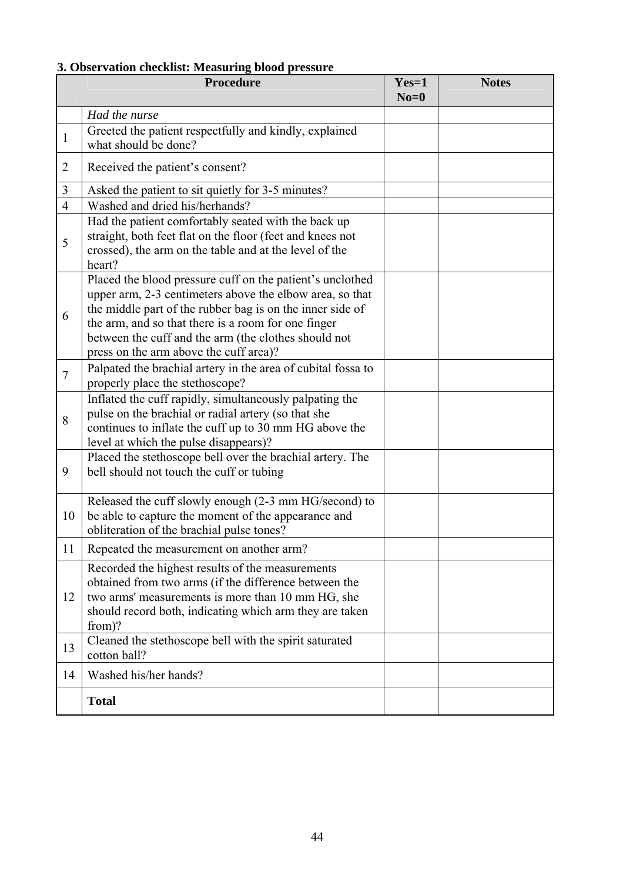**3. Observation checklist: Measuring blood pressure**

| | Procedure | Yes=1 No=0 | Notes |
|---|---|---|---|
| | *Had the nurse* | | |
| 1 | Greeted the patient respectfully and kindly, explained what should be done? | | |
| 2 | Received the patient's consent? | | |
| 3 | Asked the patient to sit quietly for 3-5 minutes? | | |
| 4 | Washed and dried his/herhands? | | |
| 5 | Had the patient comfortably seated with the back up straight, both feet flat on the floor (feet and knees not crossed), the arm on the table and at the level of the heart? | | |
| 6 | Placed the blood pressure cuff on the patient's unclothed upper arm, 2-3 centimeters above the elbow area, so that the middle part of the rubber bag is on the inner side of the arm, and so that there is a room for one finger between the cuff and the arm (the clothes should not press on the arm above the cuff area)? | | |
| 7 | Palpated the brachial artery in the area of cubital fossa to properly place the stethoscope? | | |
| 8 | Inflated the cuff rapidly, simultaneously palpating the pulse on the brachial or radial artery (so that she continues to inflate the cuff up to 30 mm HG above the level at which the pulse disappears)? | | |
| 9 | Placed the stethoscope bell over the brachial artery. The bell should not touch the cuff or tubing | | |
| 10 | Released the cuff slowly enough (2-3 mm HG/second) to be able to capture the moment of the appearance and obliteration of the brachial pulse tones? | | |
| 11 | Repeated the measurement on another arm? | | |
| 12 | Recorded the highest results of the measurements obtained from two arms (if the difference between the two arms' measurements is more than 10 mm HG, she should record both, indicating which arm they are taken from)? | | |
| 13 | Cleaned the stethoscope bell with the spirit saturated cotton ball? | | |
| 14 | Washed his/her hands? | | |
| | **Total** | | |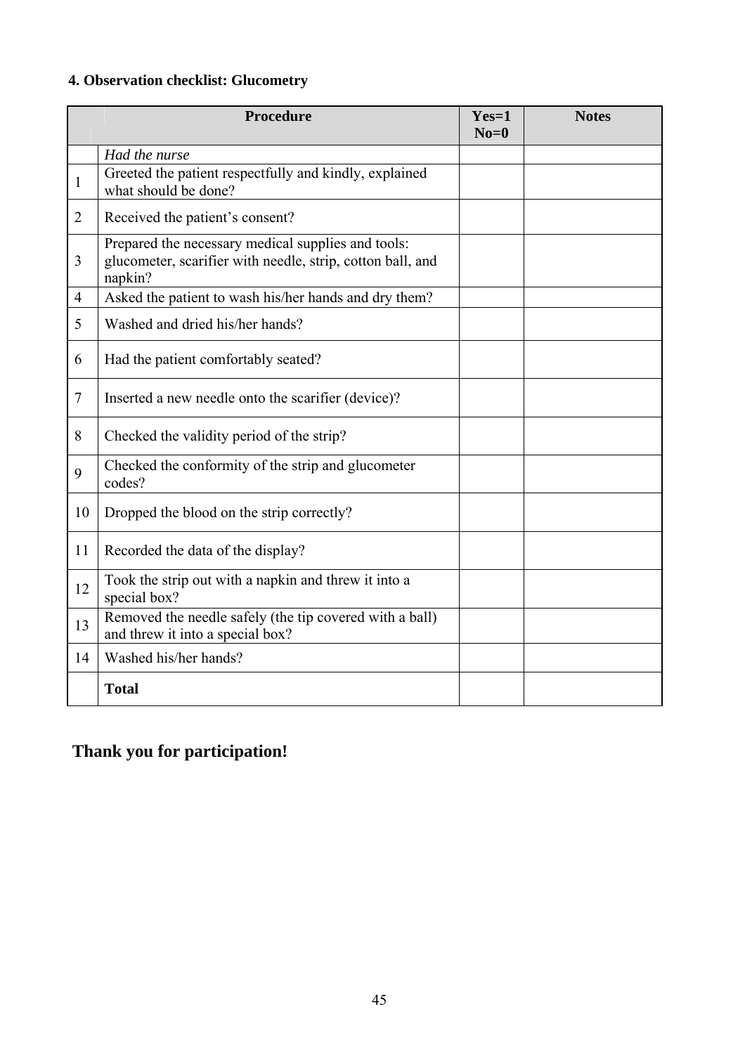### 4. Observation checklist: Glucometry

| | Procedure | Yes=1 No=0 | Notes |
|---|---|---|---|
| | *Had the nurse* | | |
| 1 | Greeted the patient respectfully and kindly, explained what should be done? | | |
| 2 | Received the patient's consent? | | |
| 3 | Prepared the necessary medical supplies and tools: glucometer, scarifier with needle, strip, cotton ball, and napkin? | | |
| 4 | Asked the patient to wash his/her hands and dry them? | | |
| 5 | Washed and dried his/her hands? | | |
| 6 | Had the patient comfortably seated? | | |
| 7 | Inserted a new needle onto the scarifier (device)? | | |
| 8 | Checked the validity period of the strip? | | |
| 9 | Checked the conformity of the strip and glucometer codes? | | |
| 10 | Dropped the blood on the strip correctly? | | |
| 11 | Recorded the data of the display? | | |
| 12 | Took the strip out with a napkin and threw it into a special box? | | |
| 13 | Removed the needle safely (the tip covered with a ball) and threw it into a special box? | | |
| 14 | Washed his/her hands? | | |
| | **Total** | | |

**Thank you for participation!**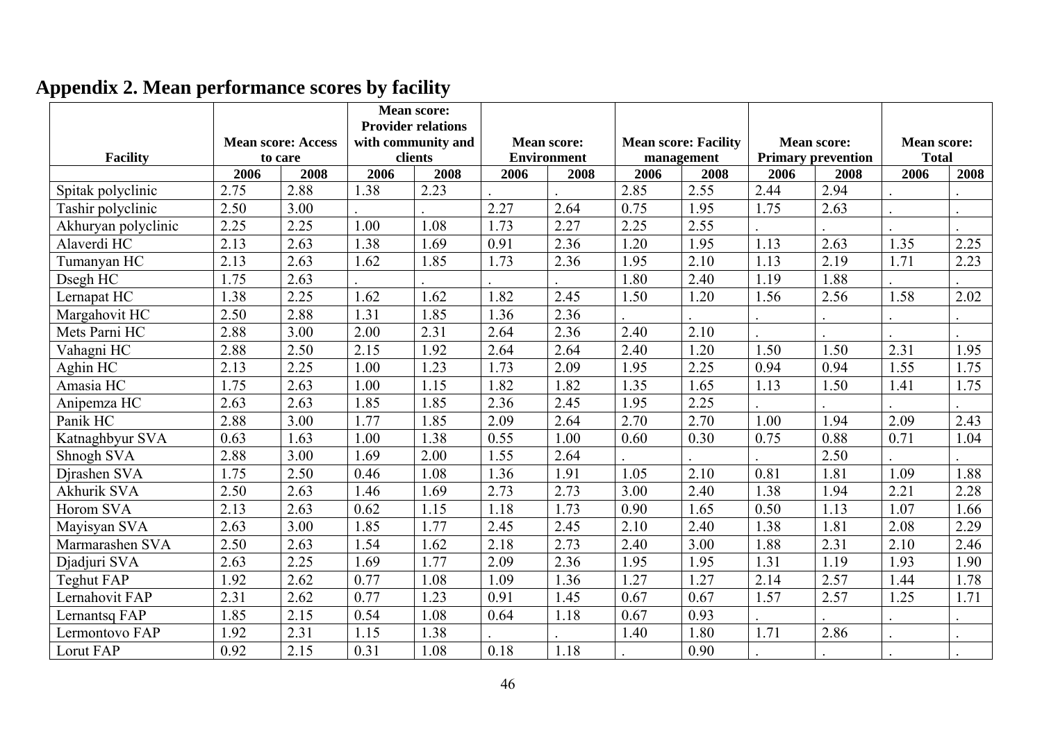## Appendix 2. Mean performance scores by facility

| Facility | Mean score: Access to care | | Mean score: Provider relations with community and clients | | Mean score: Environment | | Mean score: Facility management | | Mean score: Primary prevention | | Mean score: Total | |
|---|---|---|---|---|---|---|---|---|---|---|---|---|
| | 2006 | 2008 | 2006 | 2008 | 2006 | 2008 | 2006 | 2008 | 2006 | 2008 | 2006 | 2008 |
| Spitak polyclinic | 2.75 | 2.88 | 1.38 | 2.23 | . | . | 2.85 | 2.55 | 2.44 | 2.94 | . | . |
| Tashir polyclinic | 2.50 | 3.00 | . | . | 2.27 | 2.64 | 0.75 | 1.95 | 1.75 | 2.63 | . | . |
| Akhuryan polyclinic | 2.25 | 2.25 | 1.00 | 1.08 | 1.73 | 2.27 | 2.25 | 2.55 | . | . | . | . |
| Alaverdi HC | 2.13 | 2.63 | 1.38 | 1.69 | 0.91 | 2.36 | 1.20 | 1.95 | 1.13 | 2.63 | 1.35 | 2.25 |
| Tumanyan HC | 2.13 | 2.63 | 1.62 | 1.85 | 1.73 | 2.36 | 1.95 | 2.10 | 1.13 | 2.19 | 1.71 | 2.23 |
| Dsegh HC | 1.75 | 2.63 | . | . | . | . | 1.80 | 2.40 | 1.19 | 1.88 | . | . |
| Lernapat HC | 1.38 | 2.25 | 1.62 | 1.62 | 1.82 | 2.45 | 1.50 | 1.20 | 1.56 | 2.56 | 1.58 | 2.02 |
| Margahovit HC | 2.50 | 2.88 | 1.31 | 1.85 | 1.36 | 2.36 | . | . | . | . | . | . |
| Mets Parni HC | 2.88 | 3.00 | 2.00 | 2.31 | 2.64 | 2.36 | 2.40 | 2.10 | . | . | . | . |
| Vahagni HC | 2.88 | 2.50 | 2.15 | 1.92 | 2.64 | 2.64 | 2.40 | 1.20 | 1.50 | 1.50 | 2.31 | 1.95 |
| Aghin HC | 2.13 | 2.25 | 1.00 | 1.23 | 1.73 | 2.09 | 1.95 | 2.25 | 0.94 | 0.94 | 1.55 | 1.75 |
| Amasia HC | 1.75 | 2.63 | 1.00 | 1.15 | 1.82 | 1.82 | 1.35 | 1.65 | 1.13 | 1.50 | 1.41 | 1.75 |
| Anipemza HC | 2.63 | 2.63 | 1.85 | 1.85 | 2.36 | 2.45 | 1.95 | 2.25 | . | . | . | . |
| Panik HC | 2.88 | 3.00 | 1.77 | 1.85 | 2.09 | 2.64 | 2.70 | 2.70 | 1.00 | 1.94 | 2.09 | 2.43 |
| Katnaghbyur SVA | 0.63 | 1.63 | 1.00 | 1.38 | 0.55 | 1.00 | 0.60 | 0.30 | 0.75 | 0.88 | 0.71 | 1.04 |
| Shnogh SVA | 2.88 | 3.00 | 1.69 | 2.00 | 1.55 | 2.64 | . | . | . | 2.50 | . | . |
| Djrashen SVA | 1.75 | 2.50 | 0.46 | 1.08 | 1.36 | 1.91 | 1.05 | 2.10 | 0.81 | 1.81 | 1.09 | 1.88 |
| Akhurik SVA | 2.50 | 2.63 | 1.46 | 1.69 | 2.73 | 2.73 | 3.00 | 2.40 | 1.38 | 1.94 | 2.21 | 2.28 |
| Horom SVA | 2.13 | 2.63 | 0.62 | 1.15 | 1.18 | 1.73 | 0.90 | 1.65 | 0.50 | 1.13 | 1.07 | 1.66 |
| Mayisyan SVA | 2.63 | 3.00 | 1.85 | 1.77 | 2.45 | 2.45 | 2.10 | 2.40 | 1.38 | 1.81 | 2.08 | 2.29 |
| Marmarashen SVA | 2.50 | 2.63 | 1.54 | 1.62 | 2.18 | 2.73 | 2.40 | 3.00 | 1.88 | 2.31 | 2.10 | 2.46 |
| Djadjuri SVA | 2.63 | 2.25 | 1.69 | 1.77 | 2.09 | 2.36 | 1.95 | 1.95 | 1.31 | 1.19 | 1.93 | 1.90 |
| Teghut FAP | 1.92 | 2.62 | 0.77 | 1.08 | 1.09 | 1.36 | 1.27 | 1.27 | 2.14 | 2.57 | 1.44 | 1.78 |
| Lernahovit FAP | 2.31 | 2.62 | 0.77 | 1.23 | 0.91 | 1.45 | 0.67 | 0.67 | 1.57 | 2.57 | 1.25 | 1.71 |
| Lernantsq FAP | 1.85 | 2.15 | 0.54 | 1.08 | 0.64 | 1.18 | 0.67 | 0.93 | . | . | . | . |
| Lermontovo FAP | 1.92 | 2.31 | 1.15 | 1.38 | . | . | 1.40 | 1.80 | 1.71 | 2.86 | . | . |
| Lorut FAP | 0.92 | 2.15 | 0.31 | 1.08 | 0.18 | 1.18 | . | 0.90 | . | . | . | . |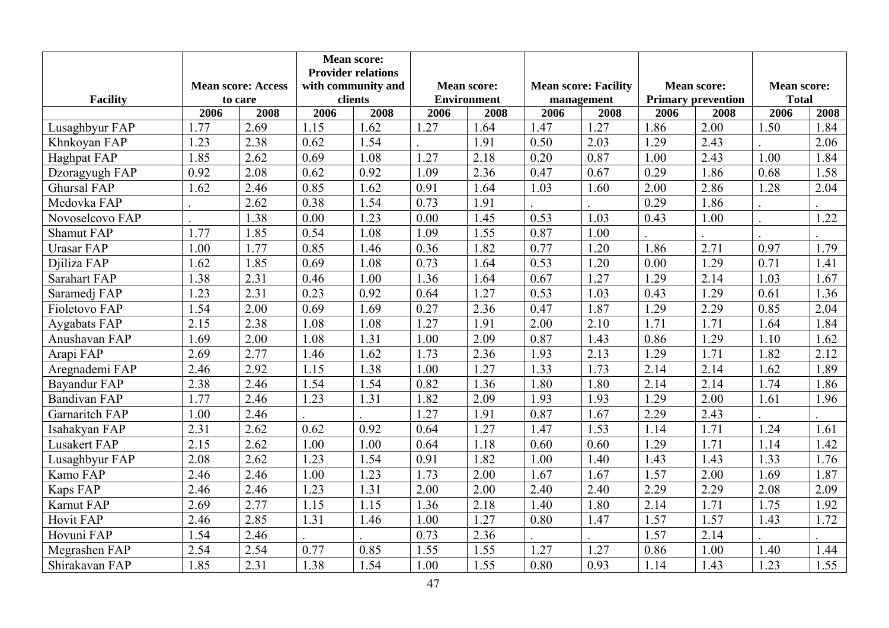| Facility | Mean score: Access to care | | Mean score: Provider relations with community and clients | | Mean score: Environment | | Mean score: Facility management | | Mean score: Primary prevention | | Mean score: Total | |
|---|---|---|---|---|---|---|---|---|---|---|---|---|
| | 2006 | 2008 | 2006 | 2008 | 2006 | 2008 | 2006 | 2008 | 2006 | 2008 | 2006 | 2008 |
| Lusaghbyur FAP | 1.77 | 2.69 | 1.15 | 1.62 | 1.27 | 1.64 | 1.47 | 1.27 | 1.86 | 2.00 | 1.50 | 1.84 |
| Khnkoyan FAP | 1.23 | 2.38 | 0.62 | 1.54 | . | 1.91 | 0.50 | 2.03 | 1.29 | 2.43 | . | 2.06 |
| Haghpat FAP | 1.85 | 2.62 | 0.69 | 1.08 | 1.27 | 2.18 | 0.20 | 0.87 | 1.00 | 2.43 | 1.00 | 1.84 |
| Dzoragyugh FAP | 0.92 | 2.08 | 0.62 | 0.92 | 1.09 | 2.36 | 0.47 | 0.67 | 0.29 | 1.86 | 0.68 | 1.58 |
| Ghursal FAP | 1.62 | 2.46 | 0.85 | 1.62 | 0.91 | 1.64 | 1.03 | 1.60 | 2.00 | 2.86 | 1.28 | 2.04 |
| Medovka FAP | . | 2.62 | 0.38 | 1.54 | 0.73 | 1.91 | . | . | 0.29 | 1.86 | . | . |
| Novoselcovo FAP | . | 1.38 | 0.00 | 1.23 | 0.00 | 1.45 | 0.53 | 1.03 | 0.43 | 1.00 | . | 1.22 |
| Shamut FAP | 1.77 | 1.85 | 0.54 | 1.08 | 1.09 | 1.55 | 0.87 | 1.00 | . | . | . | . |
| Urasar FAP | 1.00 | 1.77 | 0.85 | 1.46 | 0.36 | 1.82 | 0.77 | 1.20 | 1.86 | 2.71 | 0.97 | 1.79 |
| Djiliza FAP | 1.62 | 1.85 | 0.69 | 1.08 | 0.73 | 1.64 | 0.53 | 1.20 | 0.00 | 1.29 | 0.71 | 1.41 |
| Sarahart FAP | 1.38 | 2.31 | 0.46 | 1.00 | 1.36 | 1.64 | 0.67 | 1.27 | 1.29 | 2.14 | 1.03 | 1.67 |
| Saramedj FAP | 1.23 | 2.31 | 0.23 | 0.92 | 0.64 | 1.27 | 0.53 | 1.03 | 0.43 | 1.29 | 0.61 | 1.36 |
| Fioletovo FAP | 1.54 | 2.00 | 0.69 | 1.69 | 0.27 | 2.36 | 0.47 | 1.87 | 1.29 | 2.29 | 0.85 | 2.04 |
| Aygabats FAP | 2.15 | 2.38 | 1.08 | 1.08 | 1.27 | 1.91 | 2.00 | 2.10 | 1.71 | 1.71 | 1.64 | 1.84 |
| Anushavan FAP | 1.69 | 2.00 | 1.08 | 1.31 | 1.00 | 2.09 | 0.87 | 1.43 | 0.86 | 1.29 | 1.10 | 1.62 |
| Arapi FAP | 2.69 | 2.77 | 1.46 | 1.62 | 1.73 | 2.36 | 1.93 | 2.13 | 1.29 | 1.71 | 1.82 | 2.12 |
| Aregnademi FAP | 2.46 | 2.92 | 1.15 | 1.38 | 1.00 | 1.27 | 1.33 | 1.73 | 2.14 | 2.14 | 1.62 | 1.89 |
| Bayandur FAP | 2.38 | 2.46 | 1.54 | 1.54 | 0.82 | 1.36 | 1.80 | 1.80 | 2.14 | 2.14 | 1.74 | 1.86 |
| Bandivan FAP | 1.77 | 2.46 | 1.23 | 1.31 | 1.82 | 2.09 | 1.93 | 1.93 | 1.29 | 2.00 | 1.61 | 1.96 |
| Garnaritch FAP | 1.00 | 2.46 | . | . | 1.27 | 1.91 | 0.87 | 1.67 | 2.29 | 2.43 | . | . |
| Isahakyan FAP | 2.31 | 2.62 | 0.62 | 0.92 | 0.64 | 1.27 | 1.47 | 1.53 | 1.14 | 1.71 | 1.24 | 1.61 |
| Lusakert FAP | 2.15 | 2.62 | 1.00 | 1.00 | 0.64 | 1.18 | 0.60 | 0.60 | 1.29 | 1.71 | 1.14 | 1.42 |
| Lusaghbyur FAP | 2.08 | 2.62 | 1.23 | 1.54 | 0.91 | 1.82 | 1.00 | 1.40 | 1.43 | 1.43 | 1.33 | 1.76 |
| Kamo FAP | 2.46 | 2.46 | 1.00 | 1.23 | 1.73 | 2.00 | 1.67 | 1.67 | 1.57 | 2.00 | 1.69 | 1.87 |
| Kaps FAP | 2.46 | 2.46 | 1.23 | 1.31 | 2.00 | 2.00 | 2.40 | 2.40 | 2.29 | 2.29 | 2.08 | 2.09 |
| Karnut FAP | 2.69 | 2.77 | 1.15 | 1.15 | 1.36 | 2.18 | 1.40 | 1.80 | 2.14 | 1.71 | 1.75 | 1.92 |
| Hovit FAP | 2.46 | 2.85 | 1.31 | 1.46 | 1.00 | 1.27 | 0.80 | 1.47 | 1.57 | 1.57 | 1.43 | 1.72 |
| Hovuni FAP | 1.54 | 2.46 | . | . | 0.73 | 2.36 | . | . | 1.57 | 2.14 | . | . |
| Megrashen FAP | 2.54 | 2.54 | 0.77 | 0.85 | 1.55 | 1.55 | 1.27 | 1.27 | 0.86 | 1.00 | 1.40 | 1.44 |
| Shirakavan FAP | 1.85 | 2.31 | 1.38 | 1.54 | 1.00 | 1.55 | 0.80 | 0.93 | 1.14 | 1.43 | 1.23 | 1.55 |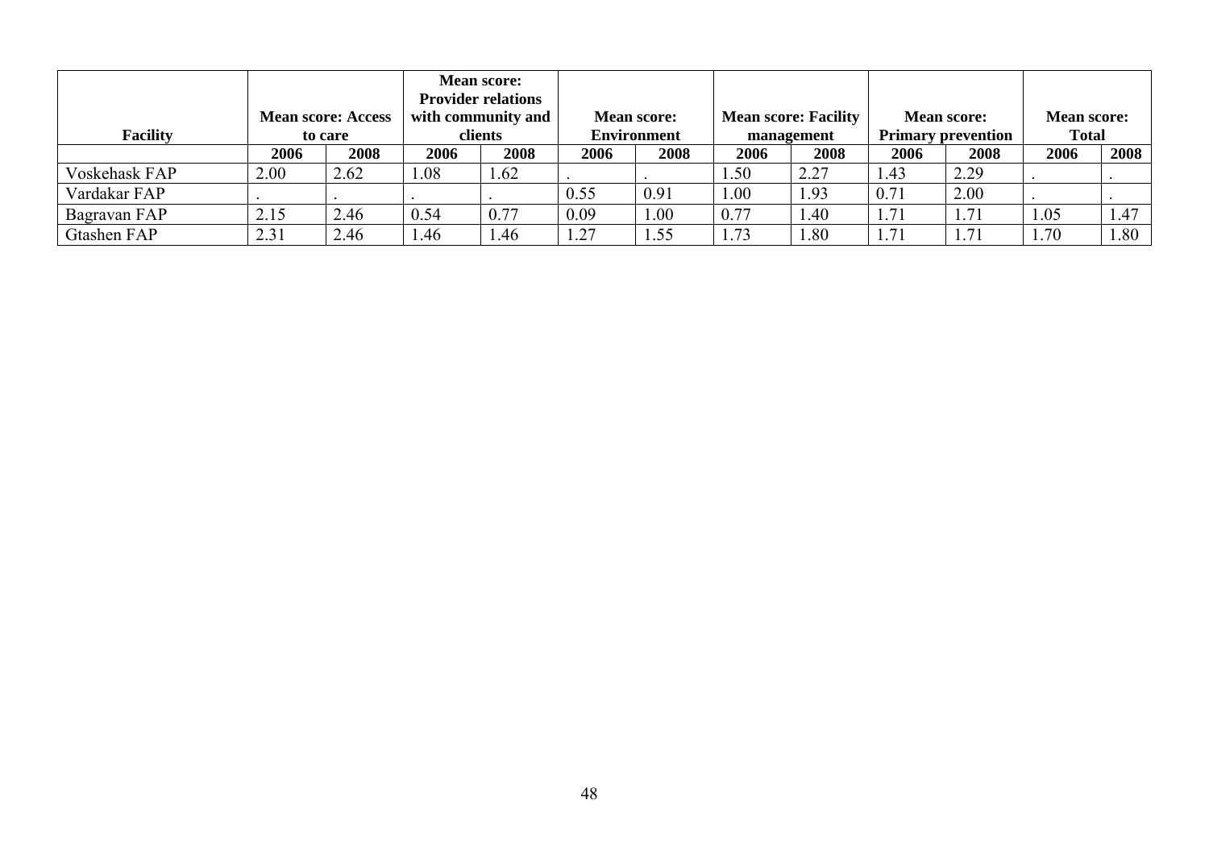| Facility | Mean score: Access to care | | Mean score: Provider relations with community and clients | | Mean score: Environment | | Mean score: Facility management | | Mean score: Primary prevention | | Mean score: Total | |
|---|---|---|---|---|---|---|---|---|---|---|---|---|
| | 2006 | 2008 | 2006 | 2008 | 2006 | 2008 | 2006 | 2008 | 2006 | 2008 | 2006 | 2008 |
| Voskehask FAP | 2.00 | 2.62 | 1.08 | 1.62 | . | . | 1.50 | 2.27 | 1.43 | 2.29 | . | . |
| Vardakar FAP | . | . | . | . | 0.55 | 0.91 | 1.00 | 1.93 | 0.71 | 2.00 | . | . |
| Bagravan FAP | 2.15 | 2.46 | 0.54 | 0.77 | 0.09 | 1.00 | 0.77 | 1.40 | 1.71 | 1.71 | 1.05 | 1.47 |
| Gtashen FAP | 2.31 | 2.46 | 1.46 | 1.46 | 1.27 | 1.55 | 1.73 | 1.80 | 1.71 | 1.71 | 1.70 | 1.80 |